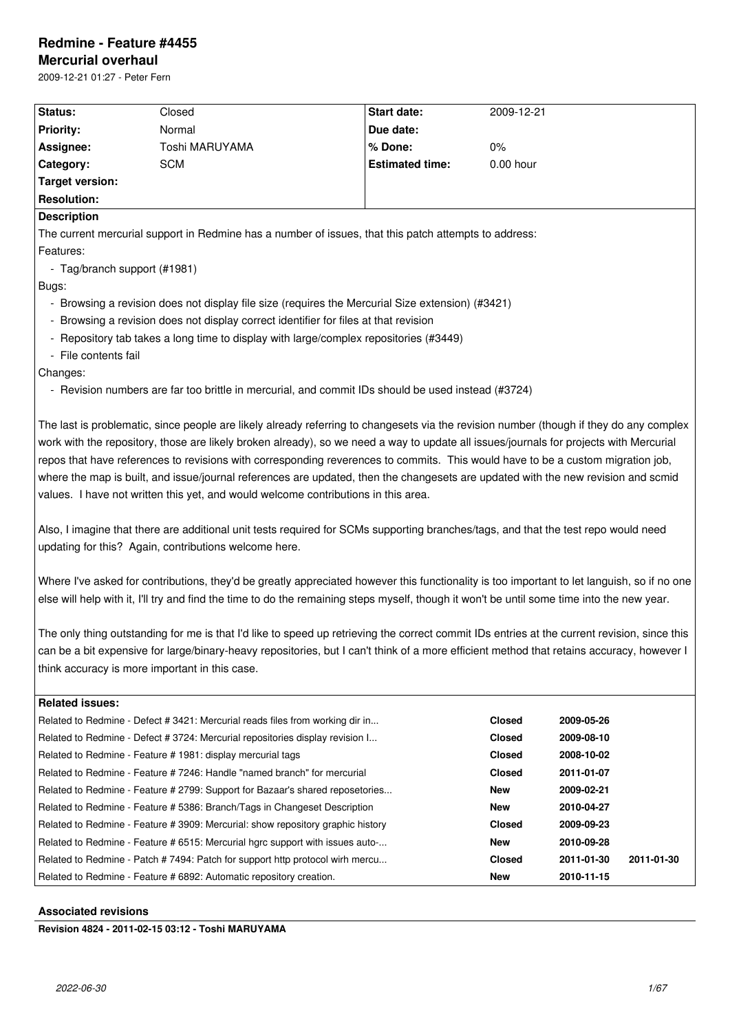# Redmine - Feature #4455

## Mercurial overhaul

2009-12-21 01:27 - Peter Fern

| | | | |
|---|---|---|---|
| **Status:** | Closed | **Start date:** | 2009-12-21 |
| **Priority:** | Normal | **Due date:** | |
| **Assignee:** | Toshi MARUYAMA | **% Done:** | 0% |
| **Category:** | SCM | **Estimated time:** | 0.00 hour |
| **Target version:** | | | |
| **Resolution:** | | | |

**Description**

The current mercurial support in Redmine has a number of issues, that this patch attempts to address:

Features:

- Tag/branch support (#1981)

Bugs:

- Browsing a revision does not display file size (requires the Mercurial Size extension) (#3421)
- Browsing a revision does not display correct identifier for files at that revision
- Repository tab takes a long time to display with large/complex repositories (#3449)
- File contents fail

Changes:

- Revision numbers are far too brittle in mercurial, and commit IDs should be used instead (#3724)

The last is problematic, since people are likely already referring to changesets via the revision number (though if they do any complex work with the repository, those are likely broken already), so we need a way to update all issues/journals for projects with Mercurial repos that have references to revisions with corresponding reverences to commits. This would have to be a custom migration job, where the map is built, and issue/journal references are updated, then the changesets are updated with the new revision and scmid values. I have not written this yet, and would welcome contributions in this area.

Also, I imagine that there are additional unit tests required for SCMs supporting branches/tags, and that the test repo would need updating for this? Again, contributions welcome here.

Where I've asked for contributions, they'd be greatly appreciated however this functionality is too important to let languish, so if no one else will help with it, I'll try and find the time to do the remaining steps myself, though it won't be until some time into the new year.

The only thing outstanding for me is that I'd like to speed up retrieving the correct commit IDs entries at the current revision, since this can be a bit expensive for large/binary-heavy repositories, but I can't think of a more efficient method that retains accuracy, however I think accuracy is more important in this case.

**Related issues:**

| | | | |
|---|---|---|---|
| Related to Redmine - Defect # 3421: Mercurial reads files from working dir in... | **Closed** | **2009-05-26** | |
| Related to Redmine - Defect # 3724: Mercurial repositories display revision I... | **Closed** | **2009-08-10** | |
| Related to Redmine - Feature # 1981: display mercurial tags | **Closed** | **2008-10-02** | |
| Related to Redmine - Feature # 7246: Handle "named branch" for mercurial | **Closed** | **2011-01-07** | |
| Related to Redmine - Feature # 2799: Support for Bazaar's shared reposetories... | **New** | **2009-02-21** | |
| Related to Redmine - Feature # 5386: Branch/Tags in Changeset Description | **New** | **2010-04-27** | |
| Related to Redmine - Feature # 3909: Mercurial: show repository graphic history | **Closed** | **2009-09-23** | |
| Related to Redmine - Feature # 6515: Mercurial hgrc support with issues auto-... | **New** | **2010-09-28** | |
| Related to Redmine - Patch # 7494: Patch for support http protocol wirh mercu... | **Closed** | **2011-01-30** | **2011-01-30** |
| Related to Redmine - Feature # 6892: Automatic repository creation. | **New** | **2010-11-15** | |

### Associated revisions

**Revision 4824 - 2011-02-15 03:12 - Toshi MARUYAMA**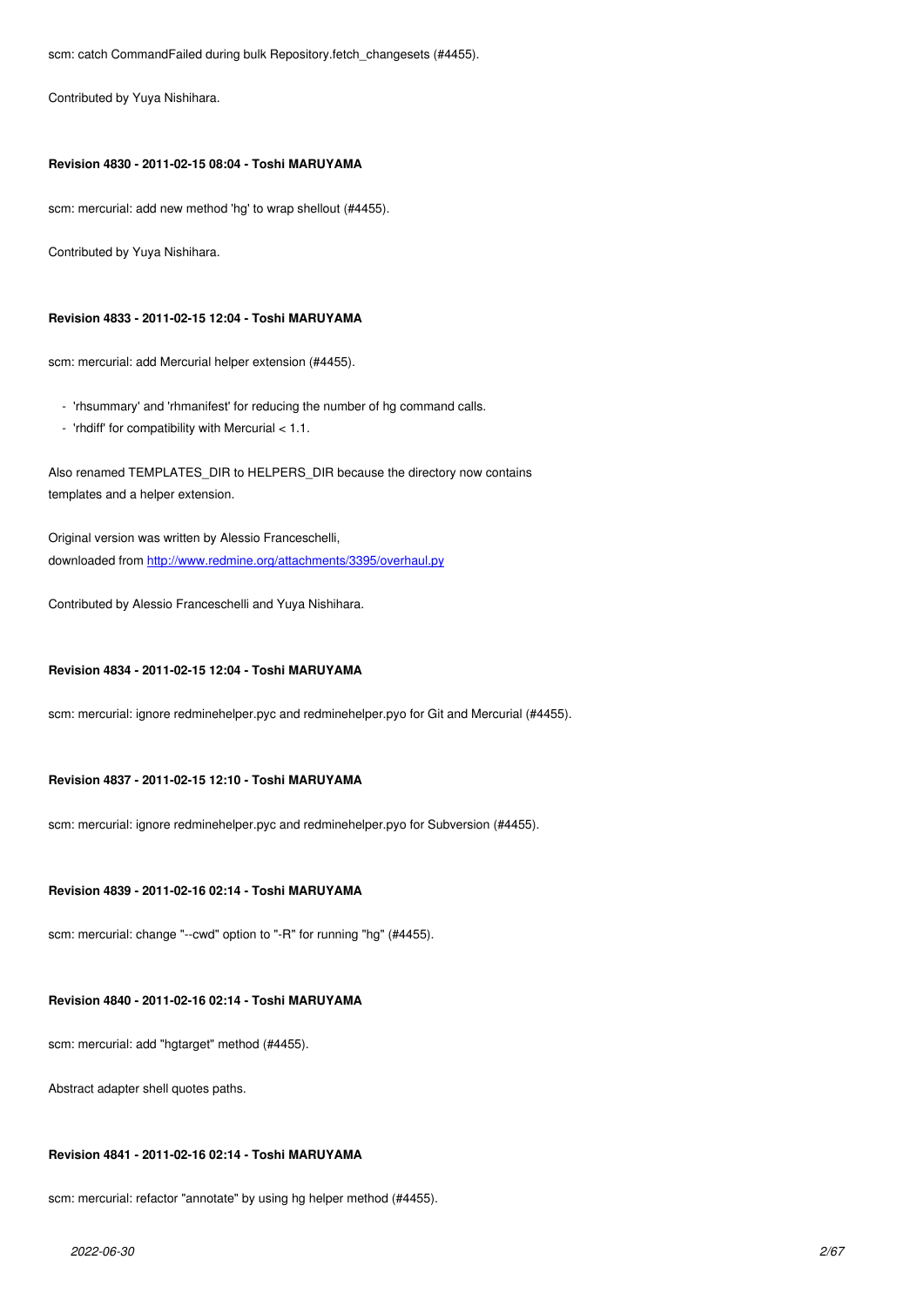scm: catch CommandFailed during bulk Repository.fetch_changesets (#4455).

Contributed by Yuya Nishihara.

#### Revision 4830 - 2011-02-15 08:04 - Toshi MARUYAMA

scm: mercurial: add new method 'hg' to wrap shellout (#4455).

Contributed by Yuya Nishihara.

#### Revision 4833 - 2011-02-15 12:04 - Toshi MARUYAMA

scm: mercurial: add Mercurial helper extension (#4455).

- 'rhsummary' and 'rhmanifest' for reducing the number of hg command calls.
- 'rhdiff' for compatibility with Mercurial < 1.1.

Also renamed TEMPLATES_DIR to HELPERS_DIR because the directory now contains templates and a helper extension.

Original version was written by Alessio Franceschelli,
downloaded from [http://www.redmine.org/attachments/3395/overhaul.py](http://www.redmine.org/attachments/3395/overhaul.py)

Contributed by Alessio Franceschelli and Yuya Nishihara.

#### Revision 4834 - 2011-02-15 12:04 - Toshi MARUYAMA

scm: mercurial: ignore redminehelper.pyc and redminehelper.pyo for Git and Mercurial (#4455).

#### Revision 4837 - 2011-02-15 12:10 - Toshi MARUYAMA

scm: mercurial: ignore redminehelper.pyc and redminehelper.pyo for Subversion (#4455).

#### Revision 4839 - 2011-02-16 02:14 - Toshi MARUYAMA

scm: mercurial: change "--cwd" option to "-R" for running "hg" (#4455).

#### Revision 4840 - 2011-02-16 02:14 - Toshi MARUYAMA

scm: mercurial: add "hgtarget" method (#4455).

Abstract adapter shell quotes paths.

#### Revision 4841 - 2011-02-16 02:14 - Toshi MARUYAMA

scm: mercurial: refactor "annotate" by using hg helper method (#4455).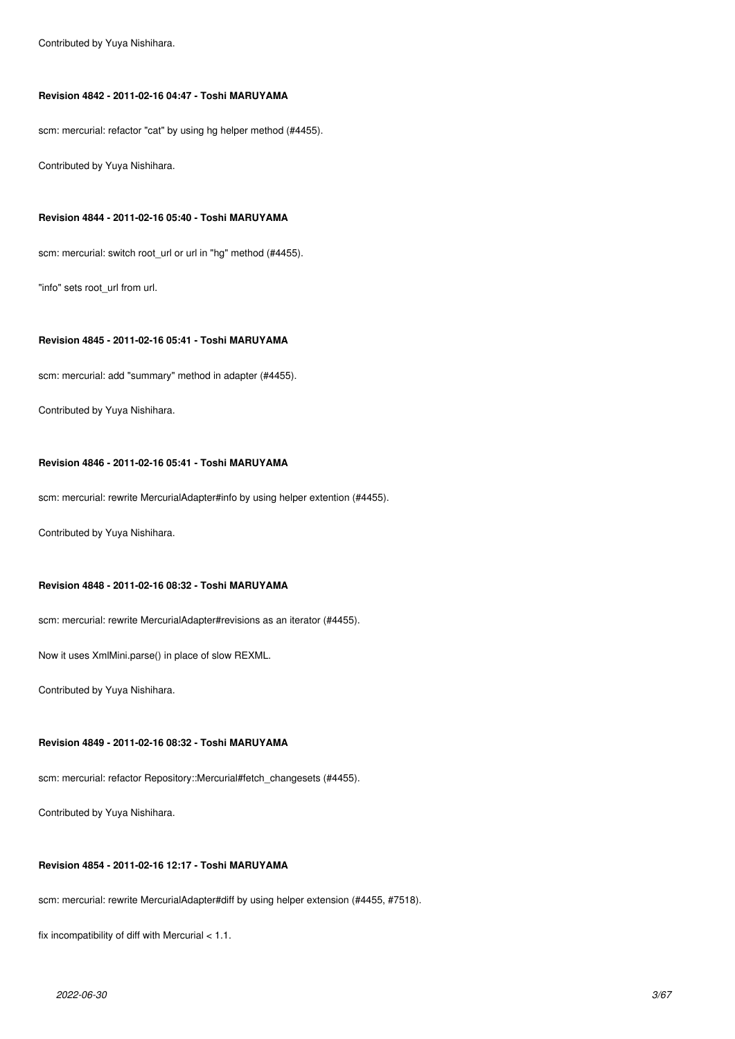Contributed by Yuya Nishihara.

#### Revision 4842 - 2011-02-16 04:47 - Toshi MARUYAMA

scm: mercurial: refactor "cat" by using hg helper method (#4455).

Contributed by Yuya Nishihara.

#### Revision 4844 - 2011-02-16 05:40 - Toshi MARUYAMA

scm: mercurial: switch root_url or url in "hg" method (#4455).

"info" sets root_url from url.

#### Revision 4845 - 2011-02-16 05:41 - Toshi MARUYAMA

scm: mercurial: add "summary" method in adapter (#4455).

Contributed by Yuya Nishihara.

#### Revision 4846 - 2011-02-16 05:41 - Toshi MARUYAMA

scm: mercurial: rewrite MercurialAdapter#info by using helper extention (#4455).

Contributed by Yuya Nishihara.

#### Revision 4848 - 2011-02-16 08:32 - Toshi MARUYAMA

scm: mercurial: rewrite MercurialAdapter#revisions as an iterator (#4455).

Now it uses XmlMini.parse() in place of slow REXML.

Contributed by Yuya Nishihara.

#### Revision 4849 - 2011-02-16 08:32 - Toshi MARUYAMA

scm: mercurial: refactor Repository::Mercurial#fetch_changesets (#4455).

Contributed by Yuya Nishihara.

#### Revision 4854 - 2011-02-16 12:17 - Toshi MARUYAMA

scm: mercurial: rewrite MercurialAdapter#diff by using helper extension (#4455, #7518).

fix incompatibility of diff with Mercurial < 1.1.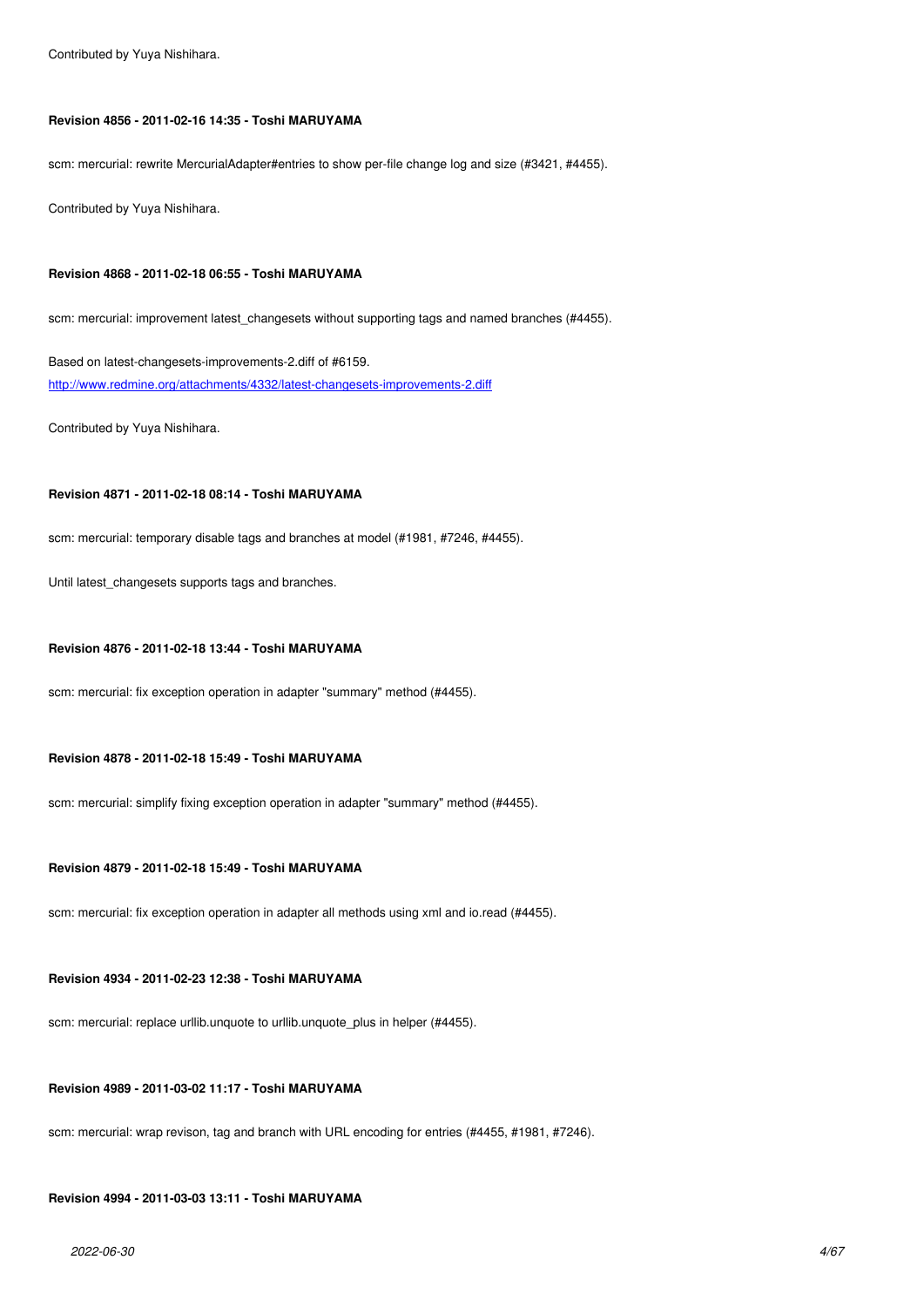Contributed by Yuya Nishihara.

#### Revision 4856 - 2011-02-16 14:35 - Toshi MARUYAMA

scm: mercurial: rewrite MercurialAdapter#entries to show per-file change log and size (#3421, #4455).

Contributed by Yuya Nishihara.

#### Revision 4868 - 2011-02-18 06:55 - Toshi MARUYAMA

scm: mercurial: improvement latest_changesets without supporting tags and named branches (#4455).

Based on latest-changesets-improvements-2.diff of #6159.
http://www.redmine.org/attachments/4332/latest-changesets-improvements-2.diff

Contributed by Yuya Nishihara.

#### Revision 4871 - 2011-02-18 08:14 - Toshi MARUYAMA

scm: mercurial: temporary disable tags and branches at model (#1981, #7246, #4455).

Until latest_changesets supports tags and branches.

#### Revision 4876 - 2011-02-18 13:44 - Toshi MARUYAMA

scm: mercurial: fix exception operation in adapter "summary" method (#4455).

#### Revision 4878 - 2011-02-18 15:49 - Toshi MARUYAMA

scm: mercurial: simplify fixing exception operation in adapter "summary" method (#4455).

#### Revision 4879 - 2011-02-18 15:49 - Toshi MARUYAMA

scm: mercurial: fix exception operation in adapter all methods using xml and io.read (#4455).

#### Revision 4934 - 2011-02-23 12:38 - Toshi MARUYAMA

scm: mercurial: replace urllib.unquote to urllib.unquote_plus in helper (#4455).

#### Revision 4989 - 2011-03-02 11:17 - Toshi MARUYAMA

scm: mercurial: wrap revison, tag and branch with URL encoding for entries (#4455, #1981, #7246).

#### Revision 4994 - 2011-03-03 13:11 - Toshi MARUYAMA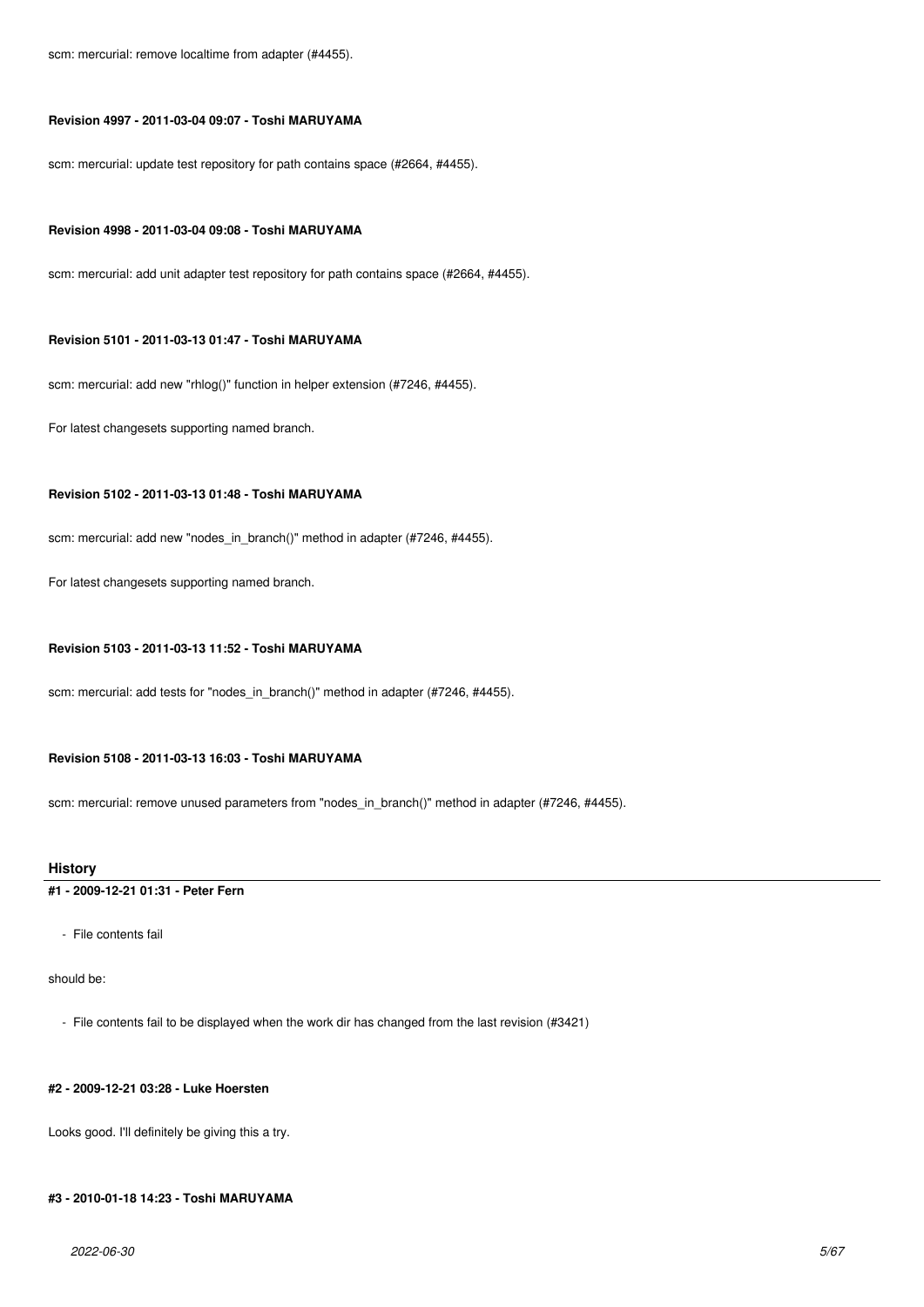scm: mercurial: remove localtime from adapter (#4455).

#### Revision 4997 - 2011-03-04 09:07 - Toshi MARUYAMA

scm: mercurial: update test repository for path contains space (#2664, #4455).

#### Revision 4998 - 2011-03-04 09:08 - Toshi MARUYAMA

scm: mercurial: add unit adapter test repository for path contains space (#2664, #4455).

#### Revision 5101 - 2011-03-13 01:47 - Toshi MARUYAMA

scm: mercurial: add new "rhlog()" function in helper extension (#7246, #4455).

For latest changesets supporting named branch.

#### Revision 5102 - 2011-03-13 01:48 - Toshi MARUYAMA

scm: mercurial: add new "nodes_in_branch()" method in adapter (#7246, #4455).

For latest changesets supporting named branch.

#### Revision 5103 - 2011-03-13 11:52 - Toshi MARUYAMA

scm: mercurial: add tests for "nodes_in_branch()" method in adapter (#7246, #4455).

#### Revision 5108 - 2011-03-13 16:03 - Toshi MARUYAMA

scm: mercurial: remove unused parameters from "nodes_in_branch()" method in adapter (#7246, #4455).

## History

#### #1 - 2009-12-21 01:31 - Peter Fern

- File contents fail

should be:

- File contents fail to be displayed when the work dir has changed from the last revision (#3421)

#### #2 - 2009-12-21 03:28 - Luke Hoersten

Looks good. I'll definitely be giving this a try.

#### #3 - 2010-01-18 14:23 - Toshi MARUYAMA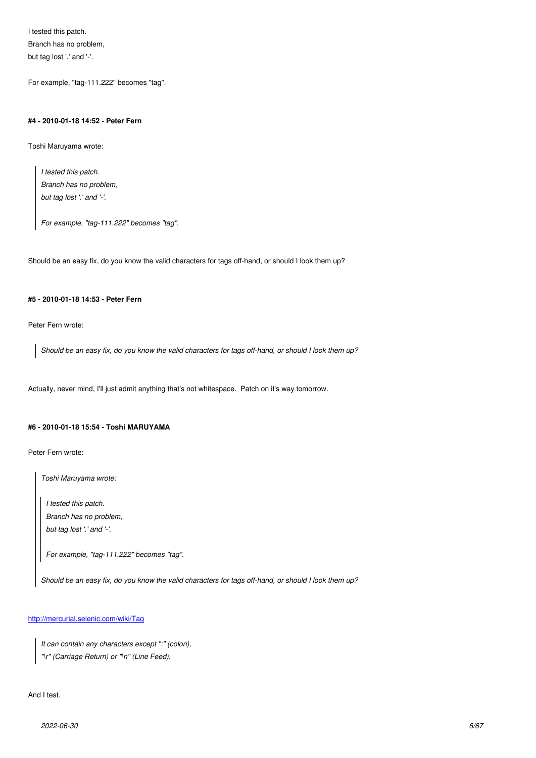I tested this patch.
Branch has no problem,
but tag lost '.' and '-'.

For example, "tag-111.222" becomes "tag".

#### #4 - 2010-01-18 14:52 - Peter Fern

Toshi Maruyama wrote:

> *I tested this patch.*
> *Branch has no problem,*
> *but tag lost '.' and '-'.*
>
> *For example, "tag-111.222" becomes "tag".*

Should be an easy fix, do you know the valid characters for tags off-hand, or should I look them up?

#### #5 - 2010-01-18 14:53 - Peter Fern

Peter Fern wrote:

> *Should be an easy fix, do you know the valid characters for tags off-hand, or should I look them up?*

Actually, never mind, I'll just admit anything that's not whitespace. Patch on it's way tomorrow.

#### #6 - 2010-01-18 15:54 - Toshi MARUYAMA

Peter Fern wrote:

> *Toshi Maruyama wrote:*
>
> > *I tested this patch.*
> > *Branch has no problem,*
> > *but tag lost '.' and '-'.*
> >
> > *For example, "tag-111.222" becomes "tag".*
>
> *Should be an easy fix, do you know the valid characters for tags off-hand, or should I look them up?*

http://mercurial.selenic.com/wiki/Tag

> *It can contain any characters except ":" (colon),*
> *"\r" (Carriage Return) or "\n" (Line Feed).*

And I test.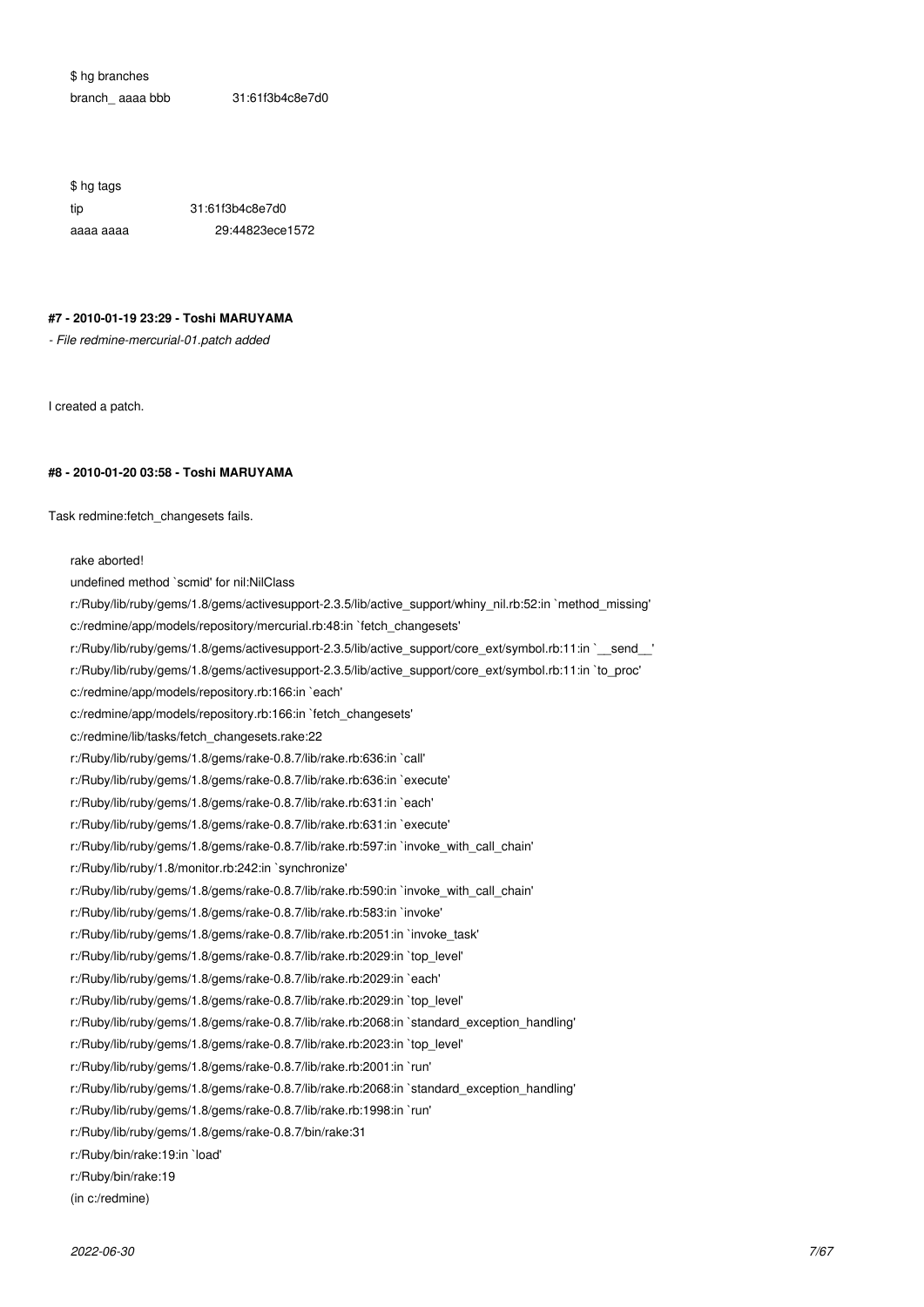```
$ hg branches
branch_ aaaa bbb             31:61f3b4c8e7d0
```

```
$ hg tags
tip                31:61f3b4c8e7d0
aaaa aaaa              29:44823ece1572
```

#### #7 - 2010-01-19 23:29 - Toshi MARUYAMA

*- File redmine-mercurial-01.patch added*

I created a patch.

#### #8 - 2010-01-20 03:58 - Toshi MARUYAMA

Task redmine:fetch_changesets fails.

```
rake aborted!
undefined method `scmid' for nil:NilClass
r:/Ruby/lib/ruby/gems/1.8/gems/activesupport-2.3.5/lib/active_support/whiny_nil.rb:52:in `method_missing'
c:/redmine/app/models/repository/mercurial.rb:48:in `fetch_changesets'
r:/Ruby/lib/ruby/gems/1.8/gems/activesupport-2.3.5/lib/active_support/core_ext/symbol.rb:11:in `__send__'
r:/Ruby/lib/ruby/gems/1.8/gems/activesupport-2.3.5/lib/active_support/core_ext/symbol.rb:11:in `to_proc'
c:/redmine/app/models/repository.rb:166:in `each'
c:/redmine/app/models/repository.rb:166:in `fetch_changesets'
c:/redmine/lib/tasks/fetch_changesets.rake:22
r:/Ruby/lib/ruby/gems/1.8/gems/rake-0.8.7/lib/rake.rb:636:in `call'
r:/Ruby/lib/ruby/gems/1.8/gems/rake-0.8.7/lib/rake.rb:636:in `execute'
r:/Ruby/lib/ruby/gems/1.8/gems/rake-0.8.7/lib/rake.rb:631:in `each'
r:/Ruby/lib/ruby/gems/1.8/gems/rake-0.8.7/lib/rake.rb:631:in `execute'
r:/Ruby/lib/ruby/gems/1.8/gems/rake-0.8.7/lib/rake.rb:597:in `invoke_with_call_chain'
r:/Ruby/lib/ruby/1.8/monitor.rb:242:in `synchronize'
r:/Ruby/lib/ruby/gems/1.8/gems/rake-0.8.7/lib/rake.rb:590:in `invoke_with_call_chain'
r:/Ruby/lib/ruby/gems/1.8/gems/rake-0.8.7/lib/rake.rb:583:in `invoke'
r:/Ruby/lib/ruby/gems/1.8/gems/rake-0.8.7/lib/rake.rb:2051:in `invoke_task'
r:/Ruby/lib/ruby/gems/1.8/gems/rake-0.8.7/lib/rake.rb:2029:in `top_level'
r:/Ruby/lib/ruby/gems/1.8/gems/rake-0.8.7/lib/rake.rb:2029:in `each'
r:/Ruby/lib/ruby/gems/1.8/gems/rake-0.8.7/lib/rake.rb:2029:in `top_level'
r:/Ruby/lib/ruby/gems/1.8/gems/rake-0.8.7/lib/rake.rb:2068:in `standard_exception_handling'
r:/Ruby/lib/ruby/gems/1.8/gems/rake-0.8.7/lib/rake.rb:2023:in `top_level'
r:/Ruby/lib/ruby/gems/1.8/gems/rake-0.8.7/lib/rake.rb:2001:in `run'
r:/Ruby/lib/ruby/gems/1.8/gems/rake-0.8.7/lib/rake.rb:2068:in `standard_exception_handling'
r:/Ruby/lib/ruby/gems/1.8/gems/rake-0.8.7/lib/rake.rb:1998:in `run'
r:/Ruby/lib/ruby/gems/1.8/gems/rake-0.8.7/bin/rake:31
r:/Ruby/bin/rake:19:in `load'
r:/Ruby/bin/rake:19
(in c:/redmine)
```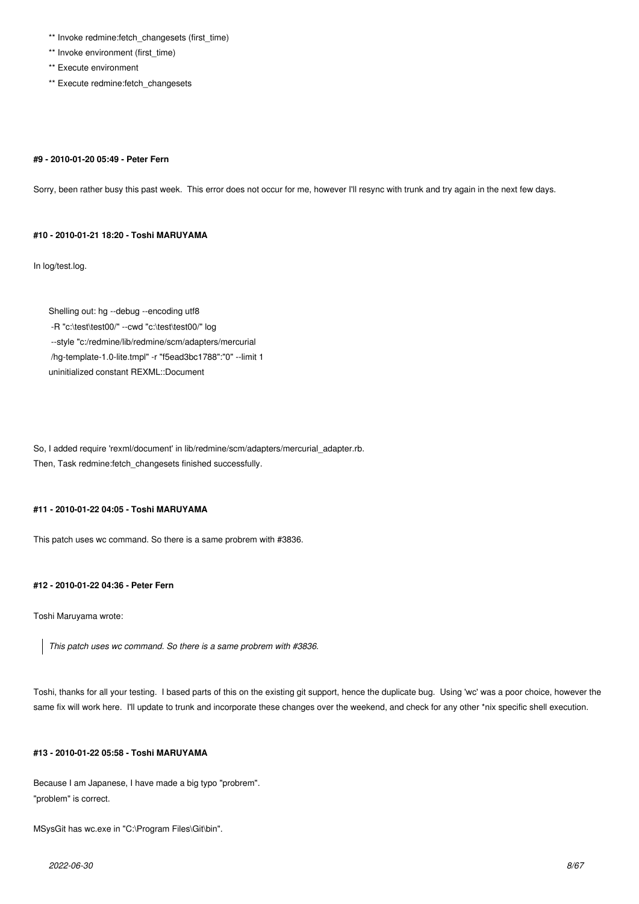```
** Invoke redmine:fetch_changesets (first_time)
** Invoke environment (first_time)
** Execute environment
** Execute redmine:fetch_changesets
```

#### #9 - 2010-01-20 05:49 - Peter Fern

Sorry, been rather busy this past week. This error does not occur for me, however I'll resync with trunk and try again in the next few days.

#### #10 - 2010-01-21 18:20 - Toshi MARUYAMA

In log/test.log.

```
Shelling out: hg --debug --encoding utf8
 -R "c:\test\test00/" --cwd "c:\test\test00/" log
 --style "c:/redmine/lib/redmine/scm/adapters/mercurial
 /hg-template-1.0-lite.tmpl" -r "f5ead3bc1788":"0" --limit 1
uninitialized constant REXML::Document
```

So, I added require 'rexml/document' in lib/redmine/scm/adapters/mercurial_adapter.rb.
Then, Task redmine:fetch_changesets finished successfully.

#### #11 - 2010-01-22 04:05 - Toshi MARUYAMA

This patch uses wc command. So there is a same probrem with #3836.

#### #12 - 2010-01-22 04:36 - Peter Fern

Toshi Maruyama wrote:

> *This patch uses wc command. So there is a same probrem with #3836.*

Toshi, thanks for all your testing. I based parts of this on the existing git support, hence the duplicate bug. Using 'wc' was a poor choice, however the same fix will work here. I'll update to trunk and incorporate these changes over the weekend, and check for any other *nix specific shell execution.

#### #13 - 2010-01-22 05:58 - Toshi MARUYAMA

Because I am Japanese, I have made a big typo "probrem".
"problem" is correct.

MSysGit has wc.exe in "C:\Program Files\Git\bin".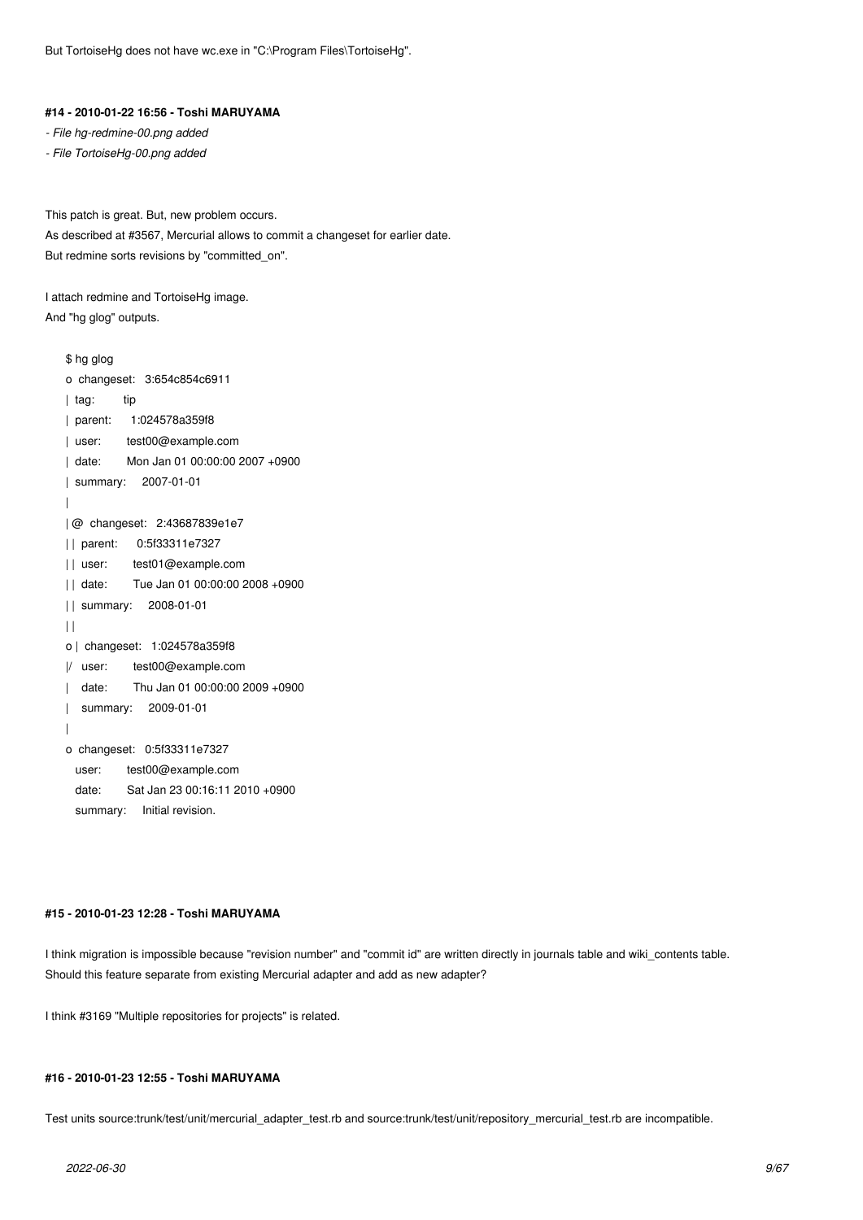But TortoiseHg does not have wc.exe in "C:\Program Files\TortoiseHg".

#### #14 - 2010-01-22 16:56 - Toshi MARUYAMA

- *File hg-redmine-00.png added*
- *File TortoiseHg-00.png added*

This patch is great. But, new problem occurs.
As described at #3567, Mercurial allows to commit a changeset for earlier date.
But redmine sorts revisions by "committed_on".

I attach redmine and TortoiseHg image.
And "hg glog" outputs.

```
$ hg glog
o  changeset:   3:654c854c6911
|  tag:         tip
|  parent:      1:024578a359f8
|  user:        test00@example.com
|  date:        Mon Jan 01 00:00:00 2007 +0900
|  summary:     2007-01-01
|
| @  changeset:   2:43687839e1e7
| |  parent:      0:5f33311e7327
| |  user:        test01@example.com
| |  date:        Tue Jan 01 00:00:00 2008 +0900
| |  summary:     2008-01-01
| |
o |  changeset:   1:024578a359f8
|/   user:        test00@example.com
|    date:        Thu Jan 01 00:00:00 2009 +0900
|    summary:     2009-01-01
|
o  changeset:   0:5f33311e7327
   user:        test00@example.com
   date:        Sat Jan 23 00:16:11 2010 +0900
   summary:     Initial revision.
```

#### #15 - 2010-01-23 12:28 - Toshi MARUYAMA

I think migration is impossible because "revision number" and "commit id" are written directly in journals table and wiki_contents table.
Should this feature separate from existing Mercurial adapter and add as new adapter?

I think #3169 "Multiple repositories for projects" is related.

#### #16 - 2010-01-23 12:55 - Toshi MARUYAMA

Test units source:trunk/test/unit/mercurial_adapter_test.rb and source:trunk/test/unit/repository_mercurial_test.rb are incompatible.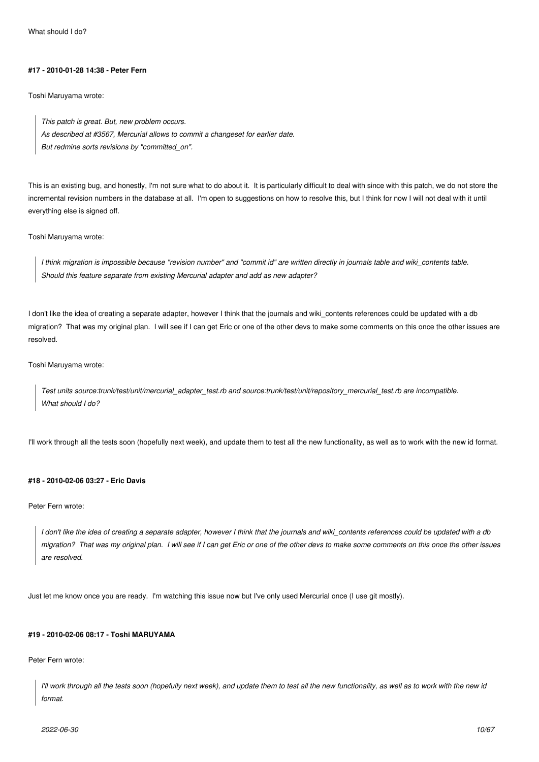What should I do?

#### #17 - 2010-01-28 14:38 - Peter Fern

Toshi Maruyama wrote:

> *This patch is great. But, new problem occurs.*
> *As described at #3567, Mercurial allows to commit a changeset for earlier date.*
> *But redmine sorts revisions by "committed_on".*

This is an existing bug, and honestly, I'm not sure what to do about it. It is particularly difficult to deal with since with this patch, we do not store the incremental revision numbers in the database at all. I'm open to suggestions on how to resolve this, but I think for now I will not deal with it until everything else is signed off.

Toshi Maruyama wrote:

> *I think migration is impossible because "revision number" and "commit id" are written directly in journals table and wiki_contents table.*
> *Should this feature separate from existing Mercurial adapter and add as new adapter?*

I don't like the idea of creating a separate adapter, however I think that the journals and wiki_contents references could be updated with a db migration? That was my original plan. I will see if I can get Eric or one of the other devs to make some comments on this once the other issues are resolved.

Toshi Maruyama wrote:

> *Test units source:trunk/test/unit/mercurial_adapter_test.rb and source:trunk/test/unit/repository_mercurial_test.rb are incompatible.*
> *What should I do?*

I'll work through all the tests soon (hopefully next week), and update them to test all the new functionality, as well as to work with the new id format.

#### #18 - 2010-02-06 03:27 - Eric Davis

Peter Fern wrote:

> *I don't like the idea of creating a separate adapter, however I think that the journals and wiki_contents references could be updated with a db migration? That was my original plan. I will see if I can get Eric or one of the other devs to make some comments on this once the other issues are resolved.*

Just let me know once you are ready. I'm watching this issue now but I've only used Mercurial once (I use git mostly).

#### #19 - 2010-02-06 08:17 - Toshi MARUYAMA

Peter Fern wrote:

> *I'll work through all the tests soon (hopefully next week), and update them to test all the new functionality, as well as to work with the new id format.*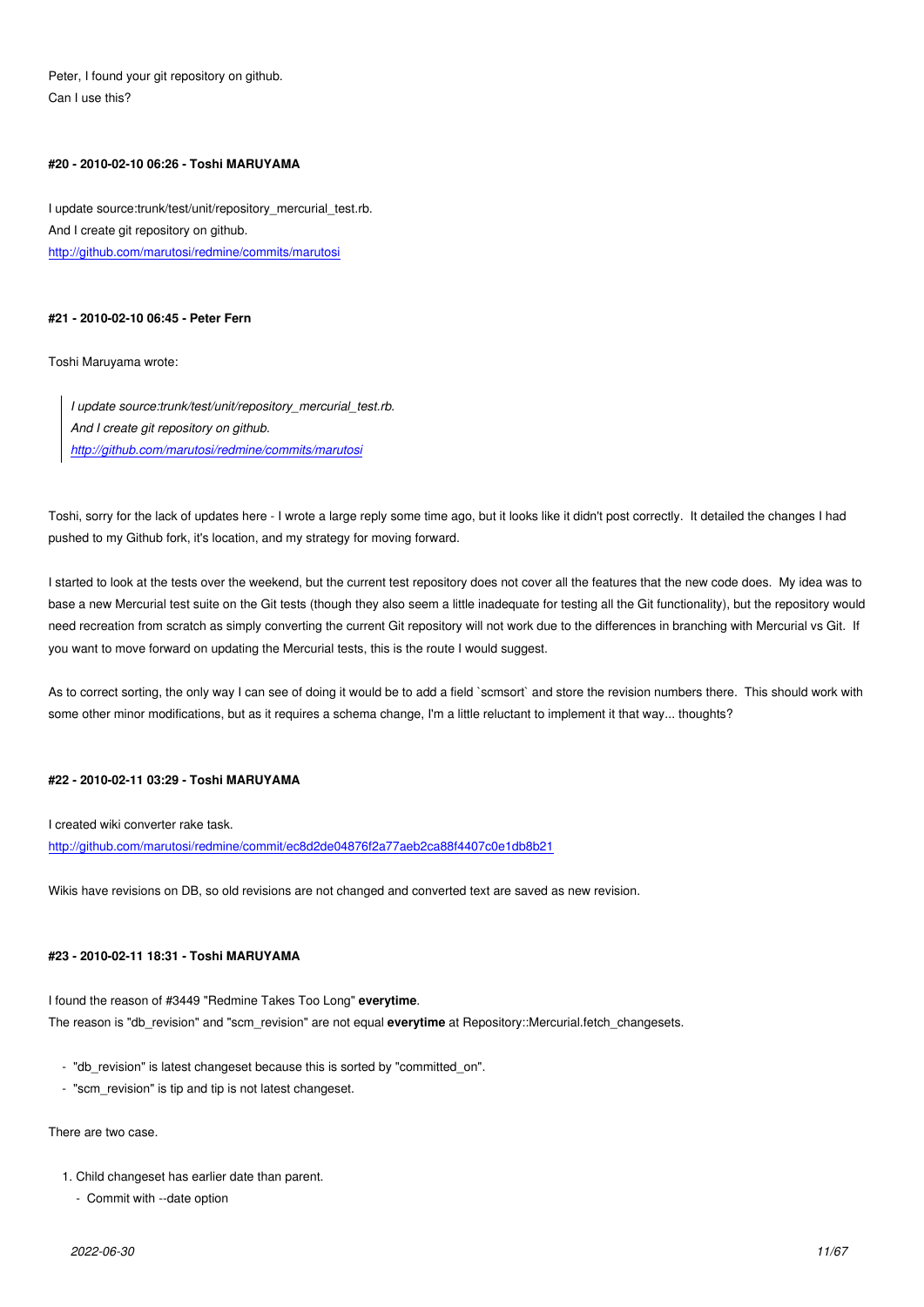Peter, I found your git repository on github.
Can I use this?

#### #20 - 2010-02-10 06:26 - Toshi MARUYAMA

I update source:trunk/test/unit/repository_mercurial_test.rb.
And I create git repository on github.
[http://github.com/marutosi/redmine/commits/marutosi](http://github.com/marutosi/redmine/commits/marutosi)

#### #21 - 2010-02-10 06:45 - Peter Fern

Toshi Maruyama wrote:

> *I update source:trunk/test/unit/repository_mercurial_test.rb.*
> *And I create git repository on github.*
> *[http://github.com/marutosi/redmine/commits/marutosi](http://github.com/marutosi/redmine/commits/marutosi)*

Toshi, sorry for the lack of updates here - I wrote a large reply some time ago, but it looks like it didn't post correctly. It detailed the changes I had pushed to my Github fork, it's location, and my strategy for moving forward.

I started to look at the tests over the weekend, but the current test repository does not cover all the features that the new code does. My idea was to base a new Mercurial test suite on the Git tests (though they also seem a little inadequate for testing all the Git functionality), but the repository would need recreation from scratch as simply converting the current Git repository will not work due to the differences in branching with Mercurial vs Git. If you want to move forward on updating the Mercurial tests, this is the route I would suggest.

As to correct sorting, the only way I can see of doing it would be to add a field `scmsort` and store the revision numbers there. This should work with some other minor modifications, but as it requires a schema change, I'm a little reluctant to implement it that way... thoughts?

#### #22 - 2010-02-11 03:29 - Toshi MARUYAMA

I created wiki converter rake task.
[http://github.com/marutosi/redmine/commit/ec8d2de04876f2a77aeb2ca88f4407c0e1db8b21](http://github.com/marutosi/redmine/commit/ec8d2de04876f2a77aeb2ca88f4407c0e1db8b21)

Wikis have revisions on DB, so old revisions are not changed and converted text are saved as new revision.

#### #23 - 2010-02-11 18:31 - Toshi MARUYAMA

I found the reason of #3449 "Redmine Takes Too Long" **everytime**.
The reason is "db_revision" and "scm_revision" are not equal **everytime** at Repository::Mercurial.fetch_changesets.

- "db_revision" is latest changeset because this is sorted by "committed_on".
- "scm_revision" is tip and tip is not latest changeset.

There are two case.

1. Child changeset has earlier date than parent.
   - Commit with --date option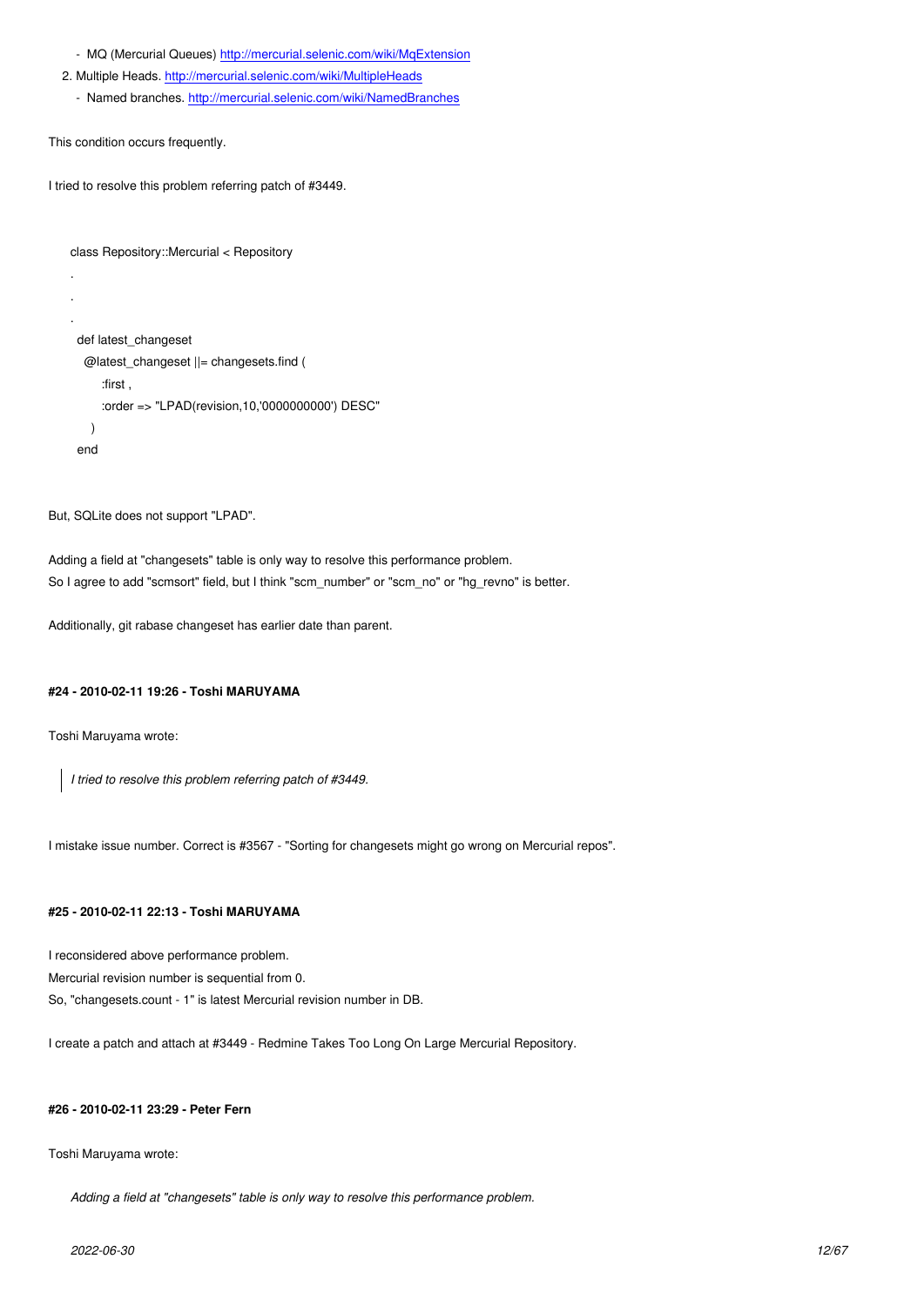- MQ (Mercurial Queues) http://mercurial.selenic.com/wiki/MqExtension
2. Multiple Heads. http://mercurial.selenic.com/wiki/MultipleHeads
   - Named branches. http://mercurial.selenic.com/wiki/NamedBranches

This condition occurs frequently.

I tried to resolve this problem referring patch of #3449.

```
class Repository::Mercurial < Repository
.
.
.
  def latest_changeset
    @latest_changeset ||= changesets.find (
        :first ,
        :order => "LPAD(revision,10,'0000000000') DESC"
      )
  end
```

But, SQLite does not support "LPAD".

Adding a field at "changesets" table is only way to resolve this performance problem.
So I agree to add "scmsort" field, but I think "scm_number" or "scm_no" or "hg_revno" is better.

Additionally, git rabase changeset has earlier date than parent.

#### #24 - 2010-02-11 19:26 - Toshi MARUYAMA

Toshi Maruyama wrote:

> *I tried to resolve this problem referring patch of #3449.*

I mistake issue number. Correct is #3567 - "Sorting for changesets might go wrong on Mercurial repos".

#### #25 - 2010-02-11 22:13 - Toshi MARUYAMA

I reconsidered above performance problem.
Mercurial revision number is sequential from 0.
So, "changesets.count - 1" is latest Mercurial revision number in DB.

I create a patch and attach at #3449 - Redmine Takes Too Long On Large Mercurial Repository.

#### #26 - 2010-02-11 23:29 - Peter Fern

Toshi Maruyama wrote:

> *Adding a field at "changesets" table is only way to resolve this performance problem.*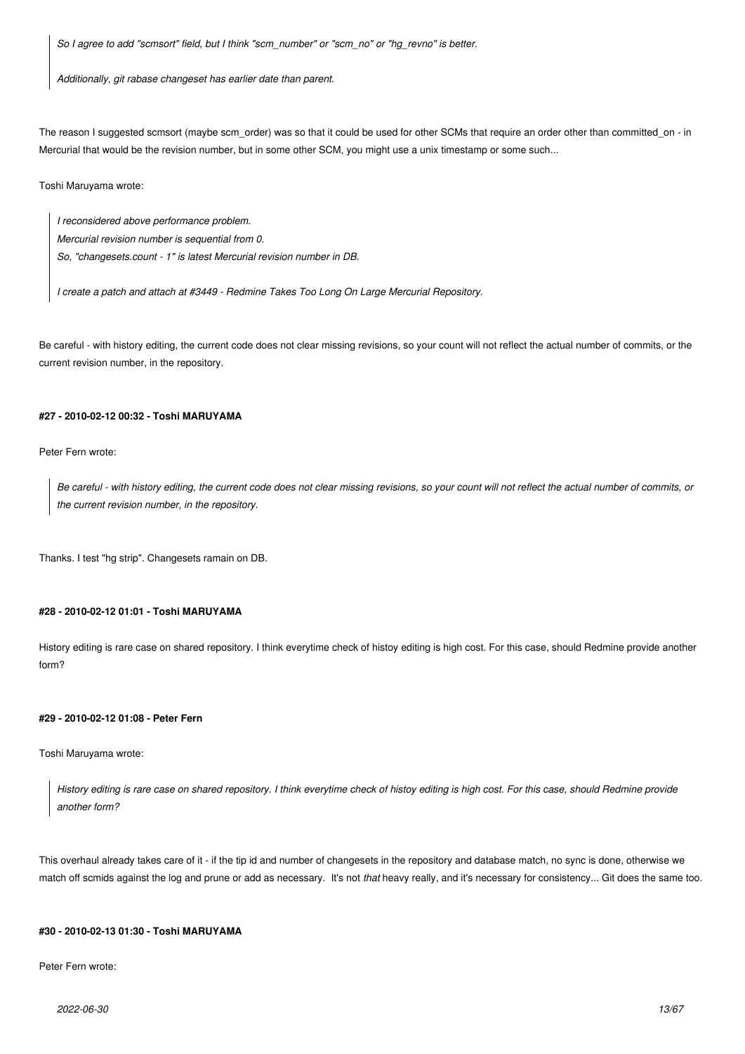> *So I agree to add "scmsort" field, but I think "scm_number" or "scm_no" or "hg_revno" is better.*
>
> *Additionally, git rabase changeset has earlier date than parent.*

The reason I suggested scmsort (maybe scm_order) was so that it could be used for other SCMs that require an order other than committed_on - in Mercurial that would be the revision number, but in some other SCM, you might use a unix timestamp or some such...

Toshi Maruyama wrote:

> *I reconsidered above performance problem.*
> *Mercurial revision number is sequential from 0.*
> *So, "changesets.count - 1" is latest Mercurial revision number in DB.*
>
> *I create a patch and attach at #3449 - Redmine Takes Too Long On Large Mercurial Repository.*

Be careful - with history editing, the current code does not clear missing revisions, so your count will not reflect the actual number of commits, or the current revision number, in the repository.

#### #27 - 2010-02-12 00:32 - Toshi MARUYAMA

Peter Fern wrote:

> *Be careful - with history editing, the current code does not clear missing revisions, so your count will not reflect the actual number of commits, or the current revision number, in the repository.*

Thanks. I test "hg strip". Changesets ramain on DB.

#### #28 - 2010-02-12 01:01 - Toshi MARUYAMA

History editing is rare case on shared repository. I think everytime check of histoy editing is high cost. For this case, should Redmine provide another form?

#### #29 - 2010-02-12 01:08 - Peter Fern

Toshi Maruyama wrote:

> *History editing is rare case on shared repository. I think everytime check of histoy editing is high cost. For this case, should Redmine provide another form?*

This overhaul already takes care of it - if the tip id and number of changesets in the repository and database match, no sync is done, otherwise we match off scmids against the log and prune or add as necessary. It's not *that* heavy really, and it's necessary for consistency... Git does the same too.

#### #30 - 2010-02-13 01:30 - Toshi MARUYAMA

Peter Fern wrote: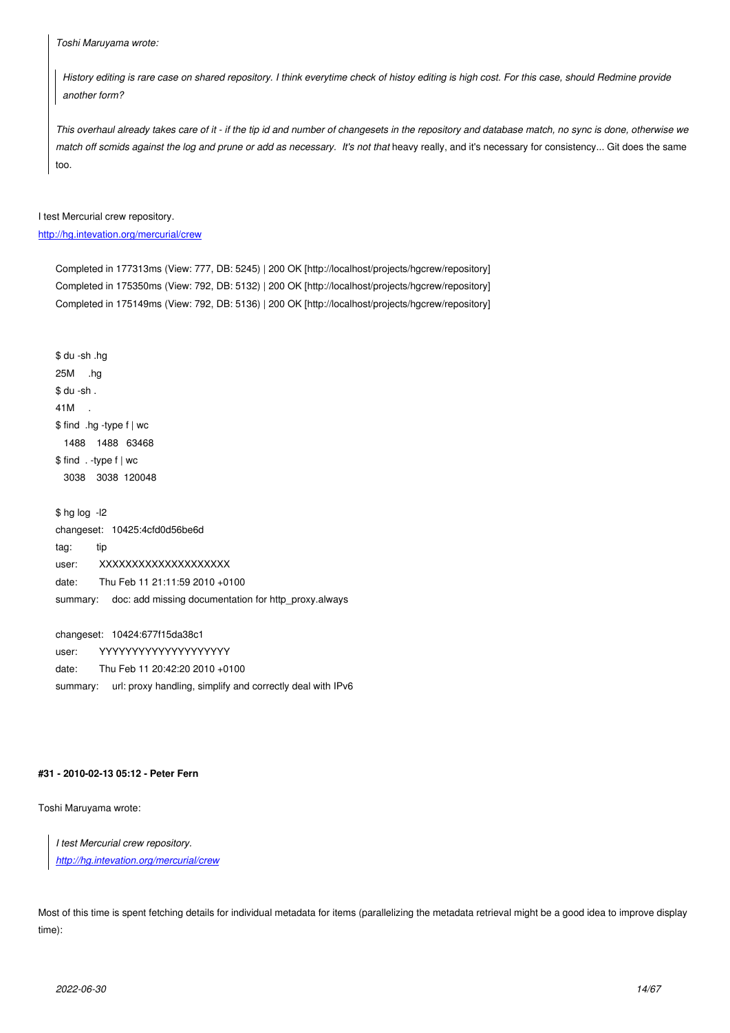> *Toshi Maruyama wrote:*
>
> > *History editing is rare case on shared repository. I think everytime check of histoy editing is high cost. For this case, should Redmine provide another form?*
>
> *This overhaul already takes care of it - if the tip id and number of changesets in the repository and database match, no sync is done, otherwise we match off scmids against the log and prune or add as necessary. It's not that* heavy really, and it's necessary for consistency... Git does the same too.

I test Mercurial crew repository.
http://hg.intevation.org/mercurial/crew

```
Completed in 177313ms (View: 777, DB: 5245) | 200 OK [http://localhost/projects/hgcrew/repository]
Completed in 175350ms (View: 792, DB: 5132) | 200 OK [http://localhost/projects/hgcrew/repository]
Completed in 175149ms (View: 792, DB: 5136) | 200 OK [http://localhost/projects/hgcrew/repository]
```

```
$ du -sh .hg
25M     .hg
$ du -sh .
41M     .
$ find  .hg -type f | wc
   1488    1488   63468
$ find  . -type f | wc
   3038    3038  120048

$ hg log  -l2
changeset:   10425:4cfd0d56be6d
tag:         tip
user:        XXXXXXXXXXXXXXXXXXXX
date:        Thu Feb 11 21:11:59 2010 +0100
summary:     doc: add missing documentation for http_proxy.always

changeset:   10424:677f15da38c1
user:        YYYYYYYYYYYYYYYYYYYY
date:        Thu Feb 11 20:42:20 2010 +0100
summary:     url: proxy handling, simplify and correctly deal with IPv6
```

#### #31 - 2010-02-13 05:12 - Peter Fern

Toshi Maruyama wrote:

> *I test Mercurial crew repository.*
> *http://hg.intevation.org/mercurial/crew*

Most of this time is spent fetching details for individual metadata for items (parallelizing the metadata retrieval might be a good idea to improve display time):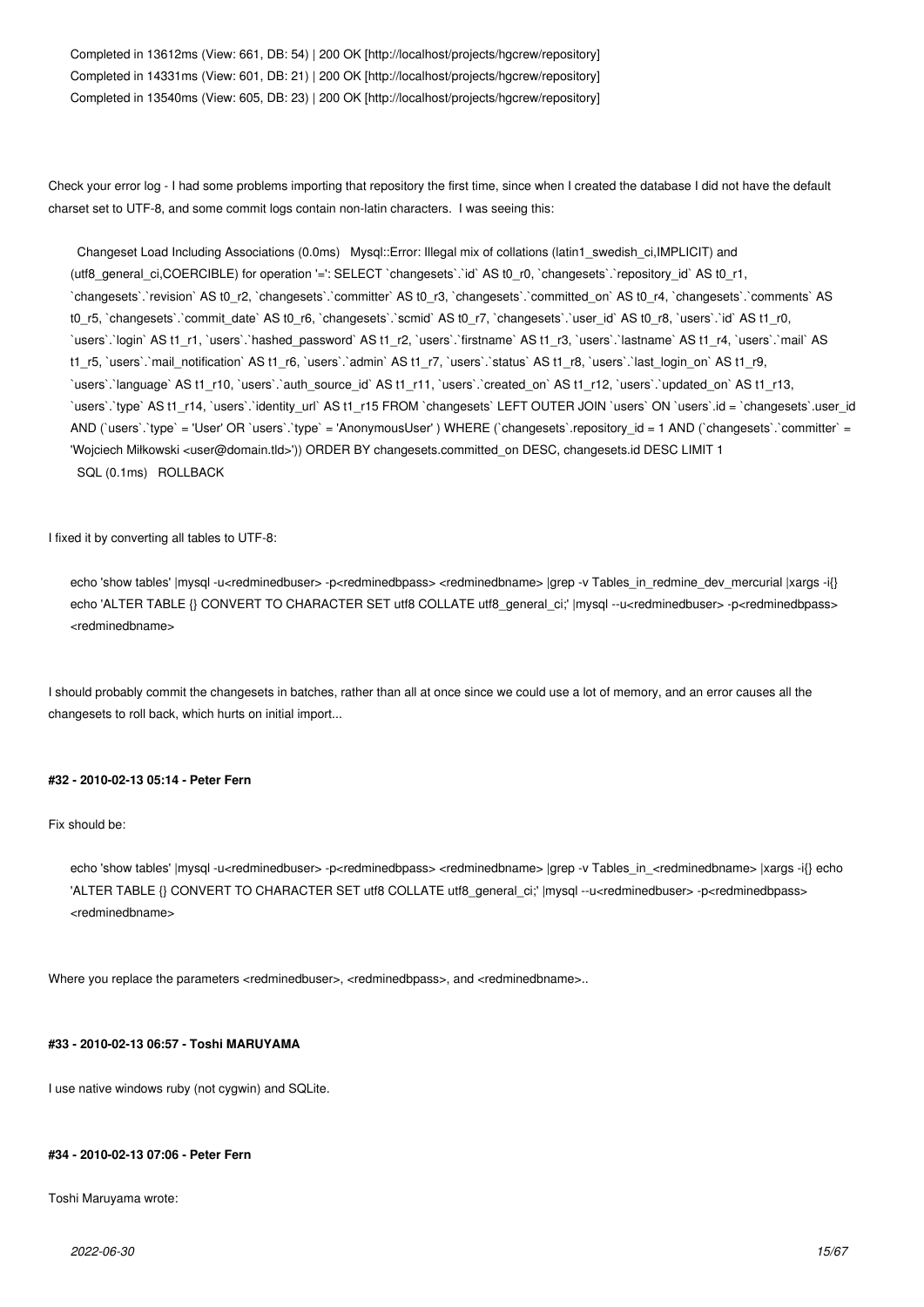```
Completed in 13612ms (View: 661, DB: 54) | 200 OK [http://localhost/projects/hgcrew/repository]
Completed in 14331ms (View: 601, DB: 21) | 200 OK [http://localhost/projects/hgcrew/repository]
Completed in 13540ms (View: 605, DB: 23) | 200 OK [http://localhost/projects/hgcrew/repository]
```

Check your error log - I had some problems importing that repository the first time, since when I created the database I did not have the default charset set to UTF-8, and some commit logs contain non-latin characters. I was seeing this:

```
  Changeset Load Including Associations (0.0ms)   Mysql::Error: Illegal mix of collations (latin1_swedish_ci,IMPLICIT) and (utf8_general_ci,COERCIBLE) for operation '=': SELECT `changesets`.`id` AS t0_r0, `changesets`.`repository_id` AS t0_r1, `changesets`.`revision` AS t0_r2, `changesets`.`committer` AS t0_r3, `changesets`.`committed_on` AS t0_r4, `changesets`.`comments` AS t0_r5, `changesets`.`commit_date` AS t0_r6, `changesets`.`scmid` AS t0_r7, `changesets`.`user_id` AS t0_r8, `users`.`id` AS t1_r0, `users`.`login` AS t1_r1, `users`.`hashed_password` AS t1_r2, `users`.`firstname` AS t1_r3, `users`.`lastname` AS t1_r4, `users`.`mail` AS t1_r5, `users`.`mail_notification` AS t1_r6, `users`.`admin` AS t1_r7, `users`.`status` AS t1_r8, `users`.`last_login_on` AS t1_r9, `users`.`language` AS t1_r10, `users`.`auth_source_id` AS t1_r11, `users`.`created_on` AS t1_r12, `users`.`updated_on` AS t1_r13, `users`.`type` AS t1_r14, `users`.`identity_url` AS t1_r15 FROM `changesets` LEFT OUTER JOIN `users` ON `users`.id = `changesets`.user_id AND (`users`.`type` = 'User' OR `users`.`type` = 'AnonymousUser' ) WHERE (`changesets`.repository_id = 1 AND (`changesets`.`committer` = 'Wojciech Miłkowski <user@domain.tld>')) ORDER BY changesets.committed_on DESC, changesets.id DESC LIMIT 1
  SQL (0.1ms)   ROLLBACK
```

I fixed it by converting all tables to UTF-8:

```
echo 'show tables' |mysql -u<redminedbuser> -p<redminedbpass> <redminedbname> |grep -v Tables_in_redmine_dev_mercurial |xargs -i{} echo 'ALTER TABLE {} CONVERT TO CHARACTER SET utf8 COLLATE utf8_general_ci;' |mysql --u<redminedbuser> -p<redminedbpass> <redminedbname>
```

I should probably commit the changesets in batches, rather than all at once since we could use a lot of memory, and an error causes all the changesets to roll back, which hurts on initial import...

#### #32 - 2010-02-13 05:14 - Peter Fern

Fix should be:

```
echo 'show tables' |mysql -u<redminedbuser> -p<redminedbpass> <redminedbname> |grep -v Tables_in_<redminedbname> |xargs -i{} echo 'ALTER TABLE {} CONVERT TO CHARACTER SET utf8 COLLATE utf8_general_ci;' |mysql --u<redminedbuser> -p<redminedbpass> <redminedbname>
```

Where you replace the parameters <redminedbuser>, <redminedbpass>, and <redminedbname>..

#### #33 - 2010-02-13 06:57 - Toshi MARUYAMA

I use native windows ruby (not cygwin) and SQLite.

#### #34 - 2010-02-13 07:06 - Peter Fern

Toshi Maruyama wrote: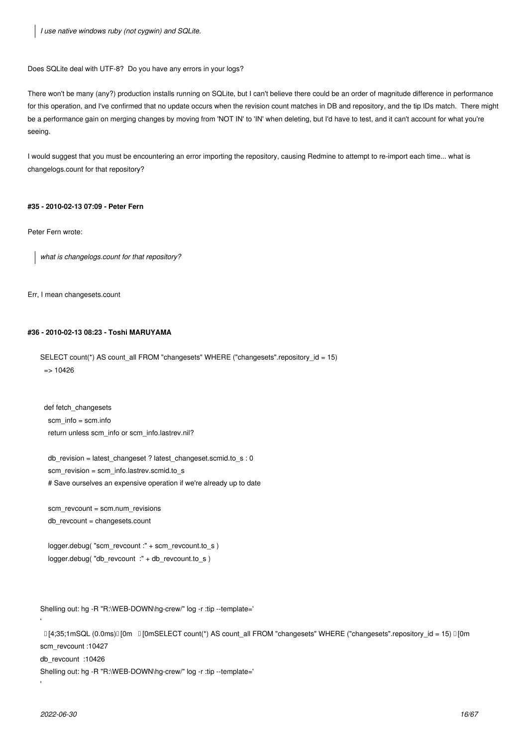> *I use native windows ruby (not cygwin) and SQLite.*

Does SQLite deal with UTF-8? Do you have any errors in your logs?

There won't be many (any?) production installs running on SQLite, but I can't believe there could be an order of magnitude difference in performance for this operation, and I've confirmed that no update occurs when the revision count matches in DB and repository, and the tip IDs match. There might be a performance gain on merging changes by moving from 'NOT IN' to 'IN' when deleting, but I'd have to test, and it can't account for what you're seeing.

I would suggest that you must be encountering an error importing the repository, causing Redmine to attempt to re-import each time... what is changelogs.count for that repository?

#### #35 - 2010-02-13 07:09 - Peter Fern

Peter Fern wrote:

> *what is changelogs.count for that repository?*

Err, I mean changesets.count

#### #36 - 2010-02-13 08:23 - Toshi MARUYAMA

```
SELECT count(*) AS count_all FROM "changesets" WHERE ("changesets".repository_id = 15)
 => 10426
```

```
  def fetch_changesets
    scm_info = scm.info
    return unless scm_info or scm_info.lastrev.nil?

    db_revision = latest_changeset ? latest_changeset.scmid.to_s : 0
    scm_revision = scm_info.lastrev.scmid.to_s
    # Save ourselves an expensive operation if we're already up to date

    scm_revcount = scm.num_revisions
    db_revcount = changesets.count

    logger.debug( "scm_revcount :" + scm_revcount.to_s )
    logger.debug( "db_revcount  :" + db_revcount.to_s )
```

```
Shelling out: hg -R "R:\WEB-DOWN\hg-crew/" log -r :tip --template='
'
  [4;35;1mSQL (0.0ms) [0m   [0mSELECT count(*) AS count_all FROM "changesets" WHERE ("changesets".repository_id = 15)  [0m
scm_revcount :10427
db_revcount  :10426
Shelling out: hg -R "R:\WEB-DOWN\hg-crew/" log -r :tip --template='
'
```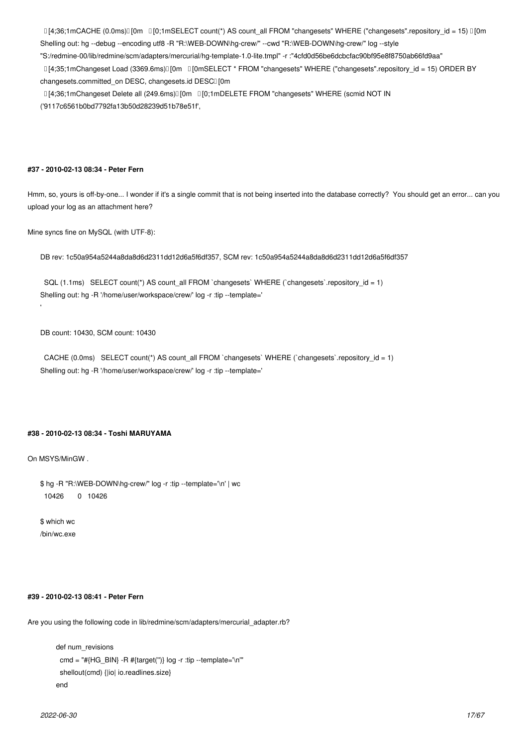```
[4;36;1mCACHE (0.0ms) [0m [0;1mSELECT count(*) AS count_all FROM "changesets" WHERE ("changesets".repository_id = 15) [0m
Shelling out: hg --debug --encoding utf8 -R "R:\WEB-DOWN\hg-crew/" --cwd "R:\WEB-DOWN\hg-crew/" log --style
"S:/redmine-00/lib/redmine/scm/adapters/mercurial/hg-template-1.0-lite.tmpl" -r :"4cfd0d56be6dcbcfac90bf95e8f8750ab66fd9aa"
[4;35;1mChangeset Load (3369.6ms) [0m [0mSELECT * FROM "changesets" WHERE ("changesets".repository_id = 15) ORDER BY
changesets.committed_on DESC, changesets.id DESC [0m
[4;36;1mChangeset Delete all (249.6ms) [0m [0;1mDELETE FROM "changesets" WHERE (scmid NOT IN
('9117c6561b0bd7792fa13b50d28239d51b78e51f',
```

#### #37 - 2010-02-13 08:34 - Peter Fern

Hmm, so, yours is off-by-one... I wonder if it's a single commit that is not being inserted into the database correctly? You should get an error... can you upload your log as an attachment here?

Mine syncs fine on MySQL (with UTF-8):

```
DB rev: 1c50a954a5244a8da8d6d2311dd12d6a5f6df357, SCM rev: 1c50a954a5244a8da8d6d2311dd12d6a5f6df357

  SQL (1.1ms)   SELECT count(*) AS count_all FROM `changesets` WHERE (`changesets`.repository_id = 1)
Shelling out: hg -R '/home/user/workspace/crew/' log -r :tip --template='
'

DB count: 10430, SCM count: 10430

  CACHE (0.0ms)   SELECT count(*) AS count_all FROM `changesets` WHERE (`changesets`.repository_id = 1)
Shelling out: hg -R '/home/user/workspace/crew/' log -r :tip --template='
```

#### #38 - 2010-02-13 08:34 - Toshi MARUYAMA

On MSYS/MinGW .

```
$ hg -R "R:\WEB-DOWN\hg-crew/" log -r :tip --template='\n' | wc
  10426       0   10426

$ which wc
/bin/wc.exe
```

#### #39 - 2010-02-13 08:41 - Peter Fern

Are you using the following code in lib/redmine/scm/adapters/mercurial_adapter.rb?

```
def num_revisions
  cmd = "#{HG_BIN} -R #{target('')} log -r :tip --template='\n'"
  shellout(cmd) {|io| io.readlines.size}
end
```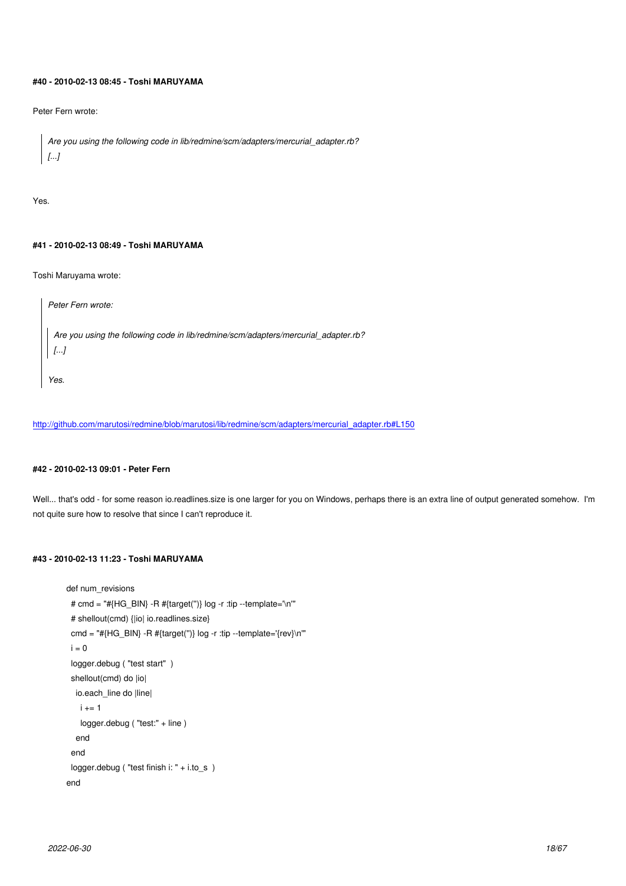#### #40 - 2010-02-13 08:45 - Toshi MARUYAMA

Peter Fern wrote:

> *Are you using the following code in lib/redmine/scm/adapters/mercurial_adapter.rb?*
> *[...]*

Yes.

#### #41 - 2010-02-13 08:49 - Toshi MARUYAMA

Toshi Maruyama wrote:

> *Peter Fern wrote:*
>
> > *Are you using the following code in lib/redmine/scm/adapters/mercurial_adapter.rb?*
> > *[...]*
>
> *Yes.*

http://github.com/marutosi/redmine/blob/marutosi/lib/redmine/scm/adapters/mercurial_adapter.rb#L150

#### #42 - 2010-02-13 09:01 - Peter Fern

Well... that's odd - for some reason io.readlines.size is one larger for you on Windows, perhaps there is an extra line of output generated somehow. I'm not quite sure how to resolve that since I can't reproduce it.

#### #43 - 2010-02-13 11:23 - Toshi MARUYAMA

```
def num_revisions
  # cmd = "#{HG_BIN} -R #{target('')} log -r :tip --template='\n'"
  # shellout(cmd) {|io| io.readlines.size}
  cmd = "#{HG_BIN} -R #{target('')} log -r :tip --template='{rev}\n'"
  i = 0
  logger.debug ( "test start"  )
  shellout(cmd) do |io|
    io.each_line do |line|
      i += 1
      logger.debug ( "test:" + line )
    end
  end
  logger.debug ( "test finish i: " + i.to_s  )
end
```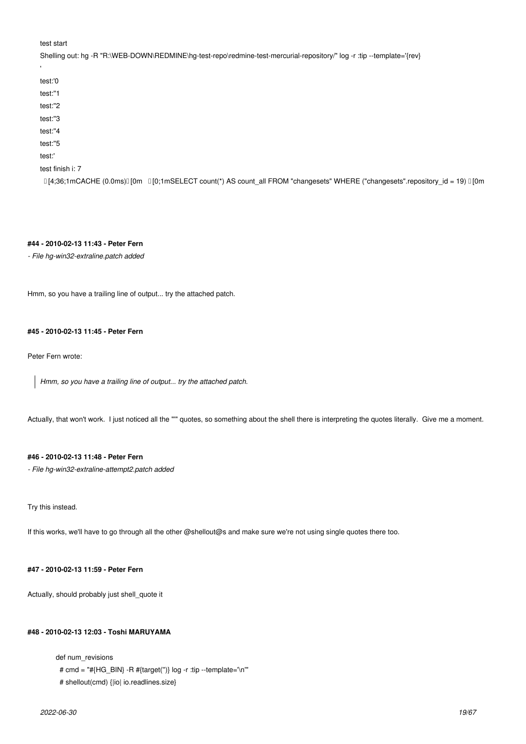```
test start
Shelling out: hg -R "R:\WEB-DOWN\REDMINE\hg-test-repo\redmine-test-mercurial-repository/" log -r :tip --template='{rev}
'
test:'0
test:"1
test:"2
test:"3
test:"4
test:"5
test:'
test finish i: 7
 [4;36;1mCACHE (0.0ms) [0m  [0;1mSELECT count(*) AS count_all FROM "changesets" WHERE ("changesets".repository_id = 19) [0m
```

#### #44 - 2010-02-13 11:43 - Peter Fern

*- File hg-win32-extraline.patch added*

Hmm, so you have a trailing line of output... try the attached patch.

#### #45 - 2010-02-13 11:45 - Peter Fern

Peter Fern wrote:

> *Hmm, so you have a trailing line of output... try the attached patch.*

Actually, that won't work. I just noticed all the "'" quotes, so something about the shell there is interpreting the quotes literally. Give me a moment.

#### #46 - 2010-02-13 11:48 - Peter Fern

*- File hg-win32-extraline-attempt2.patch added*

Try this instead.

If this works, we'll have to go through all the other @shellout@s and make sure we're not using single quotes there too.

#### #47 - 2010-02-13 11:59 - Peter Fern

Actually, should probably just shell_quote it

#### #48 - 2010-02-13 12:03 - Toshi MARUYAMA

```
def num_revisions
  # cmd = "#{HG_BIN} -R #{target('')} log -r :tip --template='\n'"
  # shellout(cmd) {|io| io.readlines.size}
```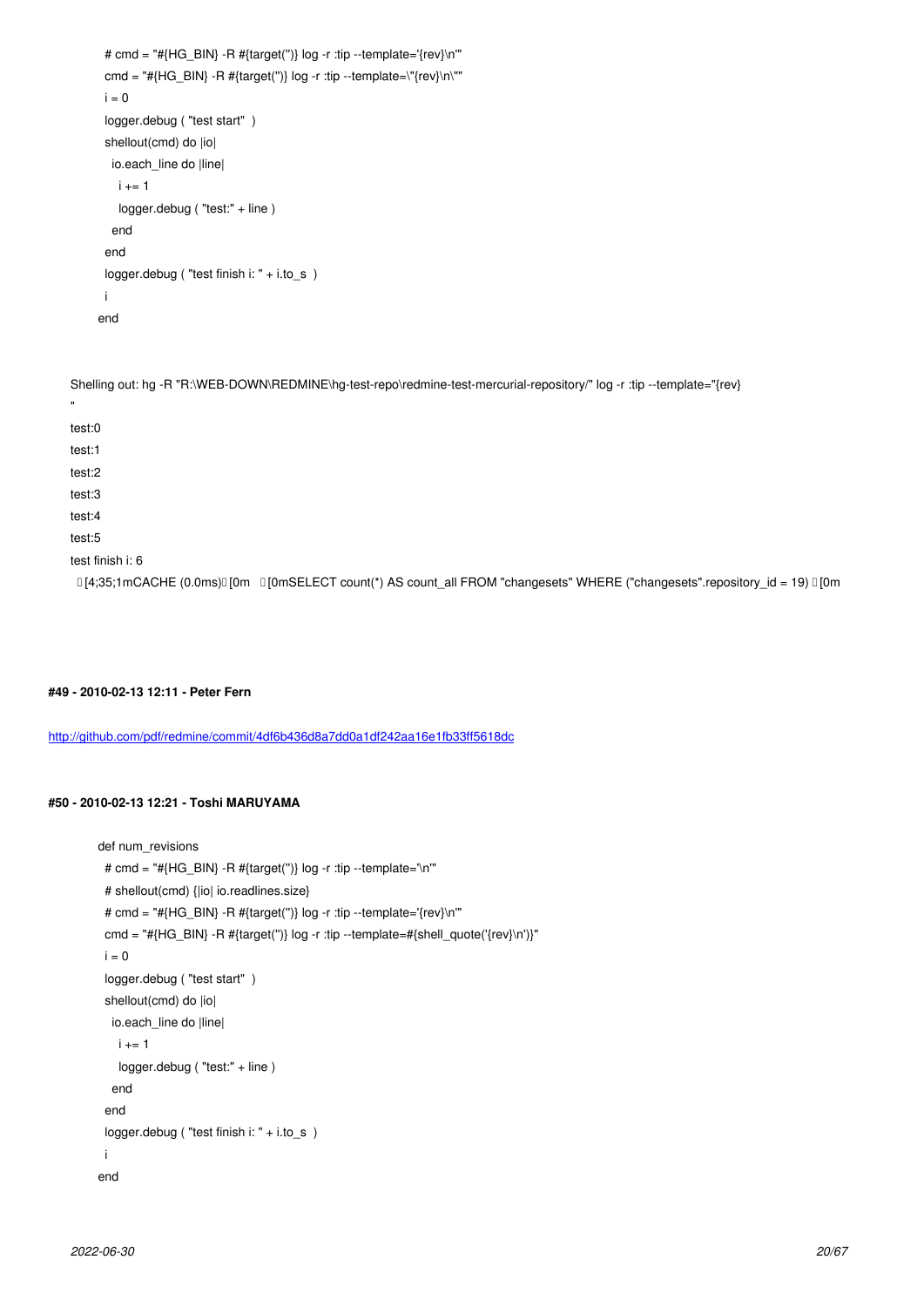```
  # cmd = "#{HG_BIN} -R #{target('')} log -r :tip --template='{rev}\n'"
  cmd = "#{HG_BIN} -R #{target('')} log -r :tip --template=\"{rev}\n\""
  i = 0
  logger.debug ( "test start"  )
  shellout(cmd) do |io|
    io.each_line do |line|
      i += 1
      logger.debug ( "test:" + line )
    end
  end
  logger.debug ( "test finish i: " + i.to_s  )
  i
end
```

```
Shelling out: hg -R "R:\WEB-DOWN\REDMINE\hg-test-repo\redmine-test-mercurial-repository/" log -r :tip --template="{rev}
"
test:0
test:1
test:2
test:3
test:4
test:5
test finish i: 6
 [4;35;1mCACHE (0.0ms) [0m   [0mSELECT count(*) AS count_all FROM "changesets" WHERE ("changesets".repository_id = 19)  [0m
```

#### #49 - 2010-02-13 12:11 - Peter Fern

http://github.com/pdf/redmine/commit/4df6b436d8a7dd0a1df242aa16e1fb33ff5618dc

#### #50 - 2010-02-13 12:21 - Toshi MARUYAMA

```
def num_revisions
  # cmd = "#{HG_BIN} -R #{target('')} log -r :tip --template='\n'"
  # shellout(cmd) {|io| io.readlines.size}
  # cmd = "#{HG_BIN} -R #{target('')} log -r :tip --template='{rev}\n'"
  cmd = "#{HG_BIN} -R #{target('')} log -r :tip --template=#{shell_quote('{rev}\n')}"
  i = 0
  logger.debug ( "test start"  )
  shellout(cmd) do |io|
    io.each_line do |line|
      i += 1
      logger.debug ( "test:" + line )
    end
  end
  logger.debug ( "test finish i: " + i.to_s  )
  i
end
```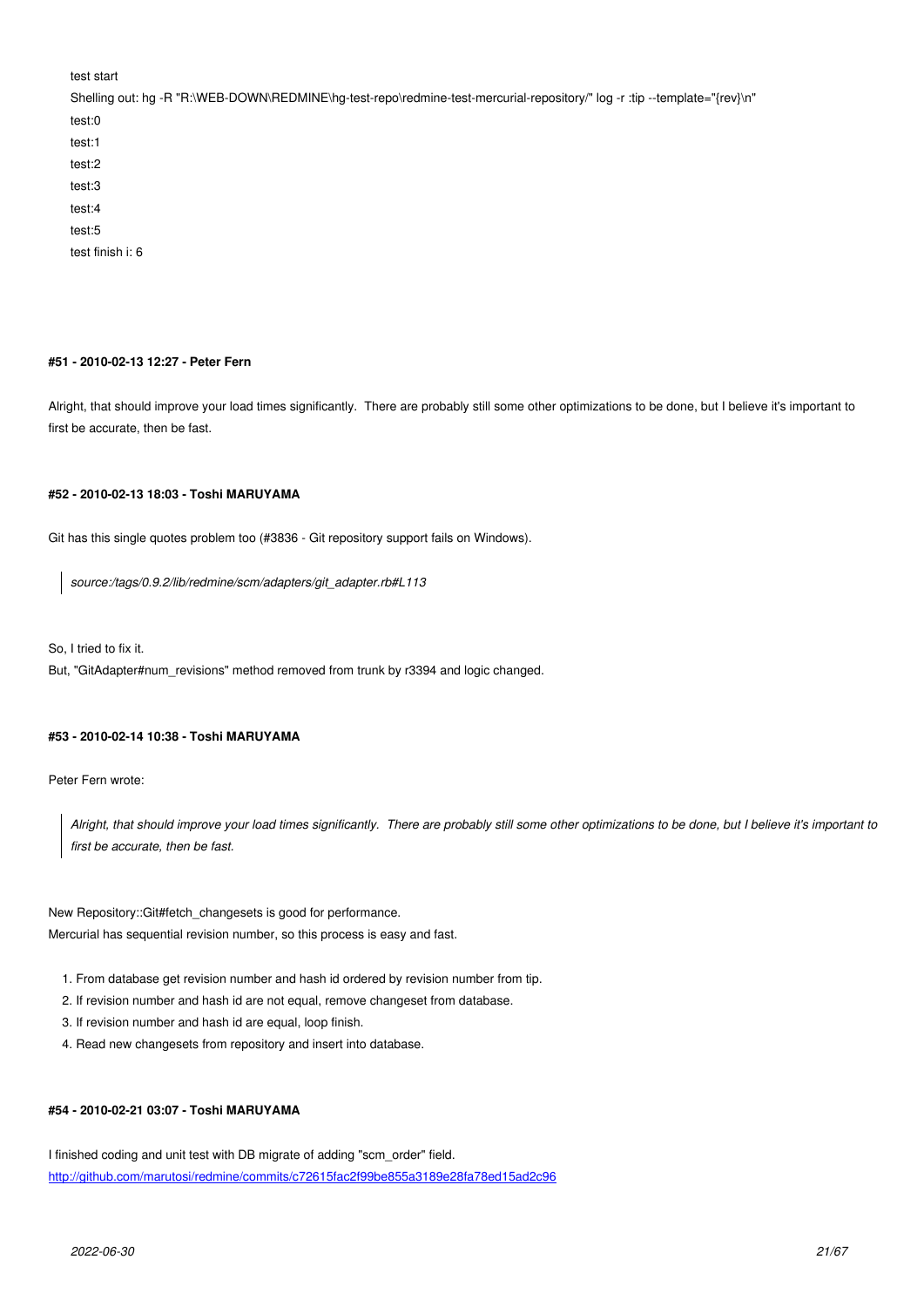```
test start
Shelling out: hg -R "R:\WEB-DOWN\REDMINE\hg-test-repo\redmine-test-mercurial-repository/" log -r :tip --template="{rev}\n"
test:0
test:1
test:2
test:3
test:4
test:5
test finish i: 6
```

#### #51 - 2010-02-13 12:27 - Peter Fern

Alright, that should improve your load times significantly. There are probably still some other optimizations to be done, but I believe it's important to first be accurate, then be fast.

#### #52 - 2010-02-13 18:03 - Toshi MARUYAMA

Git has this single quotes problem too (#3836 - Git repository support fails on Windows).

> *source:/tags/0.9.2/lib/redmine/scm/adapters/git_adapter.rb#L113*

So, I tried to fix it.
But, "GitAdapter#num_revisions" method removed from trunk by r3394 and logic changed.

#### #53 - 2010-02-14 10:38 - Toshi MARUYAMA

Peter Fern wrote:

> *Alright, that should improve your load times significantly. There are probably still some other optimizations to be done, but I believe it's important to first be accurate, then be fast.*

New Repository::Git#fetch_changesets is good for performance.
Mercurial has sequential revision number, so this process is easy and fast.

1. From database get revision number and hash id ordered by revision number from tip.
2. If revision number and hash id are not equal, remove changeset from database.
3. If revision number and hash id are equal, loop finish.
4. Read new changesets from repository and insert into database.

#### #54 - 2010-02-21 03:07 - Toshi MARUYAMA

I finished coding and unit test with DB migrate of adding "scm_order" field.
[http://github.com/marutosi/redmine/commits/c72615fac2f99be855a3189e28fa78ed15ad2c96](http://github.com/marutosi/redmine/commits/c72615fac2f99be855a3189e28fa78ed15ad2c96)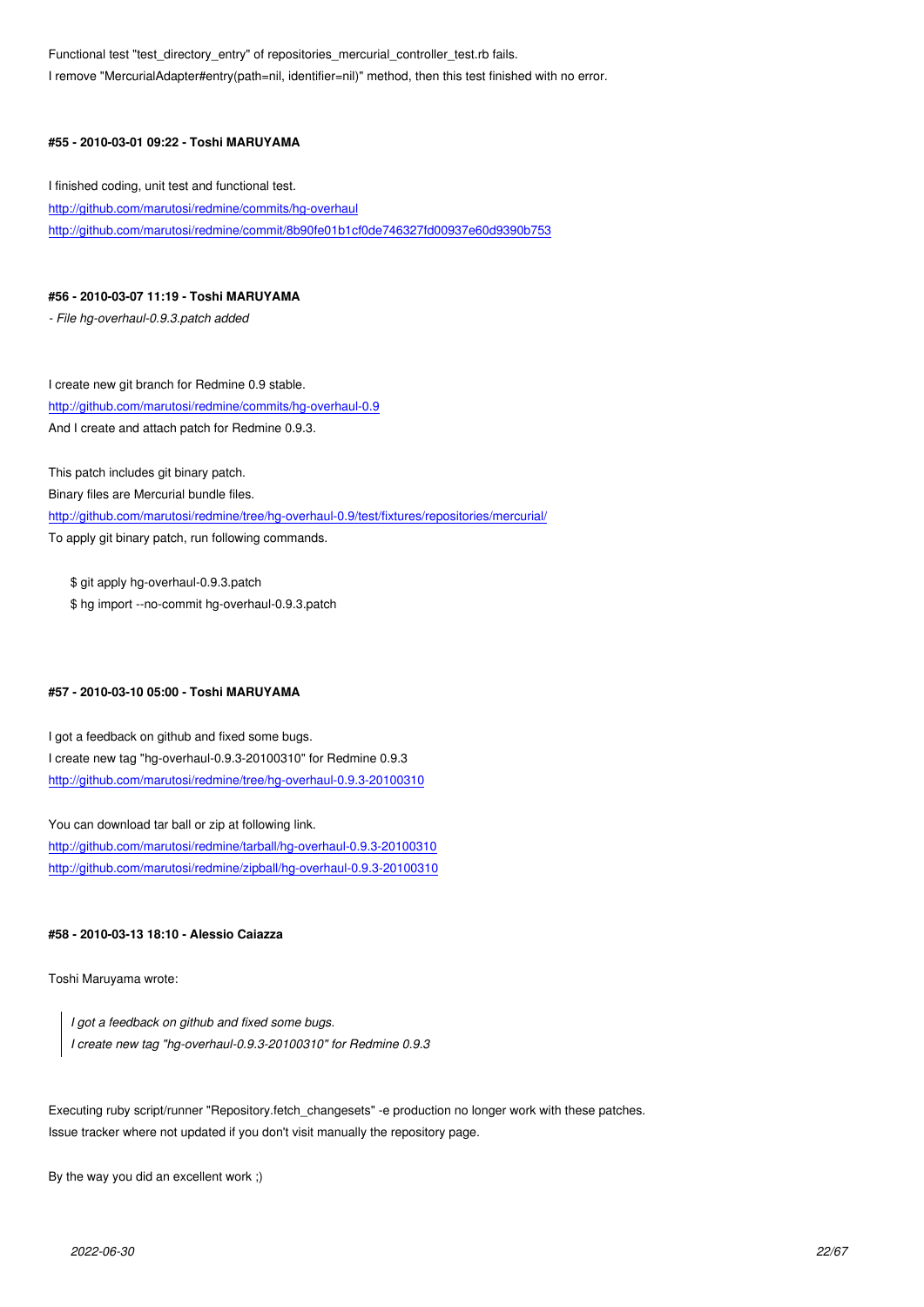Functional test "test_directory_entry" of repositories_mercurial_controller_test.rb fails.
I remove "MercurialAdapter#entry(path=nil, identifier=nil)" method, then this test finished with no error.

#### #55 - 2010-03-01 09:22 - Toshi MARUYAMA

I finished coding, unit test and functional test.
http://github.com/marutosi/redmine/commits/hg-overhaul
http://github.com/marutosi/redmine/commit/8b90fe01b1cf0de746327fd00937e60d9390b753

#### #56 - 2010-03-07 11:19 - Toshi MARUYAMA

*- File hg-overhaul-0.9.3.patch added*

I create new git branch for Redmine 0.9 stable.
http://github.com/marutosi/redmine/commits/hg-overhaul-0.9
And I create and attach patch for Redmine 0.9.3.

This patch includes git binary patch.
Binary files are Mercurial bundle files.
http://github.com/marutosi/redmine/tree/hg-overhaul-0.9/test/fixtures/repositories/mercurial/
To apply git binary patch, run following commands.

```
$ git apply hg-overhaul-0.9.3.patch
$ hg import --no-commit hg-overhaul-0.9.3.patch
```

#### #57 - 2010-03-10 05:00 - Toshi MARUYAMA

I got a feedback on github and fixed some bugs.
I create new tag "hg-overhaul-0.9.3-20100310" for Redmine 0.9.3
http://github.com/marutosi/redmine/tree/hg-overhaul-0.9.3-20100310

You can download tar ball or zip at following link.
http://github.com/marutosi/redmine/tarball/hg-overhaul-0.9.3-20100310
http://github.com/marutosi/redmine/zipball/hg-overhaul-0.9.3-20100310

#### #58 - 2010-03-13 18:10 - Alessio Caiazza

Toshi Maruyama wrote:

> *I got a feedback on github and fixed some bugs.*
> *I create new tag "hg-overhaul-0.9.3-20100310" for Redmine 0.9.3*

Executing ruby script/runner "Repository.fetch_changesets" -e production no longer work with these patches.
Issue tracker where not updated if you don't visit manually the repository page.

By the way you did an excellent work ;)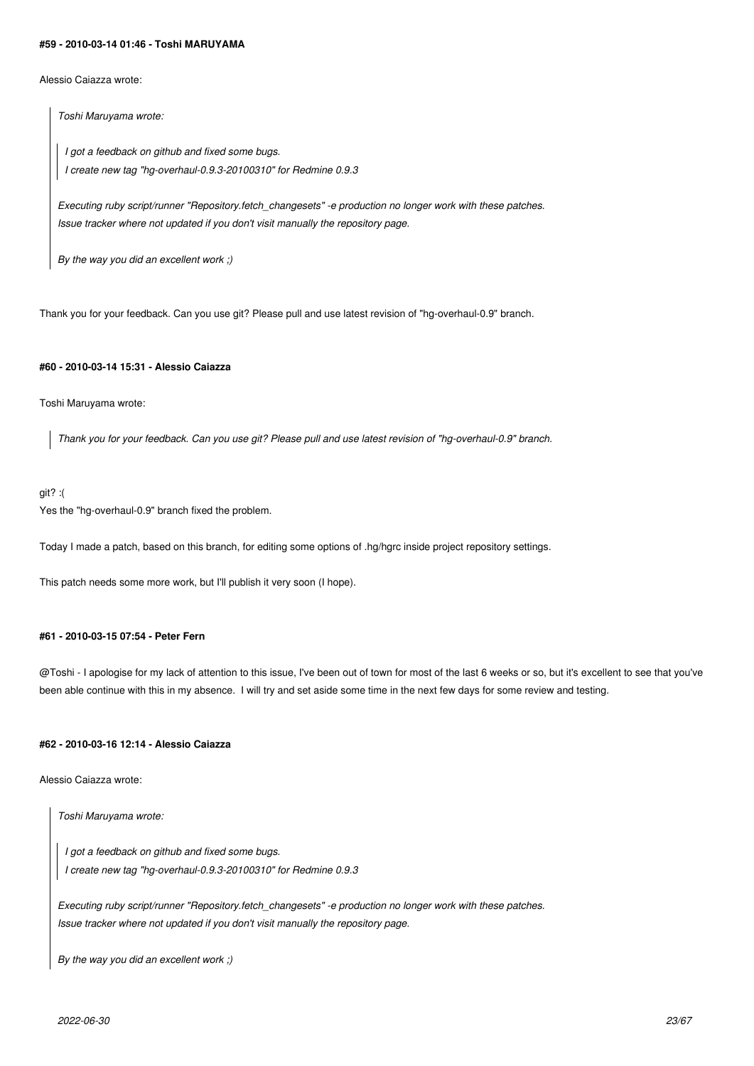#### #59 - 2010-03-14 01:46 - Toshi MARUYAMA

Alessio Caiazza wrote:

> *Toshi Maruyama wrote:*
>
> > *I got a feedback on github and fixed some bugs.*
> > *I create new tag "hg-overhaul-0.9.3-20100310" for Redmine 0.9.3*
>
> *Executing ruby script/runner "Repository.fetch_changesets" -e production no longer work with these patches.*
> *Issue tracker where not updated if you don't visit manually the repository page.*
>
> *By the way you did an excellent work ;)*

Thank you for your feedback. Can you use git? Please pull and use latest revision of "hg-overhaul-0.9" branch.

#### #60 - 2010-03-14 15:31 - Alessio Caiazza

Toshi Maruyama wrote:

> *Thank you for your feedback. Can you use git? Please pull and use latest revision of "hg-overhaul-0.9" branch.*

git? :(
Yes the "hg-overhaul-0.9" branch fixed the problem.

Today I made a patch, based on this branch, for editing some options of .hg/hgrc inside project repository settings.

This patch needs some more work, but I'll publish it very soon (I hope).

#### #61 - 2010-03-15 07:54 - Peter Fern

@Toshi - I apologise for my lack of attention to this issue, I've been out of town for most of the last 6 weeks or so, but it's excellent to see that you've been able continue with this in my absence. I will try and set aside some time in the next few days for some review and testing.

#### #62 - 2010-03-16 12:14 - Alessio Caiazza

Alessio Caiazza wrote:

> *Toshi Maruyama wrote:*
>
> > *I got a feedback on github and fixed some bugs.*
> > *I create new tag "hg-overhaul-0.9.3-20100310" for Redmine 0.9.3*
>
> *Executing ruby script/runner "Repository.fetch_changesets" -e production no longer work with these patches.*
> *Issue tracker where not updated if you don't visit manually the repository page.*
>
> *By the way you did an excellent work ;)*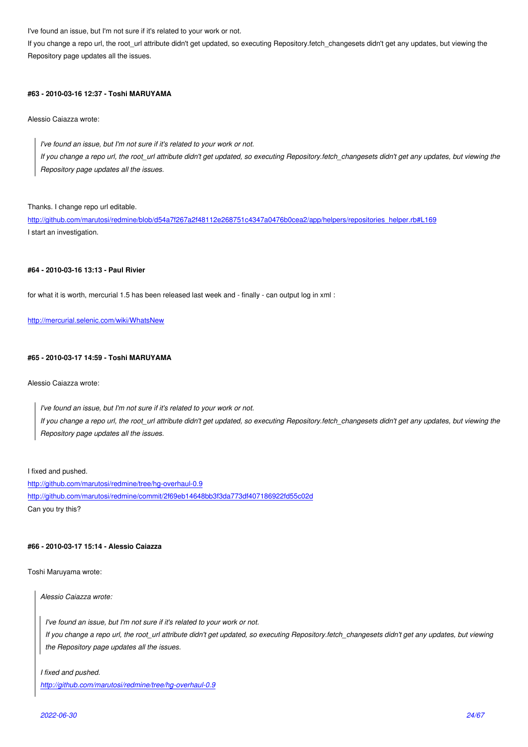I've found an issue, but I'm not sure if it's related to your work or not.
If you change a repo url, the root_url attribute didn't get updated, so executing Repository.fetch_changesets didn't get any updates, but viewing the Repository page updates all the issues.

#### #63 - 2010-03-16 12:37 - Toshi MARUYAMA

Alessio Caiazza wrote:

> *I've found an issue, but I'm not sure if it's related to your work or not.*
> *If you change a repo url, the root_url attribute didn't get updated, so executing Repository.fetch_changesets didn't get any updates, but viewing the Repository page updates all the issues.*

Thanks. I change repo url editable.
http://github.com/marutosi/redmine/blob/d54a7f267a2f48112e268751c4347a0476b0cea2/app/helpers/repositories_helper.rb#L169
I start an investigation.

#### #64 - 2010-03-16 13:13 - Paul Rivier

for what it is worth, mercurial 1.5 has been released last week and - finally - can output log in xml :

http://mercurial.selenic.com/wiki/WhatsNew

#### #65 - 2010-03-17 14:59 - Toshi MARUYAMA

Alessio Caiazza wrote:

> *I've found an issue, but I'm not sure if it's related to your work or not.*
> *If you change a repo url, the root_url attribute didn't get updated, so executing Repository.fetch_changesets didn't get any updates, but viewing the Repository page updates all the issues.*

I fixed and pushed.
http://github.com/marutosi/redmine/tree/hg-overhaul-0.9
http://github.com/marutosi/redmine/commit/2f69eb14648bb3f3da773df407186922fd55c02d
Can you try this?

#### #66 - 2010-03-17 15:14 - Alessio Caiazza

Toshi Maruyama wrote:

> *Alessio Caiazza wrote:*
>
> > *I've found an issue, but I'm not sure if it's related to your work or not.*
> > *If you change a repo url, the root_url attribute didn't get updated, so executing Repository.fetch_changesets didn't get any updates, but viewing the Repository page updates all the issues.*
>
> *I fixed and pushed.*
> *http://github.com/marutosi/redmine/tree/hg-overhaul-0.9*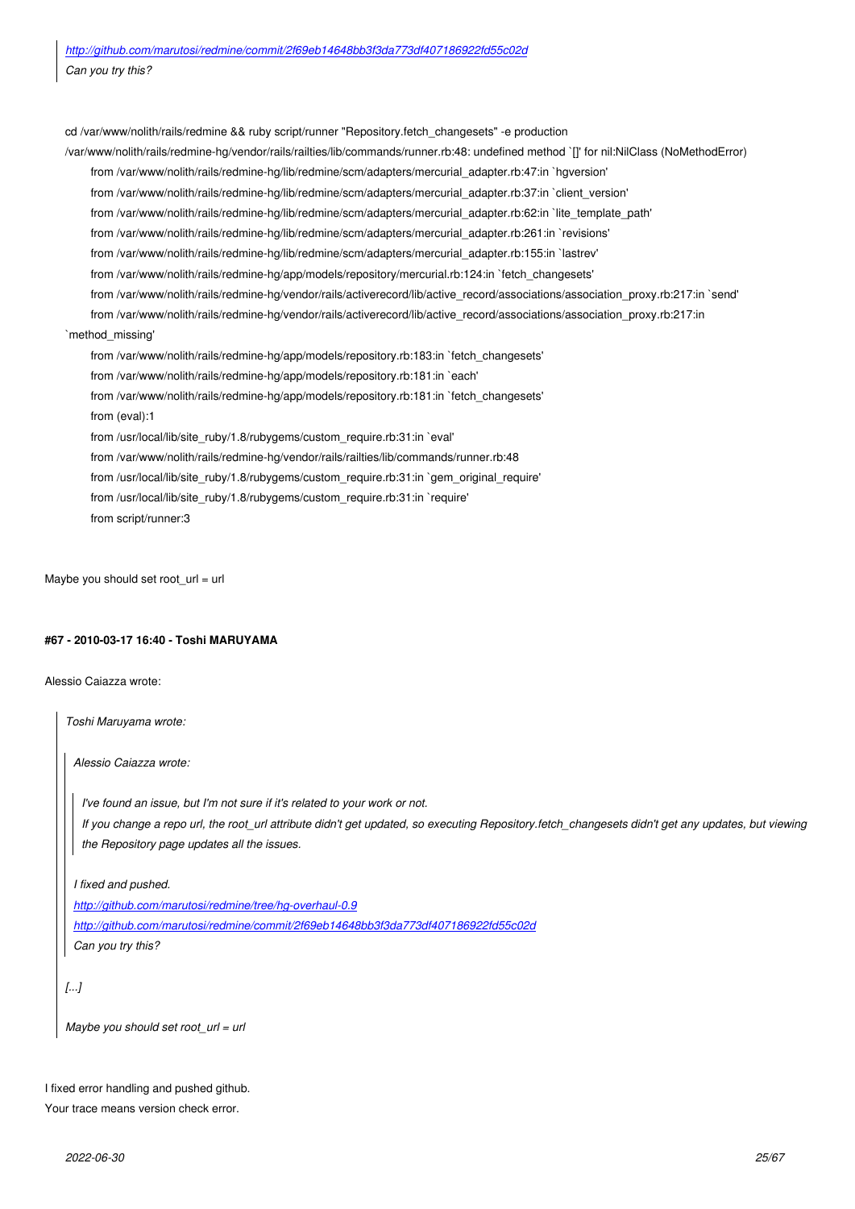> *http://github.com/marutosi/redmine/commit/2f69eb14648bb3f3da773df407186922fd55c02d*
> *Can you try this?*

```
cd /var/www/nolith/rails/redmine && ruby script/runner "Repository.fetch_changesets" -e production
/var/www/nolith/rails/redmine-hg/vendor/rails/railties/lib/commands/runner.rb:48: undefined method `[]' for nil:NilClass (NoMethodError)
    from /var/www/nolith/rails/redmine-hg/lib/redmine/scm/adapters/mercurial_adapter.rb:47:in `hgversion'
    from /var/www/nolith/rails/redmine-hg/lib/redmine/scm/adapters/mercurial_adapter.rb:37:in `client_version'
    from /var/www/nolith/rails/redmine-hg/lib/redmine/scm/adapters/mercurial_adapter.rb:62:in `lite_template_path'
    from /var/www/nolith/rails/redmine-hg/lib/redmine/scm/adapters/mercurial_adapter.rb:261:in `revisions'
    from /var/www/nolith/rails/redmine-hg/lib/redmine/scm/adapters/mercurial_adapter.rb:155:in `lastrev'
    from /var/www/nolith/rails/redmine-hg/app/models/repository/mercurial.rb:124:in `fetch_changesets'
    from /var/www/nolith/rails/redmine-hg/vendor/rails/activerecord/lib/active_record/associations/association_proxy.rb:217:in `send'
    from /var/www/nolith/rails/redmine-hg/vendor/rails/activerecord/lib/active_record/associations/association_proxy.rb:217:in
`method_missing'
    from /var/www/nolith/rails/redmine-hg/app/models/repository.rb:183:in `fetch_changesets'
    from /var/www/nolith/rails/redmine-hg/app/models/repository.rb:181:in `each'
    from /var/www/nolith/rails/redmine-hg/app/models/repository.rb:181:in `fetch_changesets'
    from (eval):1
    from /usr/local/lib/site_ruby/1.8/rubygems/custom_require.rb:31:in `eval'
    from /var/www/nolith/rails/redmine-hg/vendor/rails/railties/lib/commands/runner.rb:48
    from /usr/local/lib/site_ruby/1.8/rubygems/custom_require.rb:31:in `gem_original_require'
    from /usr/local/lib/site_ruby/1.8/rubygems/custom_require.rb:31:in `require'
    from script/runner:3
```

Maybe you should set root_url = url

#### #67 - 2010-03-17 16:40 - Toshi MARUYAMA

Alessio Caiazza wrote:

> *Toshi Maruyama wrote:*
>
> > *Alessio Caiazza wrote:*
> >
> > > *I've found an issue, but I'm not sure if it's related to your work or not.*
> > > *If you change a repo url, the root_url attribute didn't get updated, so executing Repository.fetch_changesets didn't get any updates, but viewing the Repository page updates all the issues.*
> >
> > *I fixed and pushed.*
> > *http://github.com/marutosi/redmine/tree/hg-overhaul-0.9*
> > *http://github.com/marutosi/redmine/commit/2f69eb14648bb3f3da773df407186922fd55c02d*
> > *Can you try this?*
>
> *[...]*
>
> *Maybe you should set root_url = url*

I fixed error handling and pushed github.
Your trace means version check error.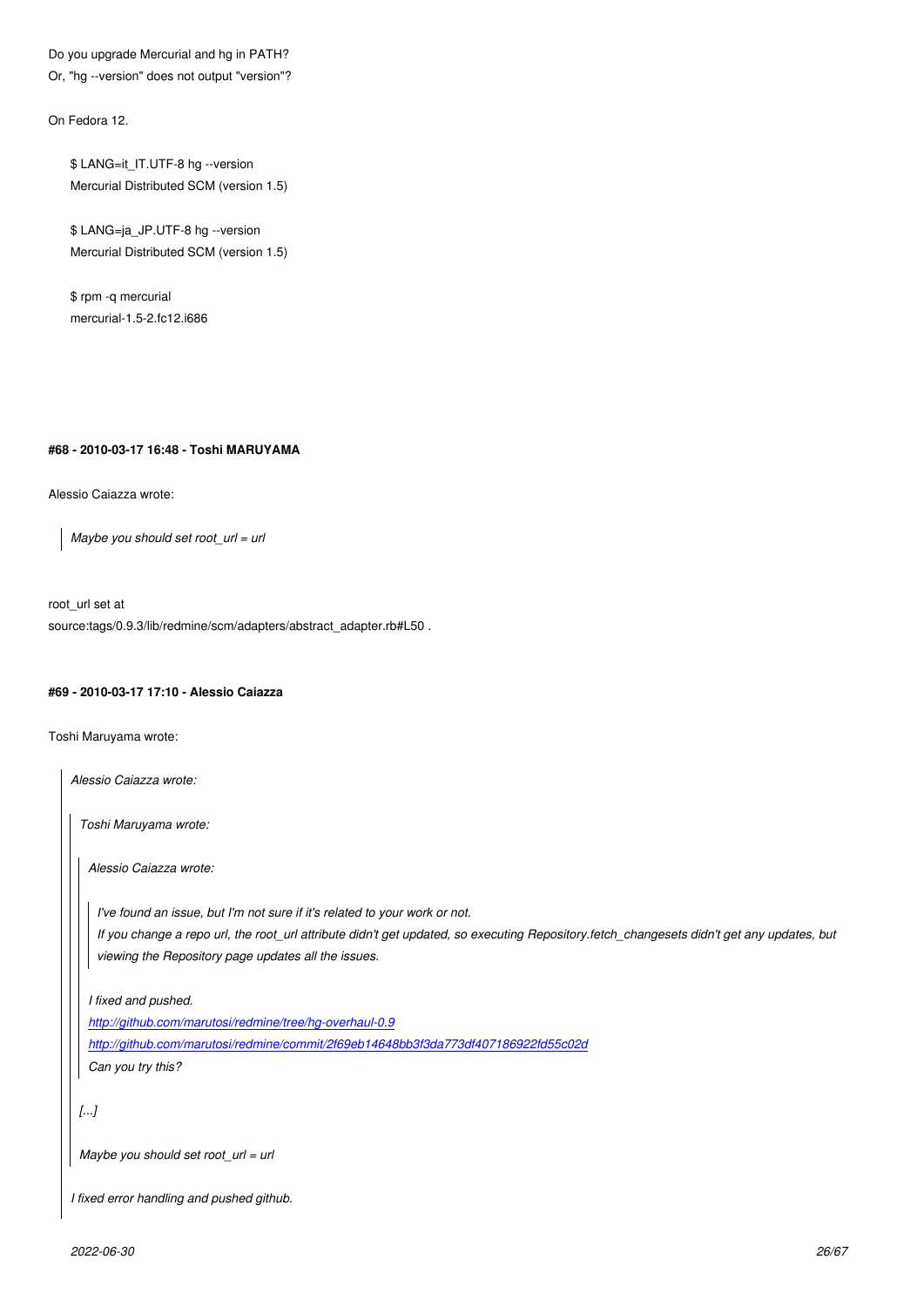Do you upgrade Mercurial and hg in PATH?
Or, "hg --version" does not output "version"?

On Fedora 12.

```
$ LANG=it_IT.UTF-8 hg --version
Mercurial Distributed SCM (version 1.5)

$ LANG=ja_JP.UTF-8 hg --version
Mercurial Distributed SCM (version 1.5)

$ rpm -q mercurial
mercurial-1.5-2.fc12.i686
```

**#68 - 2010-03-17 16:48 - Toshi MARUYAMA**

Alessio Caiazza wrote:

> *Maybe you should set root_url = url*

root_url set at
source:tags/0.9.3/lib/redmine/scm/adapters/abstract_adapter.rb#L50 .

**#69 - 2010-03-17 17:10 - Alessio Caiazza**

Toshi Maruyama wrote:

> *Alessio Caiazza wrote:*
>
> > *Toshi Maruyama wrote:*
> >
> > > *Alessio Caiazza wrote:*
> > >
> > > > *I've found an issue, but I'm not sure if it's related to your work or not.*
> > > > *If you change a repo url, the root_url attribute didn't get updated, so executing Repository.fetch_changesets didn't get any updates, but viewing the Repository page updates all the issues.*
> > >
> > > *I fixed and pushed.*
> > > *http://github.com/marutosi/redmine/tree/hg-overhaul-0.9*
> > > *http://github.com/marutosi/redmine/commit/2f69eb14648bb3f3da773df407186922fd55c02d*
> > > *Can you try this?*
> >
> > *[...]*
> >
> > *Maybe you should set root_url = url*
>
> *I fixed error handling and pushed github.*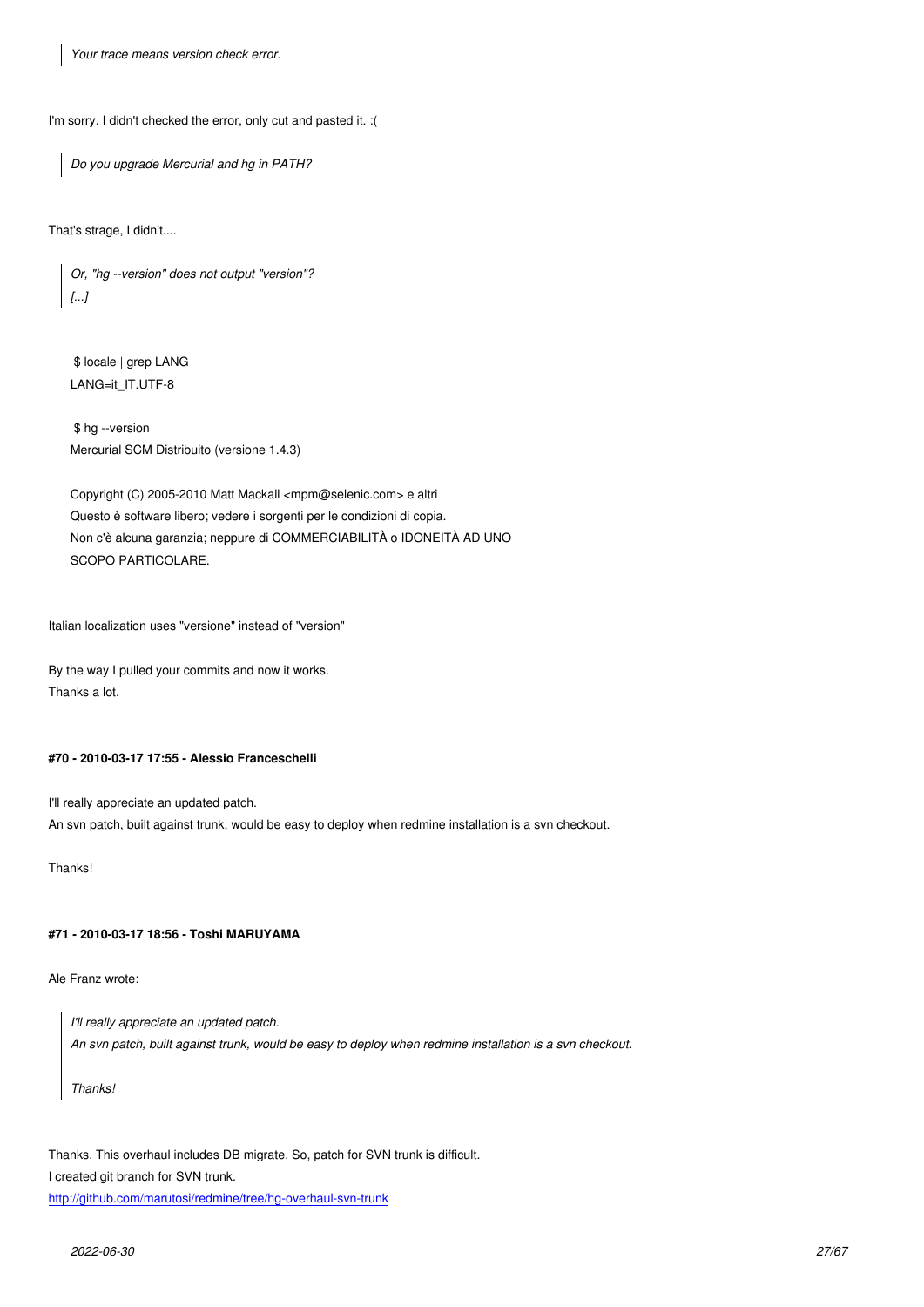> *Your trace means version check error.*

I'm sorry. I didn't checked the error, only cut and pasted it. :(

> *Do you upgrade Mercurial and hg in PATH?*

That's strage, I didn't....

> *Or, "hg --version" does not output "version"?*
> *[...]*

```
 $ locale | grep LANG
LANG=it_IT.UTF-8

 $ hg --version
Mercurial SCM Distribuito (versione 1.4.3)

Copyright (C) 2005-2010 Matt Mackall <mpm@selenic.com> e altri
Questo è software libero; vedere i sorgenti per le condizioni di copia.
Non c'è alcuna garanzia; neppure di COMMERCIABILITÀ o IDONEITÀ AD UNO
SCOPO PARTICOLARE.
```

Italian localization uses "versione" instead of "version"

By the way I pulled your commits and now it works.
Thanks a lot.

#### #70 - 2010-03-17 17:55 - Alessio Franceschelli

I'll really appreciate an updated patch.
An svn patch, built against trunk, would be easy to deploy when redmine installation is a svn checkout.

Thanks!

#### #71 - 2010-03-17 18:56 - Toshi MARUYAMA

Ale Franz wrote:

> *I'll really appreciate an updated patch.*
> *An svn patch, built against trunk, would be easy to deploy when redmine installation is a svn checkout.*
>
> *Thanks!*

Thanks. This overhaul includes DB migrate. So, patch for SVN trunk is difficult.
I created git branch for SVN trunk.
[http://github.com/marutosi/redmine/tree/hg-overhaul-svn-trunk](http://github.com/marutosi/redmine/tree/hg-overhaul-svn-trunk)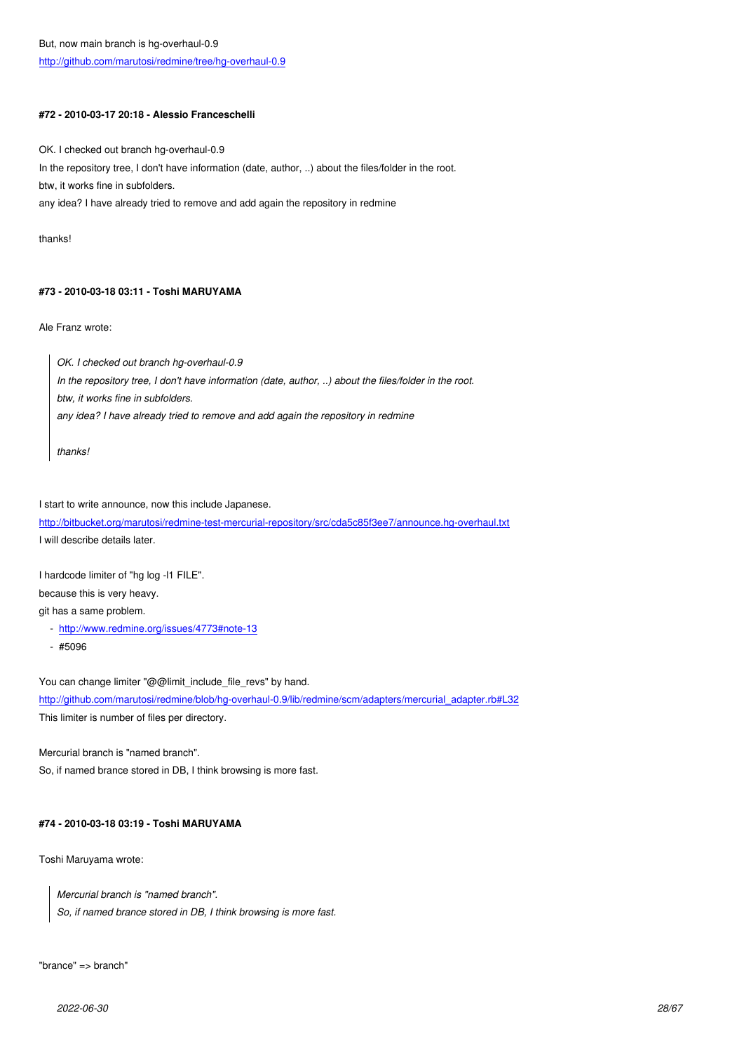But, now main branch is hg-overhaul-0.9
http://github.com/marutosi/redmine/tree/hg-overhaul-0.9

#### #72 - 2010-03-17 20:18 - Alessio Franceschelli

OK. I checked out branch hg-overhaul-0.9
In the repository tree, I don't have information (date, author, ..) about the files/folder in the root.
btw, it works fine in subfolders.
any idea? I have already tried to remove and add again the repository in redmine

thanks!

#### #73 - 2010-03-18 03:11 - Toshi MARUYAMA

Ale Franz wrote:

> *OK. I checked out branch hg-overhaul-0.9*
> *In the repository tree, I don't have information (date, author, ..) about the files/folder in the root.*
> *btw, it works fine in subfolders.*
> *any idea? I have already tried to remove and add again the repository in redmine*
>
> *thanks!*

I start to write announce, now this include Japanese.
http://bitbucket.org/marutosi/redmine-test-mercurial-repository/src/cda5c85f3ee7/announce.hg-overhaul.txt
I will describe details later.

I hardcode limiter of "hg log -l1 FILE".
because this is very heavy.
git has a same problem.

- http://www.redmine.org/issues/4773#note-13
- #5096

You can change limiter "@@limit_include_file_revs" by hand.
http://github.com/marutosi/redmine/blob/hg-overhaul-0.9/lib/redmine/scm/adapters/mercurial_adapter.rb#L32
This limiter is number of files per directory.

Mercurial branch is "named branch".
So, if named brance stored in DB, I think browsing is more fast.

#### #74 - 2010-03-18 03:19 - Toshi MARUYAMA

Toshi Maruyama wrote:

> *Mercurial branch is "named branch".*
> *So, if named brance stored in DB, I think browsing is more fast.*

"brance" => branch"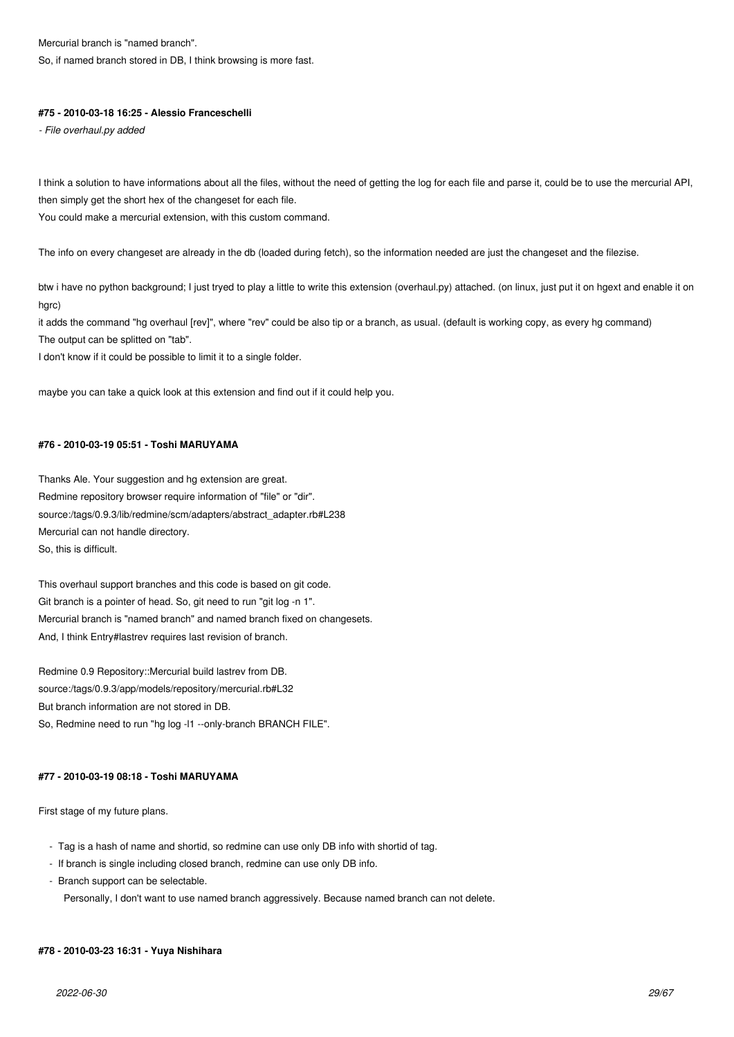Mercurial branch is "named branch".
So, if named branch stored in DB, I think browsing is more fast.

#### #75 - 2010-03-18 16:25 - Alessio Franceschelli

*- File overhaul.py added*

I think a solution to have informations about all the files, without the need of getting the log for each file and parse it, could be to use the mercurial API, then simply get the short hex of the changeset for each file.
You could make a mercurial extension, with this custom command.

The info on every changeset are already in the db (loaded during fetch), so the information needed are just the changeset and the filezise.

btw i have no python background; I just tryed to play a little to write this extension (overhaul.py) attached. (on linux, just put it on hgext and enable it on hgrc)
it adds the command "hg overhaul [rev]", where "rev" could be also tip or a branch, as usual. (default is working copy, as every hg command)
The output can be splitted on "tab".
I don't know if it could be possible to limit it to a single folder.

maybe you can take a quick look at this extension and find out if it could help you.

#### #76 - 2010-03-19 05:51 - Toshi MARUYAMA

Thanks Ale. Your suggestion and hg extension are great.
Redmine repository browser require information of "file" or "dir".
source:/tags/0.9.3/lib/redmine/scm/adapters/abstract_adapter.rb#L238
Mercurial can not handle directory.
So, this is difficult.

This overhaul support branches and this code is based on git code.
Git branch is a pointer of head. So, git need to run "git log -n 1".
Mercurial branch is "named branch" and named branch fixed on changesets.
And, I think Entry#lastrev requires last revision of branch.

Redmine 0.9 Repository::Mercurial build lastrev from DB.
source:/tags/0.9.3/app/models/repository/mercurial.rb#L32
But branch information are not stored in DB.
So, Redmine need to run "hg log -l1 --only-branch BRANCH FILE".

#### #77 - 2010-03-19 08:18 - Toshi MARUYAMA

First stage of my future plans.

- Tag is a hash of name and shortid, so redmine can use only DB info with shortid of tag.
- If branch is single including closed branch, redmine can use only DB info.
- Branch support can be selectable.
  Personally, I don't want to use named branch aggressively. Because named branch can not delete.

#### #78 - 2010-03-23 16:31 - Yuya Nishihara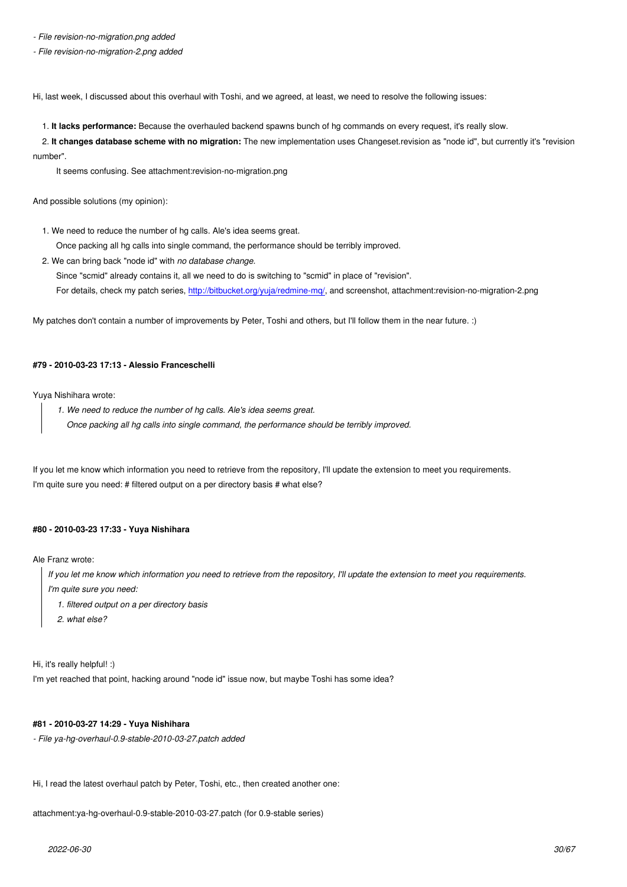- *File revision-no-migration.png added*
- *File revision-no-migration-2.png added*

Hi, last week, I discussed about this overhaul with Toshi, and we agreed, at least, we need to resolve the following issues:

1. **It lacks performance:** Because the overhauled backend spawns bunch of hg commands on every request, it's really slow.
2. **It changes database scheme with no migration:** The new implementation uses Changeset.revision as "node id", but currently it's "revision number".
   It seems confusing. See attachment:revision-no-migration.png

And possible solutions (my opinion):

1. We need to reduce the number of hg calls. Ale's idea seems great.
   Once packing all hg calls into single command, the performance should be terribly improved.
2. We can bring back "node id" with *no database change*.
   Since "scmid" already contains it, all we need to do is switching to "scmid" in place of "revision".
   For details, check my patch series, http://bitbucket.org/yuja/redmine-mq/, and screenshot, attachment:revision-no-migration-2.png

My patches don't contain a number of improvements by Peter, Toshi and others, but I'll follow them in the near future. :)

#### #79 - 2010-03-23 17:13 - Alessio Franceschelli

Yuya Nishihara wrote:

> *1. We need to reduce the number of hg calls. Ale's idea seems great.*
> *Once packing all hg calls into single command, the performance should be terribly improved.*

If you let me know which information you need to retrieve from the repository, I'll update the extension to meet you requirements.
I'm quite sure you need: # filtered output on a per directory basis # what else?

#### #80 - 2010-03-23 17:33 - Yuya Nishihara

Ale Franz wrote:

> *If you let me know which information you need to retrieve from the repository, I'll update the extension to meet you requirements.*
> *I'm quite sure you need:*
> *1. filtered output on a per directory basis*
> *2. what else?*

Hi, it's really helpful! :)
I'm yet reached that point, hacking around "node id" issue now, but maybe Toshi has some idea?

#### #81 - 2010-03-27 14:29 - Yuya Nishihara

- *File ya-hg-overhaul-0.9-stable-2010-03-27.patch added*

Hi, I read the latest overhaul patch by Peter, Toshi, etc., then created another one:

attachment:ya-hg-overhaul-0.9-stable-2010-03-27.patch (for 0.9-stable series)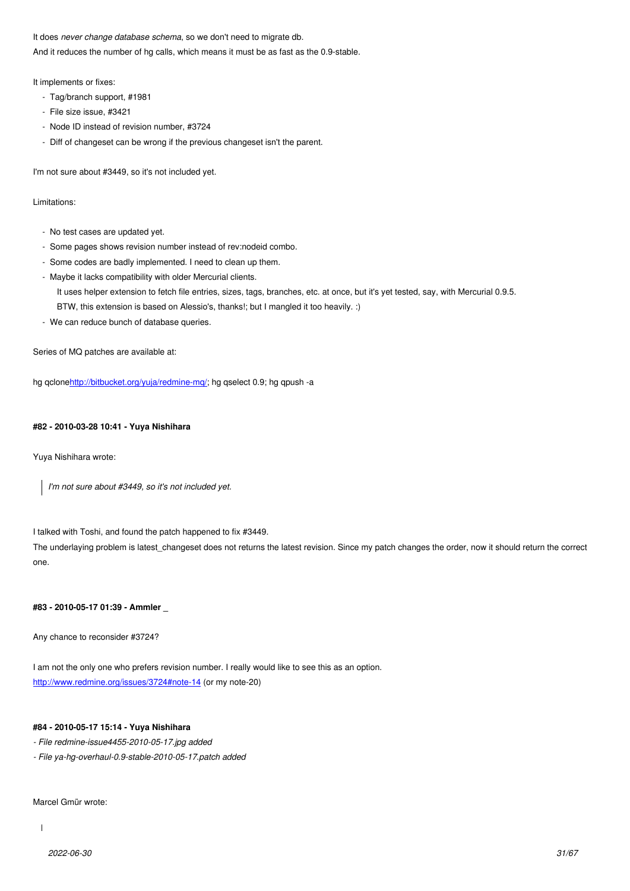It does *never change database schema*, so we don't need to migrate db.
And it reduces the number of hg calls, which means it must be as fast as the 0.9-stable.

It implements or fixes:

- Tag/branch support, #1981
- File size issue, #3421
- Node ID instead of revision number, #3724
- Diff of changeset can be wrong if the previous changeset isn't the parent.

I'm not sure about #3449, so it's not included yet.

Limitations:

- No test cases are updated yet.
- Some pages shows revision number instead of rev:nodeid combo.
- Some codes are badly implemented. I need to clean up them.
- Maybe it lacks compatibility with older Mercurial clients.
  It uses helper extension to fetch file entries, sizes, tags, branches, etc. at once, but it's yet tested, say, with Mercurial 0.9.5.
  BTW, this extension is based on Alessio's, thanks!; but I mangled it too heavily. :)
- We can reduce bunch of database queries.

Series of MQ patches are available at:

hg qclonehttp://bitbucket.org/yuja/redmine-mq/; hg qselect 0.9; hg qpush -a

#### #82 - 2010-03-28 10:41 - Yuya Nishihara

Yuya Nishihara wrote:

> *I'm not sure about #3449, so it's not included yet.*

I talked with Toshi, and found the patch happened to fix #3449.
The underlaying problem is latest_changeset does not returns the latest revision. Since my patch changes the order, now it should return the correct one.

#### #83 - 2010-05-17 01:39 - Ammler _

Any chance to reconsider #3724?

I am not the only one who prefers revision number. I really would like to see this as an option.
http://www.redmine.org/issues/3724#note-14 (or my note-20)

#### #84 - 2010-05-17 15:14 - Yuya Nishihara

*- File redmine-issue4455-2010-05-17.jpg added*
*- File ya-hg-overhaul-0.9-stable-2010-05-17.patch added*

Marcel Gmür wrote: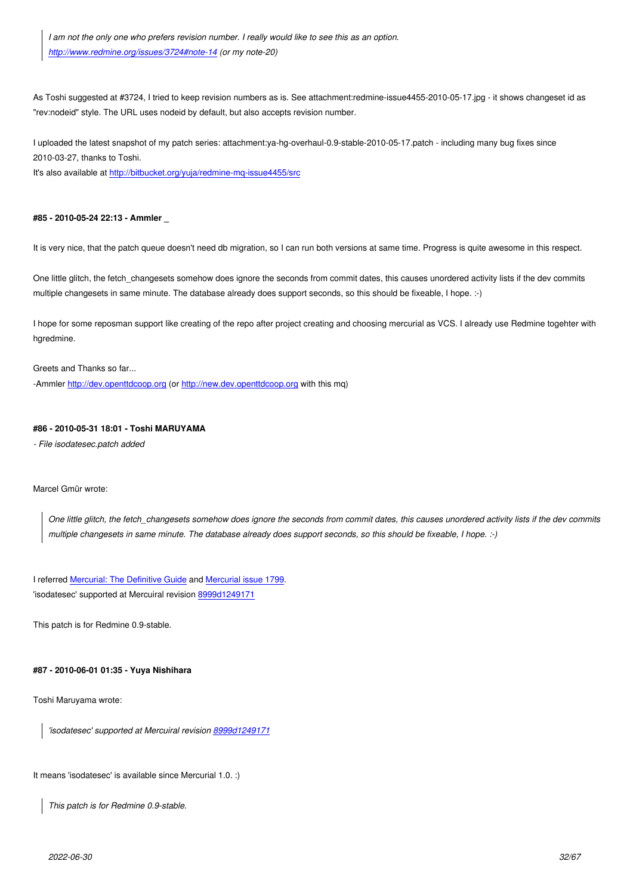> *I am not the only one who prefers revision number. I really would like to see this as an option.*
> *[http://www.redmine.org/issues/3724#note-14](http://www.redmine.org/issues/3724#note-14) (or my note-20)*

As Toshi suggested at #3724, I tried to keep revision numbers as is. See attachment:redmine-issue4455-2010-05-17.jpg - it shows changeset id as "rev:nodeid" style. The URL uses nodeid by default, but also accepts revision number.

I uploaded the latest snapshot of my patch series: attachment:ya-hg-overhaul-0.9-stable-2010-05-17.patch - including many bug fixes since 2010-03-27, thanks to Toshi.
It's also available at [http://bitbucket.org/yuja/redmine-mq-issue4455/src](http://bitbucket.org/yuja/redmine-mq-issue4455/src)

#### #85 - 2010-05-24 22:13 - Ammler _

It is very nice, that the patch queue doesn't need db migration, so I can run both versions at same time. Progress is quite awesome in this respect.

One little glitch, the fetch_changesets somehow does ignore the seconds from commit dates, this causes unordered activity lists if the dev commits multiple changesets in same minute. The database already does support seconds, so this should be fixeable, I hope. :-)

I hope for some reposman support like creating of the repo after project creating and choosing mercurial as VCS. I already use Redmine togehter with hgredmine.

Greets and Thanks so far...
-Ammler [http://dev.openttdcoop.org](http://dev.openttdcoop.org) (or [http://new.dev.openttdcoop.org](http://new.dev.openttdcoop.org) with this mq)

#### #86 - 2010-05-31 18:01 - Toshi MARUYAMA

*- File isodatesec.patch added*

Marcel Gmür wrote:

> *One little glitch, the fetch_changesets somehow does ignore the seconds from commit dates, this causes unordered activity lists if the dev commits multiple changesets in same minute. The database already does support seconds, so this should be fixeable, I hope. :-)*

I referred Mercurial: The Definitive Guide and Mercurial issue 1799.
'isodatesec' supported at Mercuiral revision 8999d1249171

This patch is for Redmine 0.9-stable.

#### #87 - 2010-06-01 01:35 - Yuya Nishihara

Toshi Maruyama wrote:

> *'isodatesec' supported at Mercuiral revision 8999d1249171*

It means 'isodatesec' is available since Mercurial 1.0. :)

> *This patch is for Redmine 0.9-stable.*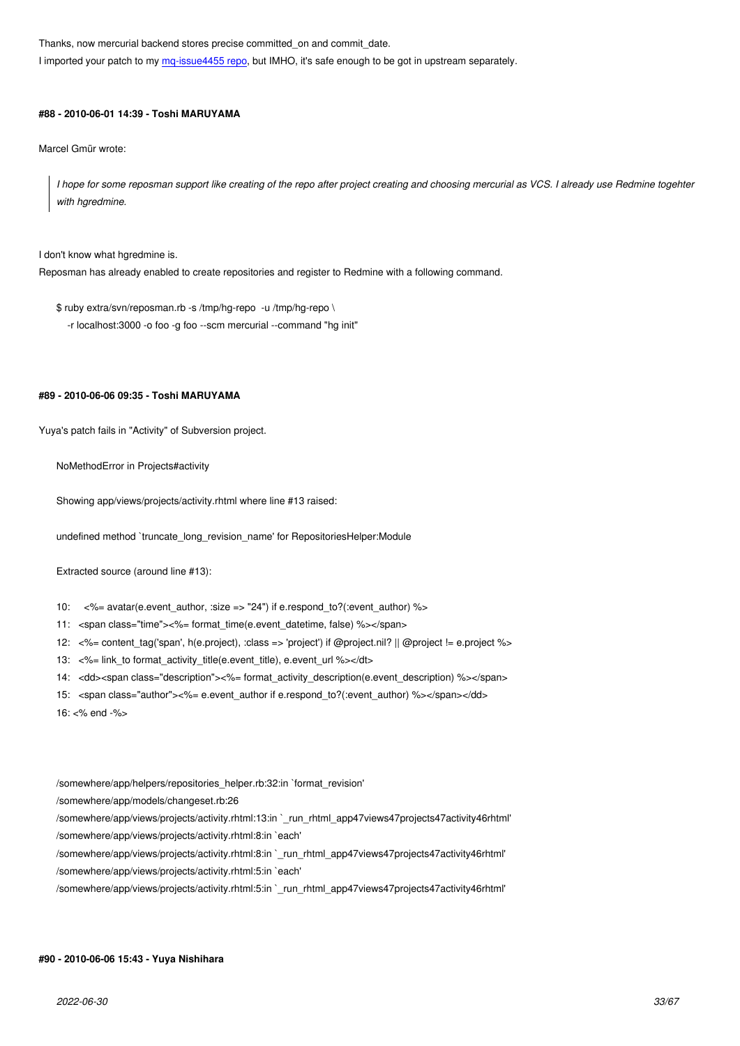Thanks, now mercurial backend stores precise committed_on and commit_date.

I imported your patch to my [mq-issue4455 repo](), but IMHO, it's safe enough to be got in upstream separately.

#### #88 - 2010-06-01 14:39 - Toshi MARUYAMA

Marcel Gmür wrote:

> *I hope for some reposman support like creating of the repo after project creating and choosing mercurial as VCS. I already use Redmine togehter with hgredmine.*

I don't know what hgredmine is.
Reposman has already enabled to create repositories and register to Redmine with a following command.

```
$ ruby extra/svn/reposman.rb -s /tmp/hg-repo  -u /tmp/hg-repo \
   -r localhost:3000 -o foo -g foo --scm mercurial --command "hg init"
```

#### #89 - 2010-06-06 09:35 - Toshi MARUYAMA

Yuya's patch fails in "Activity" of Subversion project.

```
NoMethodError in Projects#activity

Showing app/views/projects/activity.rhtml where line #13 raised:

undefined method `truncate_long_revision_name' for RepositoriesHelper:Module

Extracted source (around line #13):

10:     <%= avatar(e.event_author, :size => "24") if e.respond_to?(:event_author) %>
11:   <span class="time"><%= format_time(e.event_datetime, false) %></span>
12:   <%= content_tag('span', h(e.project), :class => 'project') if @project.nil? || @project != e.project %>
13:   <%= link_to format_activity_title(e.event_title), e.event_url %></dt>
14:   <dd><span class="description"><%= format_activity_description(e.event_description) %></span>
15:   <span class="author"><%= e.event_author if e.respond_to?(:event_author) %></span></dd>
16: <% end -%>

/somewhere/app/helpers/repositories_helper.rb:32:in `format_revision'
/somewhere/app/models/changeset.rb:26
/somewhere/app/views/projects/activity.rhtml:13:in `_run_rhtml_app47views47projects47activity46rhtml'
/somewhere/app/views/projects/activity.rhtml:8:in `each'
/somewhere/app/views/projects/activity.rhtml:8:in `_run_rhtml_app47views47projects47activity46rhtml'
/somewhere/app/views/projects/activity.rhtml:5:in `each'
/somewhere/app/views/projects/activity.rhtml:5:in `_run_rhtml_app47views47projects47activity46rhtml'
```

#### #90 - 2010-06-06 15:43 - Yuya Nishihara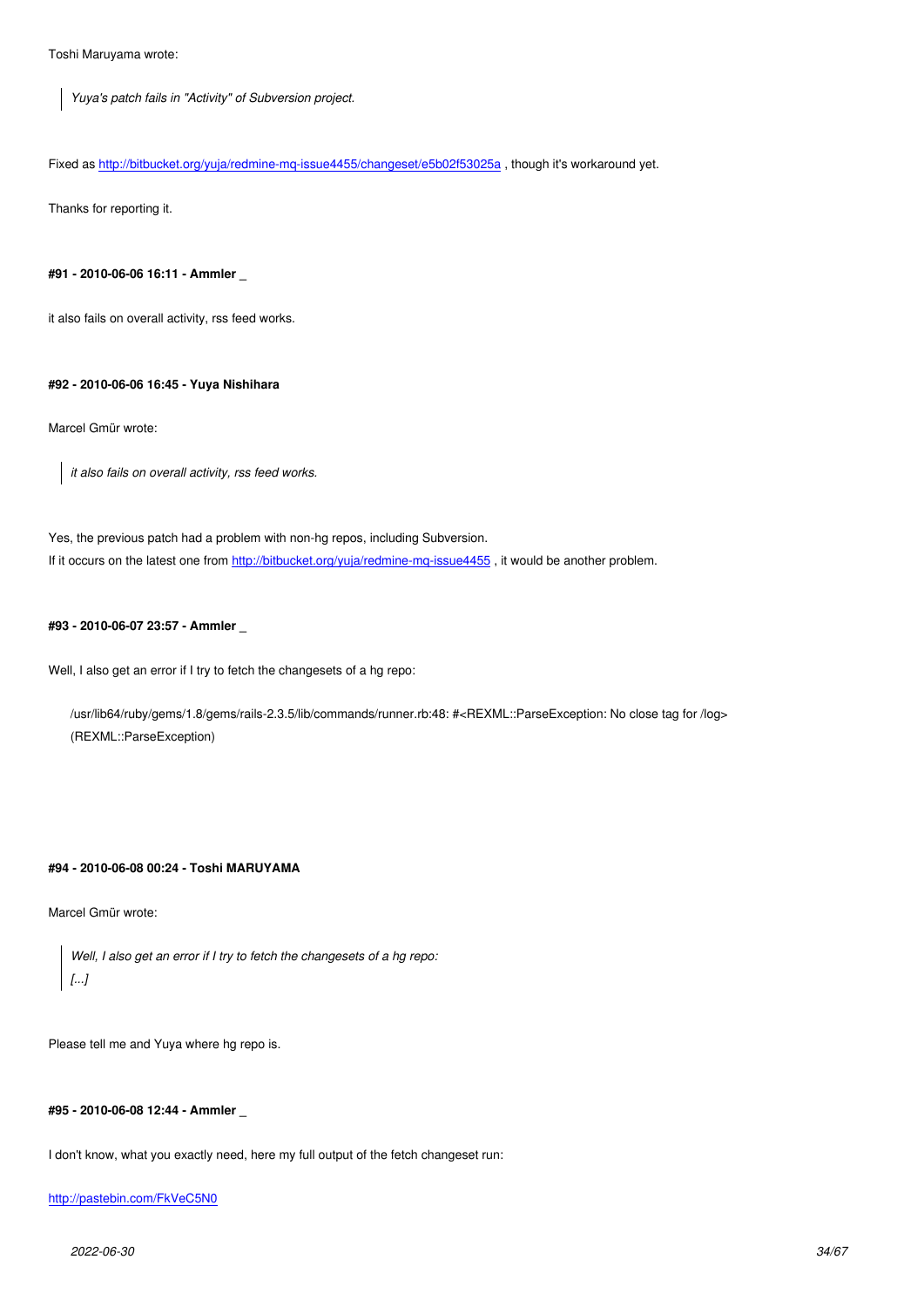Toshi Maruyama wrote:

> *Yuya's patch fails in "Activity" of Subversion project.*

Fixed as http://bitbucket.org/yuja/redmine-mq-issue4455/changeset/e5b02f53025a , though it's workaround yet.

Thanks for reporting it.

**#91 - 2010-06-06 16:11 - Ammler _**

it also fails on overall activity, rss feed works.

**#92 - 2010-06-06 16:45 - Yuya Nishihara**

Marcel Gmür wrote:

> *it also fails on overall activity, rss feed works.*

Yes, the previous patch had a problem with non-hg repos, including Subversion.
If it occurs on the latest one from http://bitbucket.org/yuja/redmine-mq-issue4455 , it would be another problem.

**#93 - 2010-06-07 23:57 - Ammler _**

Well, I also get an error if I try to fetch the changesets of a hg repo:

```
/usr/lib64/ruby/gems/1.8/gems/rails-2.3.5/lib/commands/runner.rb:48: #<REXML::ParseException: No close tag for /log>
(REXML::ParseException)
```

**#94 - 2010-06-08 00:24 - Toshi MARUYAMA**

Marcel Gmür wrote:

> *Well, I also get an error if I try to fetch the changesets of a hg repo:*
> *[...]*

Please tell me and Yuya where hg repo is.

**#95 - 2010-06-08 12:44 - Ammler _**

I don't know, what you exactly need, here my full output of the fetch changeset run:

http://pastebin.com/FkVeC5N0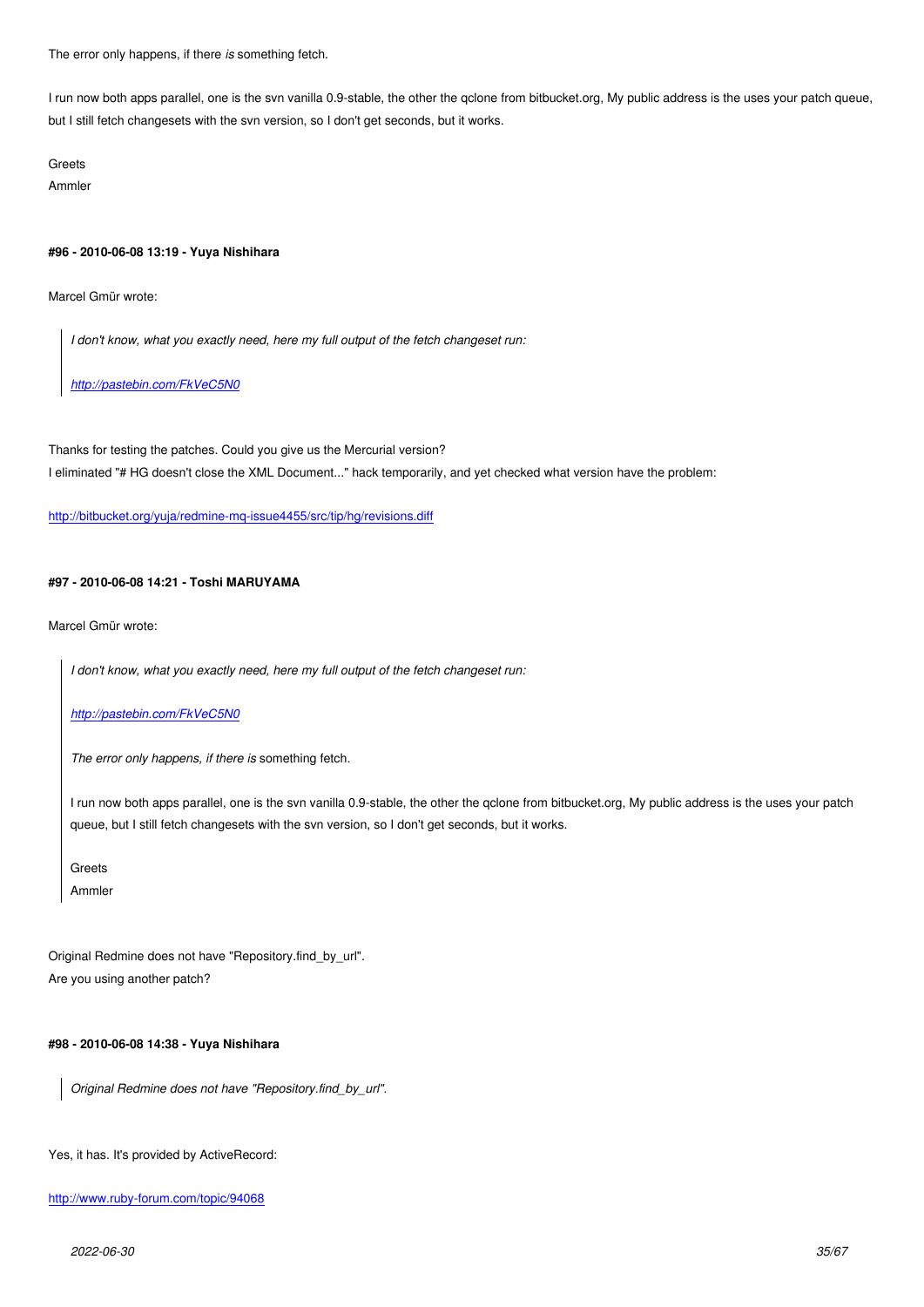The error only happens, if there *is* something fetch.

I run now both apps parallel, one is the svn vanilla 0.9-stable, the other the qclone from bitbucket.org, My public address is the uses your patch queue, but I still fetch changesets with the svn version, so I don't get seconds, but it works.

Greets
Ammler

#### #96 - 2010-06-08 13:19 - Yuya Nishihara

Marcel Gmür wrote:

> *I don't know, what you exactly need, here my full output of the fetch changeset run:*
>
> *http://pastebin.com/FkVeC5N0*

Thanks for testing the patches. Could you give us the Mercurial version?
I eliminated "# HG doesn't close the XML Document..." hack temporarily, and yet checked what version have the problem:

http://bitbucket.org/yuja/redmine-mq-issue4455/src/tip/hg/revisions.diff

#### #97 - 2010-06-08 14:21 - Toshi MARUYAMA

Marcel Gmür wrote:

> *I don't know, what you exactly need, here my full output of the fetch changeset run:*
>
> *http://pastebin.com/FkVeC5N0*
>
> *The error only happens, if there is* something fetch.
>
> I run now both apps parallel, one is the svn vanilla 0.9-stable, the other the qclone from bitbucket.org, My public address is the uses your patch queue, but I still fetch changesets with the svn version, so I don't get seconds, but it works.
>
> Greets
> Ammler

Original Redmine does not have "Repository.find_by_url".
Are you using another patch?

#### #98 - 2010-06-08 14:38 - Yuya Nishihara

> *Original Redmine does not have "Repository.find_by_url".*

Yes, it has. It's provided by ActiveRecord:

http://www.ruby-forum.com/topic/94068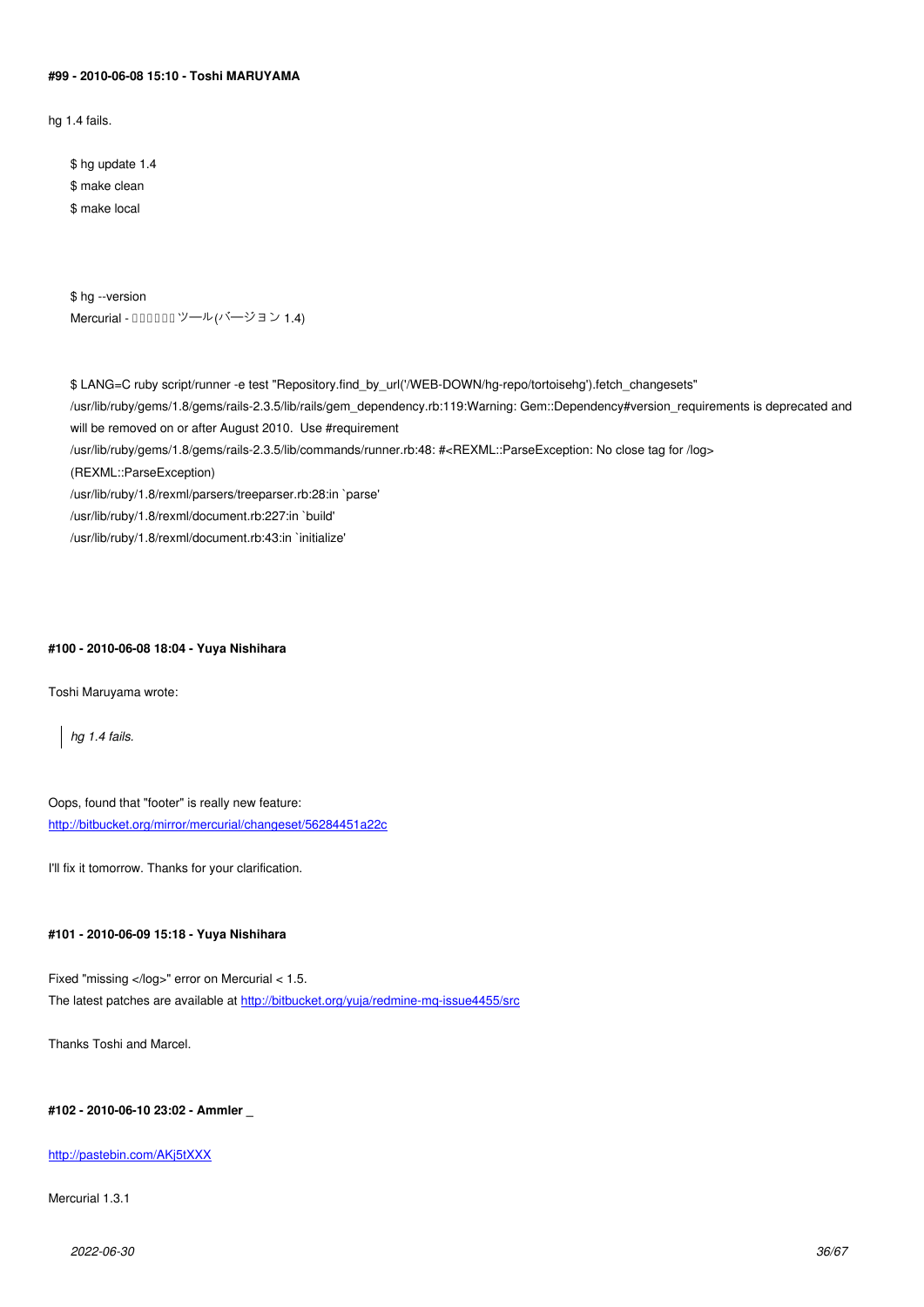**#99 - 2010-06-08 15:10 - Toshi MARUYAMA**

hg 1.4 fails.

```
$ hg update 1.4
$ make clean
$ make local
```

```
$ hg --version
Mercurial - □□□□□□ ツール(バージョン 1.4)
```

```
$ LANG=C ruby script/runner -e test "Repository.find_by_url('/WEB-DOWN/hg-repo/tortoisehg').fetch_changesets"
/usr/lib/ruby/gems/1.8/gems/rails-2.3.5/lib/rails/gem_dependency.rb:119:Warning: Gem::Dependency#version_requirements is deprecated and will be removed on or after August 2010.  Use #requirement
/usr/lib/ruby/gems/1.8/gems/rails-2.3.5/lib/commands/runner.rb:48: #<REXML::ParseException: No close tag for /log>
(REXML::ParseException)
/usr/lib/ruby/1.8/rexml/parsers/treeparser.rb:28:in `parse'
/usr/lib/ruby/1.8/rexml/document.rb:227:in `build'
/usr/lib/ruby/1.8/rexml/document.rb:43:in `initialize'
```

**#100 - 2010-06-08 18:04 - Yuya Nishihara**

Toshi Maruyama wrote:

> *hg 1.4 fails.*

Oops, found that "footer" is really new feature:
http://bitbucket.org/mirror/mercurial/changeset/56284451a22c

I'll fix it tomorrow. Thanks for your clarification.

**#101 - 2010-06-09 15:18 - Yuya Nishihara**

Fixed "missing </log>" error on Mercurial < 1.5.
The latest patches are available at http://bitbucket.org/yuja/redmine-mq-issue4455/src

Thanks Toshi and Marcel.

**#102 - 2010-06-10 23:02 - Ammler _**

http://pastebin.com/AKj5tXXX

Mercurial 1.3.1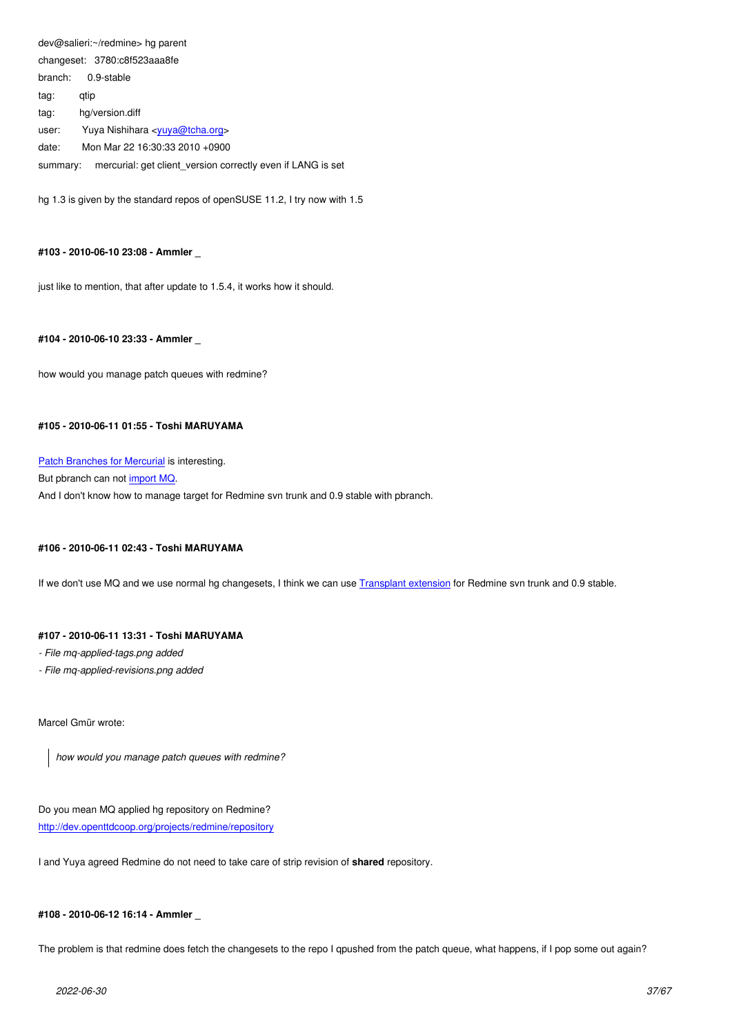```
dev@salieri:~/redmine> hg parent
changeset:   3780:c8f523aaa8fe
branch:      0.9-stable
tag:         qtip
tag:         hg/version.diff
user:        Yuya Nishihara <yuya@tcha.org>
date:        Mon Mar 22 16:30:33 2010 +0900
summary:     mercurial: get client_version correctly even if LANG is set
```

hg 1.3 is given by the standard repos of openSUSE 11.2, I try now with 1.5

#### #103 - 2010-06-10 23:08 - Ammler _

just like to mention, that after update to 1.5.4, it works how it should.

#### #104 - 2010-06-10 23:33 - Ammler _

how would you manage patch queues with redmine?

#### #105 - 2010-06-11 01:55 - Toshi MARUYAMA

[Patch Branches for Mercurial] is interesting.
But pbranch can not [import MQ].
And I don't know how to manage target for Redmine svn trunk and 0.9 stable with pbranch.

#### #106 - 2010-06-11 02:43 - Toshi MARUYAMA

If we don't use MQ and we use normal hg changesets, I think we can use [Transplant extension] for Redmine svn trunk and 0.9 stable.

#### #107 - 2010-06-11 13:31 - Toshi MARUYAMA

*- File mq-applied-tags.png added*
*- File mq-applied-revisions.png added*

Marcel Gmür wrote:

> *how would you manage patch queues with redmine?*

Do you mean MQ applied hg repository on Redmine?
http://dev.openttdcoop.org/projects/redmine/repository

I and Yuya agreed Redmine do not need to take care of strip revision of **shared** repository.

#### #108 - 2010-06-12 16:14 - Ammler _

The problem is that redmine does fetch the changesets to the repo I qpushed from the patch queue, what happens, if I pop some out again?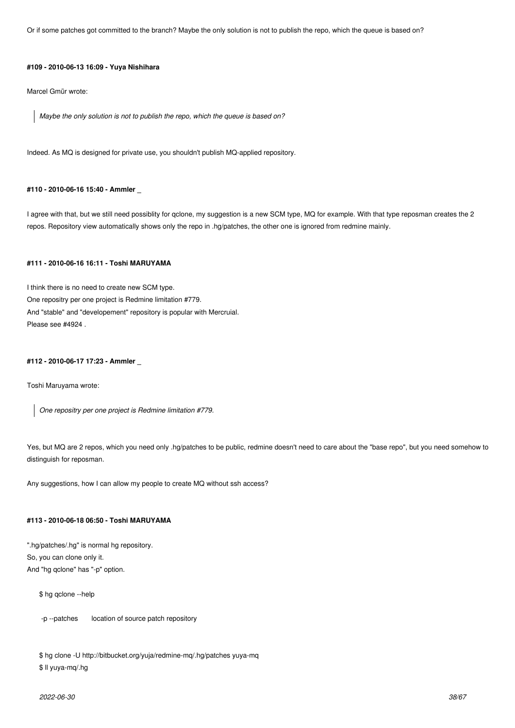Or if some patches got committed to the branch? Maybe the only solution is not to publish the repo, which the queue is based on?

#### #109 - 2010-06-13 16:09 - Yuya Nishihara

Marcel Gmür wrote:

> *Maybe the only solution is not to publish the repo, which the queue is based on?*

Indeed. As MQ is designed for private use, you shouldn't publish MQ-applied repository.

#### #110 - 2010-06-16 15:40 - Ammler _

I agree with that, but we still need possiblity for qclone, my suggestion is a new SCM type, MQ for example. With that type reposman creates the 2 repos. Repository view automatically shows only the repo in .hg/patches, the other one is ignored from redmine mainly.

#### #111 - 2010-06-16 16:11 - Toshi MARUYAMA

I think there is no need to create new SCM type.
One repositry per one project is Redmine limitation #779.
And "stable" and "developement" repository is popular with Mercruial.
Please see #4924 .

#### #112 - 2010-06-17 17:23 - Ammler _

Toshi Maruyama wrote:

> *One repositry per one project is Redmine limitation #779.*

Yes, but MQ are 2 repos, which you need only .hg/patches to be public, redmine doesn't need to care about the "base repo", but you need somehow to distinguish for reposman.

Any suggestions, how I can allow my people to create MQ without ssh access?

#### #113 - 2010-06-18 06:50 - Toshi MARUYAMA

".hg/patches/.hg" is normal hg repository.
So, you can clone only it.
And "hg qclone" has "-p" option.

```
$ hg qclone --help

 -p --patches       location of source patch repository
```

```
$ hg clone -U http://bitbucket.org/yuja/redmine-mq/.hg/patches yuya-mq
$ ll yuya-mq/.hg
```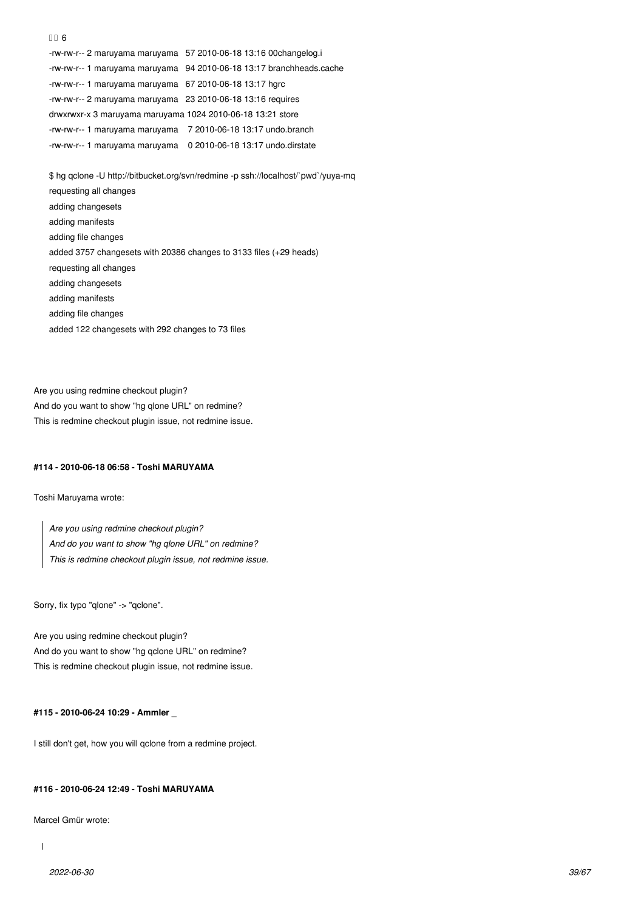```
□□ 6
-rw-rw-r-- 2 maruyama maruyama   57 2010-06-18 13:16 00changelog.i
-rw-rw-r-- 1 maruyama maruyama   94 2010-06-18 13:17 branchheads.cache
-rw-rw-r-- 1 maruyama maruyama   67 2010-06-18 13:17 hgrc
-rw-rw-r-- 2 maruyama maruyama   23 2010-06-18 13:16 requires
drwxrwxr-x 3 maruyama maruyama 1024 2010-06-18 13:21 store
-rw-rw-r-- 1 maruyama maruyama    7 2010-06-18 13:17 undo.branch
-rw-rw-r-- 1 maruyama maruyama    0 2010-06-18 13:17 undo.dirstate

$ hg qclone -U http://bitbucket.org/svn/redmine -p ssh://localhost/`pwd`/yuya-mq
requesting all changes
adding changesets
adding manifests
adding file changes
added 3757 changesets with 20386 changes to 3133 files (+29 heads)
requesting all changes
adding changesets
adding manifests
adding file changes
added 122 changesets with 292 changes to 73 files
```

Are you using redmine checkout plugin?
And do you want to show "hg qlone URL" on redmine?
This is redmine checkout plugin issue, not redmine issue.

#### #114 - 2010-06-18 06:58 - Toshi MARUYAMA

Toshi Maruyama wrote:

> *Are you using redmine checkout plugin?*
> *And do you want to show "hg qlone URL" on redmine?*
> *This is redmine checkout plugin issue, not redmine issue.*

Sorry, fix typo "qlone" -> "qclone".

Are you using redmine checkout plugin?
And do you want to show "hg qclone URL" on redmine?
This is redmine checkout plugin issue, not redmine issue.

#### #115 - 2010-06-24 10:29 - Ammler _

I still don't get, how you will qclone from a redmine project.

#### #116 - 2010-06-24 12:49 - Toshi MARUYAMA

Marcel Gmür wrote: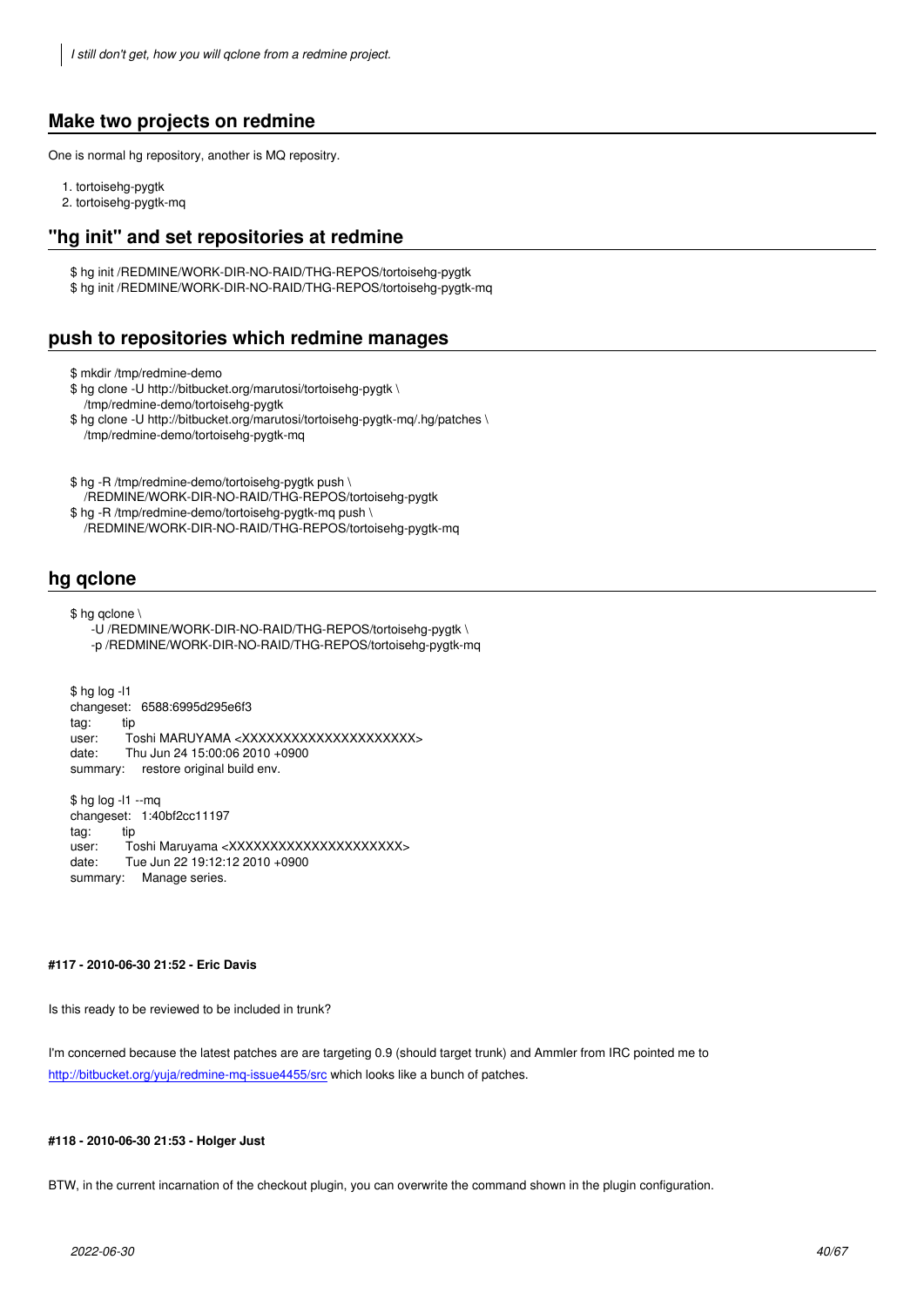> *I still don't get, how you will qclone from a redmine project.*

## Make two projects on redmine

One is normal hg repository, another is MQ repositry.

1. tortoisehg-pygtk
2. tortoisehg-pygtk-mq

## "hg init" and set repositories at redmine

```
$ hg init /REDMINE/WORK-DIR-NO-RAID/THG-REPOS/tortoisehg-pygtk
$ hg init /REDMINE/WORK-DIR-NO-RAID/THG-REPOS/tortoisehg-pygtk-mq
```

## push to repositories which redmine manages

```
$ mkdir /tmp/redmine-demo
$ hg clone -U http://bitbucket.org/marutosi/tortoisehg-pygtk \
  /tmp/redmine-demo/tortoisehg-pygtk
$ hg clone -U http://bitbucket.org/marutosi/tortoisehg-pygtk-mq/.hg/patches \
  /tmp/redmine-demo/tortoisehg-pygtk-mq

$ hg -R /tmp/redmine-demo/tortoisehg-pygtk push \
  /REDMINE/WORK-DIR-NO-RAID/THG-REPOS/tortoisehg-pygtk
$ hg -R /tmp/redmine-demo/tortoisehg-pygtk-mq push \
  /REDMINE/WORK-DIR-NO-RAID/THG-REPOS/tortoisehg-pygtk-mq
```

## hg qclone

```
$ hg qclone \
    -U /REDMINE/WORK-DIR-NO-RAID/THG-REPOS/tortoisehg-pygtk \
    -p /REDMINE/WORK-DIR-NO-RAID/THG-REPOS/tortoisehg-pygtk-mq

$ hg log -l1
changeset:   6588:6995d295e6f3
tag:         tip
user:        Toshi MARUYAMA <XXXXXXXXXXXXXXXXXXXXX>
date:        Thu Jun 24 15:00:06 2010 +0900
summary:     restore original build env.

$ hg log -l1 --mq
changeset:   1:40bf2cc11197
tag:         tip
user:        Toshi Maruyama <XXXXXXXXXXXXXXXXXXXXX>
date:        Tue Jun 22 19:12:12 2010 +0900
summary:     Manage series.
```

#### #117 - 2010-06-30 21:52 - Eric Davis

Is this ready to be reviewed to be included in trunk?

I'm concerned because the latest patches are are targeting 0.9 (should target trunk) and Ammler from IRC pointed me to http://bitbucket.org/yuja/redmine-mq-issue4455/src which looks like a bunch of patches.

#### #118 - 2010-06-30 21:53 - Holger Just

BTW, in the current incarnation of the checkout plugin, you can overwrite the command shown in the plugin configuration.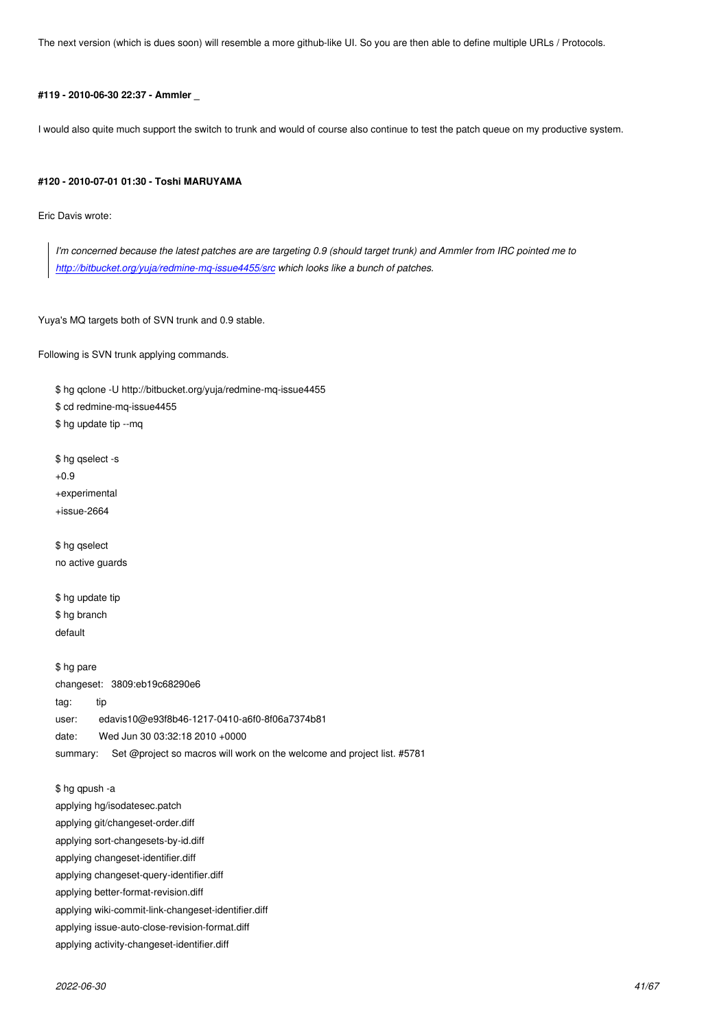The next version (which is dues soon) will resemble a more github-like UI. So you are then able to define multiple URLs / Protocols.

#### #119 - 2010-06-30 22:37 - Ammler _

I would also quite much support the switch to trunk and would of course also continue to test the patch queue on my productive system.

#### #120 - 2010-07-01 01:30 - Toshi MARUYAMA

Eric Davis wrote:

> *I'm concerned because the latest patches are are targeting 0.9 (should target trunk) and Ammler from IRC pointed me to [http://bitbucket.org/yuja/redmine-mq-issue4455/src](http://bitbucket.org/yuja/redmine-mq-issue4455/src) which looks like a bunch of patches.*

Yuya's MQ targets both of SVN trunk and 0.9 stable.

Following is SVN trunk applying commands.

```
$ hg qclone -U http://bitbucket.org/yuja/redmine-mq-issue4455
$ cd redmine-mq-issue4455
$ hg update tip --mq

$ hg qselect -s
+0.9
+experimental
+issue-2664

$ hg qselect
no active guards

$ hg update tip
$ hg branch
default

$ hg pare
changeset:   3809:eb19c68290e6
tag:         tip
user:        edavis10@e93f8b46-1217-0410-a6f0-8f06a7374b81
date:        Wed Jun 30 03:32:18 2010 +0000
summary:     Set @project so macros will work on the welcome and project list. #5781

$ hg qpush -a
applying hg/isodatesec.patch
applying git/changeset-order.diff
applying sort-changesets-by-id.diff
applying changeset-identifier.diff
applying changeset-query-identifier.diff
applying better-format-revision.diff
applying wiki-commit-link-changeset-identifier.diff
applying issue-auto-close-revision-format.diff
applying activity-changeset-identifier.diff
```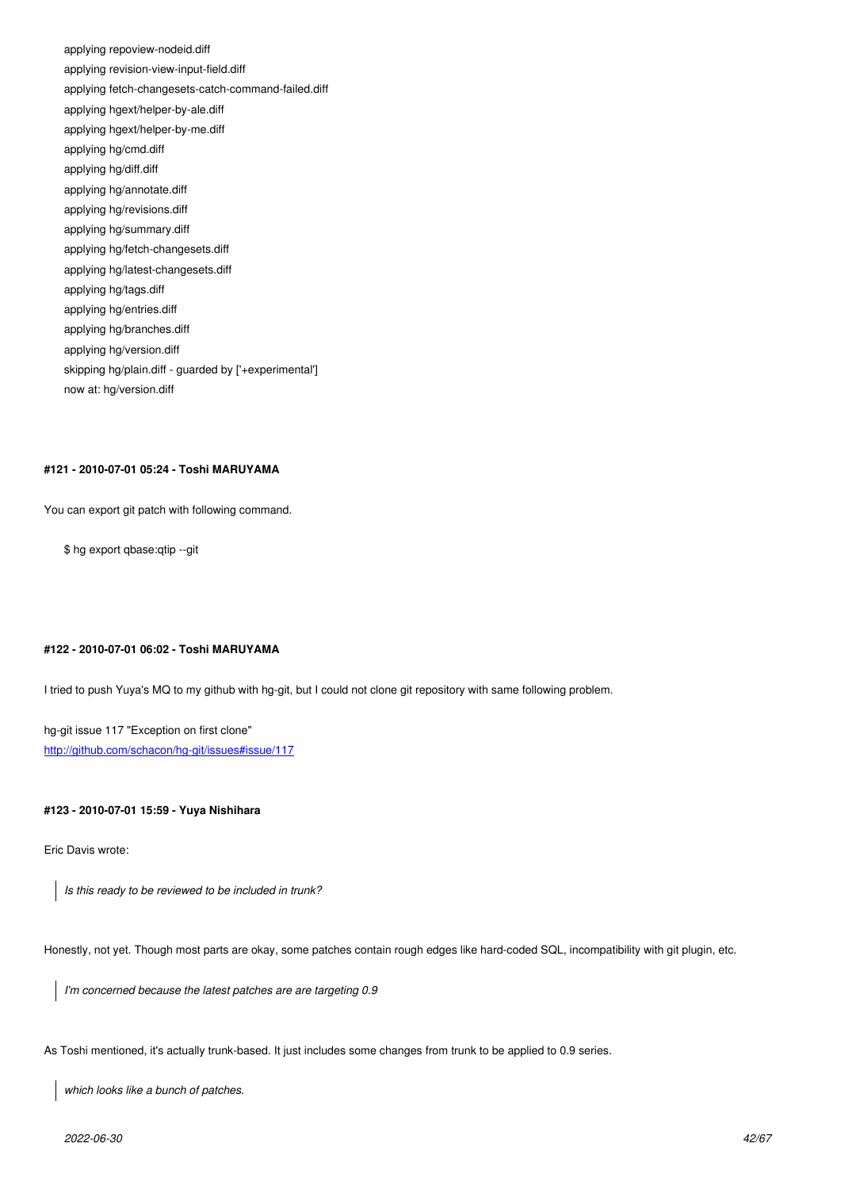```
applying repoview-nodeid.diff
applying revision-view-input-field.diff
applying fetch-changesets-catch-command-failed.diff
applying hgext/helper-by-ale.diff
applying hgext/helper-by-me.diff
applying hg/cmd.diff
applying hg/diff.diff
applying hg/annotate.diff
applying hg/revisions.diff
applying hg/summary.diff
applying hg/fetch-changesets.diff
applying hg/latest-changesets.diff
applying hg/tags.diff
applying hg/entries.diff
applying hg/branches.diff
applying hg/version.diff
skipping hg/plain.diff - guarded by ['+experimental']
now at: hg/version.diff
```

#### #121 - 2010-07-01 05:24 - Toshi MARUYAMA

You can export git patch with following command.

```
$ hg export qbase:qtip --git
```

#### #122 - 2010-07-01 06:02 - Toshi MARUYAMA

I tried to push Yuya's MQ to my github with hg-git, but I could not clone git repository with same following problem.

hg-git issue 117 "Exception on first clone"
http://github.com/schacon/hg-git/issues#issue/117

#### #123 - 2010-07-01 15:59 - Yuya Nishihara

Eric Davis wrote:

> *Is this ready to be reviewed to be included in trunk?*

Honestly, not yet. Though most parts are okay, some patches contain rough edges like hard-coded SQL, incompatibility with git plugin, etc.

> *I'm concerned because the latest patches are are targeting 0.9*

As Toshi mentioned, it's actually trunk-based. It just includes some changes from trunk to be applied to 0.9 series.

> *which looks like a bunch of patches.*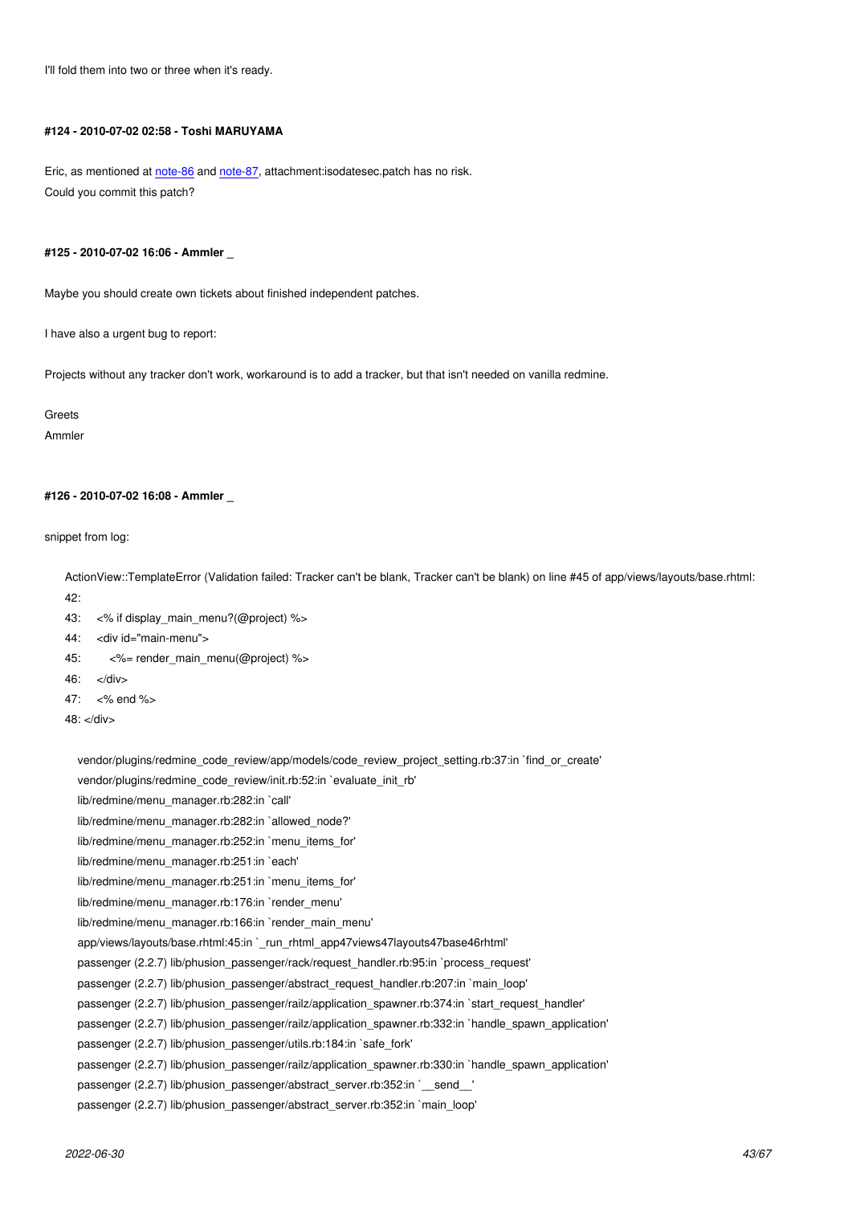I'll fold them into two or three when it's ready.

#### #124 - 2010-07-02 02:58 - Toshi MARUYAMA

Eric, as mentioned at note-86 and note-87, attachment:isodatesec.patch has no risk.
Could you commit this patch?

#### #125 - 2010-07-02 16:06 - Ammler _

Maybe you should create own tickets about finished independent patches.

I have also a urgent bug to report:

Projects without any tracker don't work, workaround is to add a tracker, but that isn't needed on vanilla redmine.

Greets
Ammler

#### #126 - 2010-07-02 16:08 - Ammler _

snippet from log:

```
ActionView::TemplateError (Validation failed: Tracker can't be blank, Tracker can't be blank) on line #45 of app/views/layouts/base.rhtml:
42:
43:   <% if display_main_menu?(@project) %>
44:   <div id="main-menu">
45:       <%= render_main_menu(@project) %>
46:   </div>
47:   <% end %>
48: </div>

    vendor/plugins/redmine_code_review/app/models/code_review_project_setting.rb:37:in `find_or_create'
    vendor/plugins/redmine_code_review/init.rb:52:in `evaluate_init_rb'
    lib/redmine/menu_manager.rb:282:in `call'
    lib/redmine/menu_manager.rb:282:in `allowed_node?'
    lib/redmine/menu_manager.rb:252:in `menu_items_for'
    lib/redmine/menu_manager.rb:251:in `each'
    lib/redmine/menu_manager.rb:251:in `menu_items_for'
    lib/redmine/menu_manager.rb:176:in `render_menu'
    lib/redmine/menu_manager.rb:166:in `render_main_menu'
    app/views/layouts/base.rhtml:45:in `_run_rhtml_app47views47layouts47base46rhtml'
    passenger (2.2.7) lib/phusion_passenger/rack/request_handler.rb:95:in `process_request'
    passenger (2.2.7) lib/phusion_passenger/abstract_request_handler.rb:207:in `main_loop'
    passenger (2.2.7) lib/phusion_passenger/railz/application_spawner.rb:374:in `start_request_handler'
    passenger (2.2.7) lib/phusion_passenger/railz/application_spawner.rb:332:in `handle_spawn_application'
    passenger (2.2.7) lib/phusion_passenger/utils.rb:184:in `safe_fork'
    passenger (2.2.7) lib/phusion_passenger/railz/application_spawner.rb:330:in `handle_spawn_application'
    passenger (2.2.7) lib/phusion_passenger/abstract_server.rb:352:in `__send__'
    passenger (2.2.7) lib/phusion_passenger/abstract_server.rb:352:in `main_loop'
```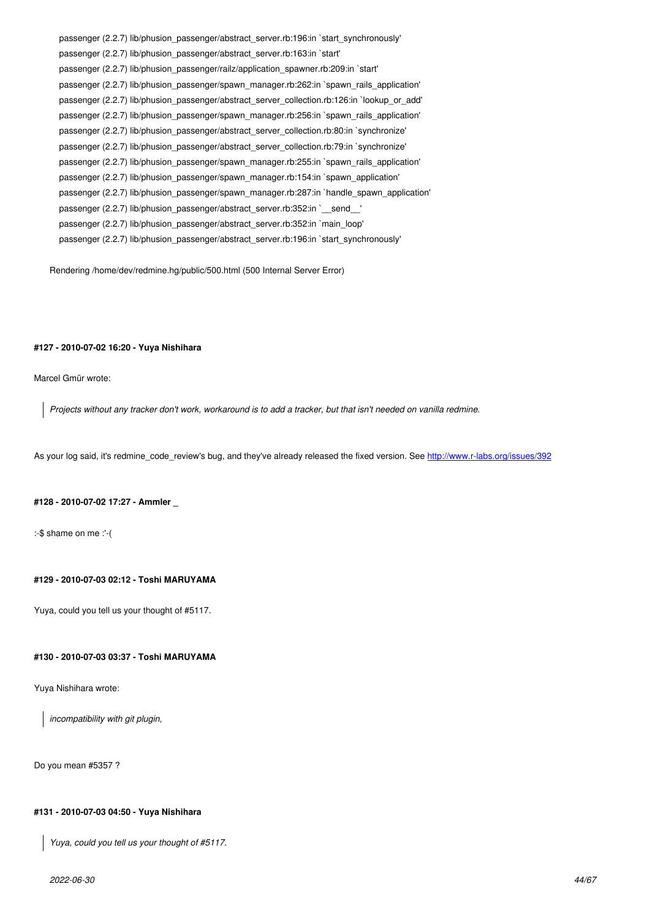```
    passenger (2.2.7) lib/phusion_passenger/abstract_server.rb:196:in `start_synchronously'
    passenger (2.2.7) lib/phusion_passenger/abstract_server.rb:163:in `start'
    passenger (2.2.7) lib/phusion_passenger/railz/application_spawner.rb:209:in `start'
    passenger (2.2.7) lib/phusion_passenger/spawn_manager.rb:262:in `spawn_rails_application'
    passenger (2.2.7) lib/phusion_passenger/abstract_server_collection.rb:126:in `lookup_or_add'
    passenger (2.2.7) lib/phusion_passenger/spawn_manager.rb:256:in `spawn_rails_application'
    passenger (2.2.7) lib/phusion_passenger/abstract_server_collection.rb:80:in `synchronize'
    passenger (2.2.7) lib/phusion_passenger/abstract_server_collection.rb:79:in `synchronize'
    passenger (2.2.7) lib/phusion_passenger/spawn_manager.rb:255:in `spawn_rails_application'
    passenger (2.2.7) lib/phusion_passenger/spawn_manager.rb:154:in `spawn_application'
    passenger (2.2.7) lib/phusion_passenger/spawn_manager.rb:287:in `handle_spawn_application'
    passenger (2.2.7) lib/phusion_passenger/abstract_server.rb:352:in `__send__'
    passenger (2.2.7) lib/phusion_passenger/abstract_server.rb:352:in `main_loop'
    passenger (2.2.7) lib/phusion_passenger/abstract_server.rb:196:in `start_synchronously'

Rendering /home/dev/redmine.hg/public/500.html (500 Internal Server Error)
```

#### #127 - 2010-07-02 16:20 - Yuya Nishihara

Marcel Gmür wrote:

> *Projects without any tracker don't work, workaround is to add a tracker, but that isn't needed on vanilla redmine.*

As your log said, it's redmine_code_review's bug, and they've already released the fixed version. See http://www.r-labs.org/issues/392

#### #128 - 2010-07-02 17:27 - Ammler _

:-$ shame on me :'-(

#### #129 - 2010-07-03 02:12 - Toshi MARUYAMA

Yuya, could you tell us your thought of #5117.

#### #130 - 2010-07-03 03:37 - Toshi MARUYAMA

Yuya Nishihara wrote:

> *incompatibility with git plugin,*

Do you mean #5357 ?

#### #131 - 2010-07-03 04:50 - Yuya Nishihara

> *Yuya, could you tell us your thought of #5117.*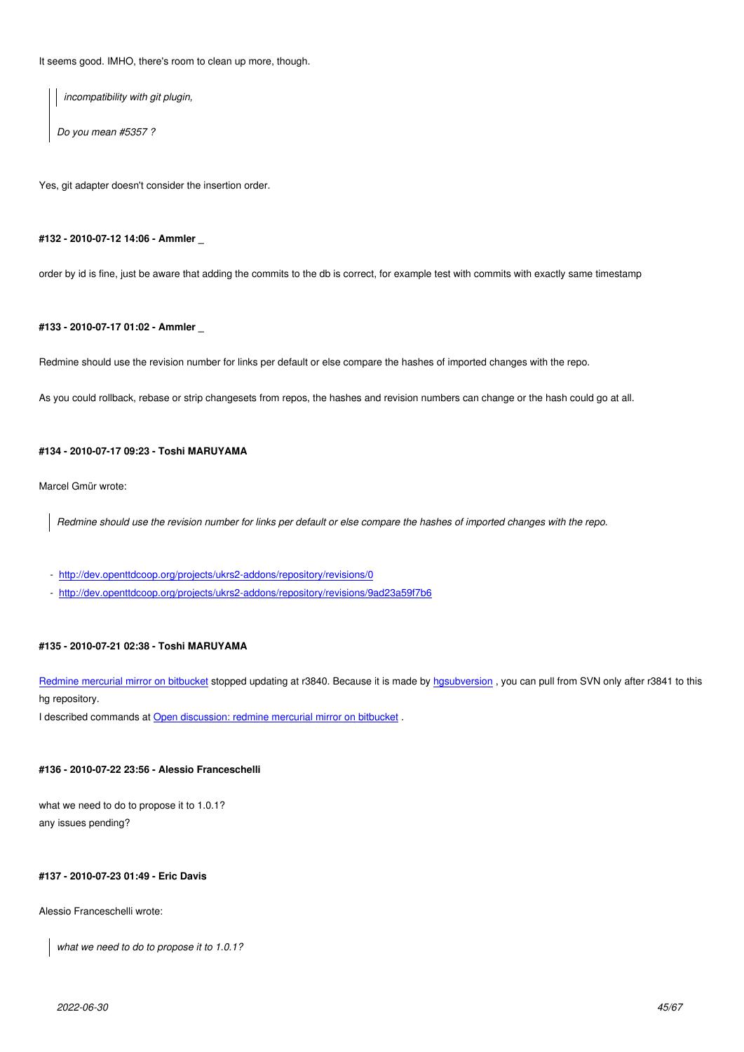It seems good. IMHO, there's room to clean up more, though.

> > *incompatibility with git plugin,*
>
> *Do you mean #5357 ?*

Yes, git adapter doesn't consider the insertion order.

#### #132 - 2010-07-12 14:06 - Ammler _

order by id is fine, just be aware that adding the commits to the db is correct, for example test with commits with exactly same timestamp

#### #133 - 2010-07-17 01:02 - Ammler _

Redmine should use the revision number for links per default or else compare the hashes of imported changes with the repo.

As you could rollback, rebase or strip changesets from repos, the hashes and revision numbers can change or the hash could go at all.

#### #134 - 2010-07-17 09:23 - Toshi MARUYAMA

Marcel Gmür wrote:

> *Redmine should use the revision number for links per default or else compare the hashes of imported changes with the repo.*

- http://dev.openttdcoop.org/projects/ukrs2-addons/repository/revisions/0
- http://dev.openttdcoop.org/projects/ukrs2-addons/repository/revisions/9ad23a59f7b6

#### #135 - 2010-07-21 02:38 - Toshi MARUYAMA

Redmine mercurial mirror on bitbucket stopped updating at r3840. Because it is made by hgsubversion , you can pull from SVN only after r3841 to this hg repository.
I described commands at Open discussion: redmine mercurial mirror on bitbucket .

#### #136 - 2010-07-22 23:56 - Alessio Franceschelli

what we need to do to propose it to 1.0.1?
any issues pending?

#### #137 - 2010-07-23 01:49 - Eric Davis

Alessio Franceschelli wrote:

> *what we need to do to propose it to 1.0.1?*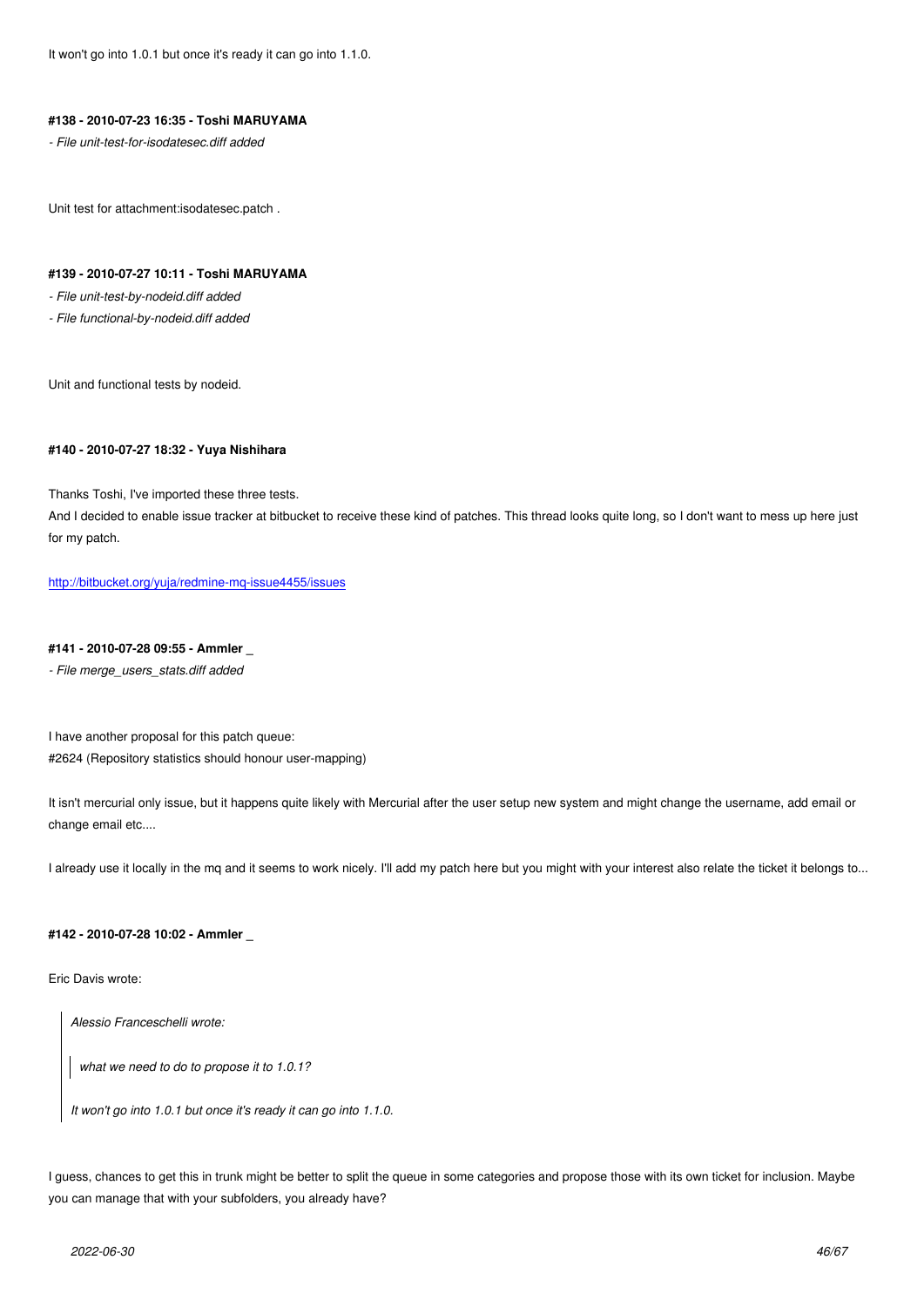It won't go into 1.0.1 but once it's ready it can go into 1.1.0.

#### #138 - 2010-07-23 16:35 - Toshi MARUYAMA

*- File unit-test-for-isodatesec.diff added*

Unit test for attachment:isodatesec.patch .

#### #139 - 2010-07-27 10:11 - Toshi MARUYAMA

*- File unit-test-by-nodeid.diff added*
*- File functional-by-nodeid.diff added*

Unit and functional tests by nodeid.

#### #140 - 2010-07-27 18:32 - Yuya Nishihara

Thanks Toshi, I've imported these three tests.
And I decided to enable issue tracker at bitbucket to receive these kind of patches. This thread looks quite long, so I don't want to mess up here just for my patch.

http://bitbucket.org/yuja/redmine-mq-issue4455/issues

#### #141 - 2010-07-28 09:55 - Ammler _

*- File merge_users_stats.diff added*

I have another proposal for this patch queue:
#2624 (Repository statistics should honour user-mapping)

It isn't mercurial only issue, but it happens quite likely with Mercurial after the user setup new system and might change the username, add email or change email etc....

I already use it locally in the mq and it seems to work nicely. I'll add my patch here but you might with your interest also relate the ticket it belongs to...

#### #142 - 2010-07-28 10:02 - Ammler _

Eric Davis wrote:

> *Alessio Franceschelli wrote:*
>
> > *what we need to do to propose it to 1.0.1?*
>
> *It won't go into 1.0.1 but once it's ready it can go into 1.1.0.*

I guess, chances to get this in trunk might be better to split the queue in some categories and propose those with its own ticket for inclusion. Maybe you can manage that with your subfolders, you already have?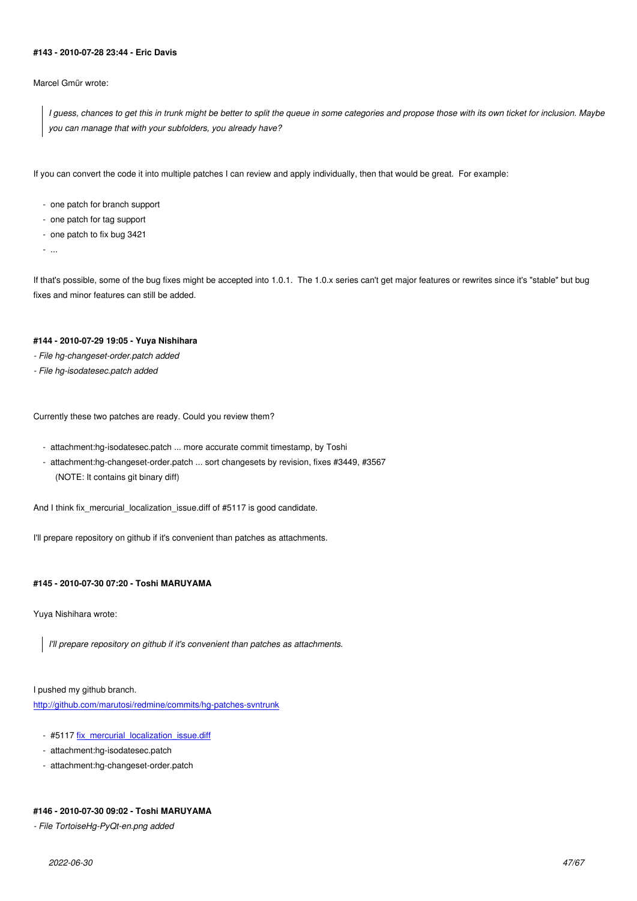#### #143 - 2010-07-28 23:44 - Eric Davis

Marcel Gmür wrote:

> *I guess, chances to get this in trunk might be better to split the queue in some categories and propose those with its own ticket for inclusion. Maybe you can manage that with your subfolders, you already have?*

If you can convert the code it into multiple patches I can review and apply individually, then that would be great. For example:

- one patch for branch support
- one patch for tag support
- one patch to fix bug 3421
- ...

If that's possible, some of the bug fixes might be accepted into 1.0.1. The 1.0.x series can't get major features or rewrites since it's "stable" but bug fixes and minor features can still be added.

#### #144 - 2010-07-29 19:05 - Yuya Nishihara

*- File hg-changeset-order.patch added*

*- File hg-isodatesec.patch added*

Currently these two patches are ready. Could you review them?

- attachment:hg-isodatesec.patch ... more accurate commit timestamp, by Toshi
- attachment:hg-changeset-order.patch ... sort changesets by revision, fixes #3449, #3567
  (NOTE: It contains git binary diff)

And I think fix_mercurial_localization_issue.diff of #5117 is good candidate.

I'll prepare repository on github if it's convenient than patches as attachments.

#### #145 - 2010-07-30 07:20 - Toshi MARUYAMA

Yuya Nishihara wrote:

> *I'll prepare repository on github if it's convenient than patches as attachments.*

I pushed my github branch.
http://github.com/marutosi/redmine/commits/hg-patches-svntrunk

- #5117 fix_mercurial_localization_issue.diff
- attachment:hg-isodatesec.patch
- attachment:hg-changeset-order.patch

#### #146 - 2010-07-30 09:02 - Toshi MARUYAMA

*- File TortoiseHg-PyQt-en.png added*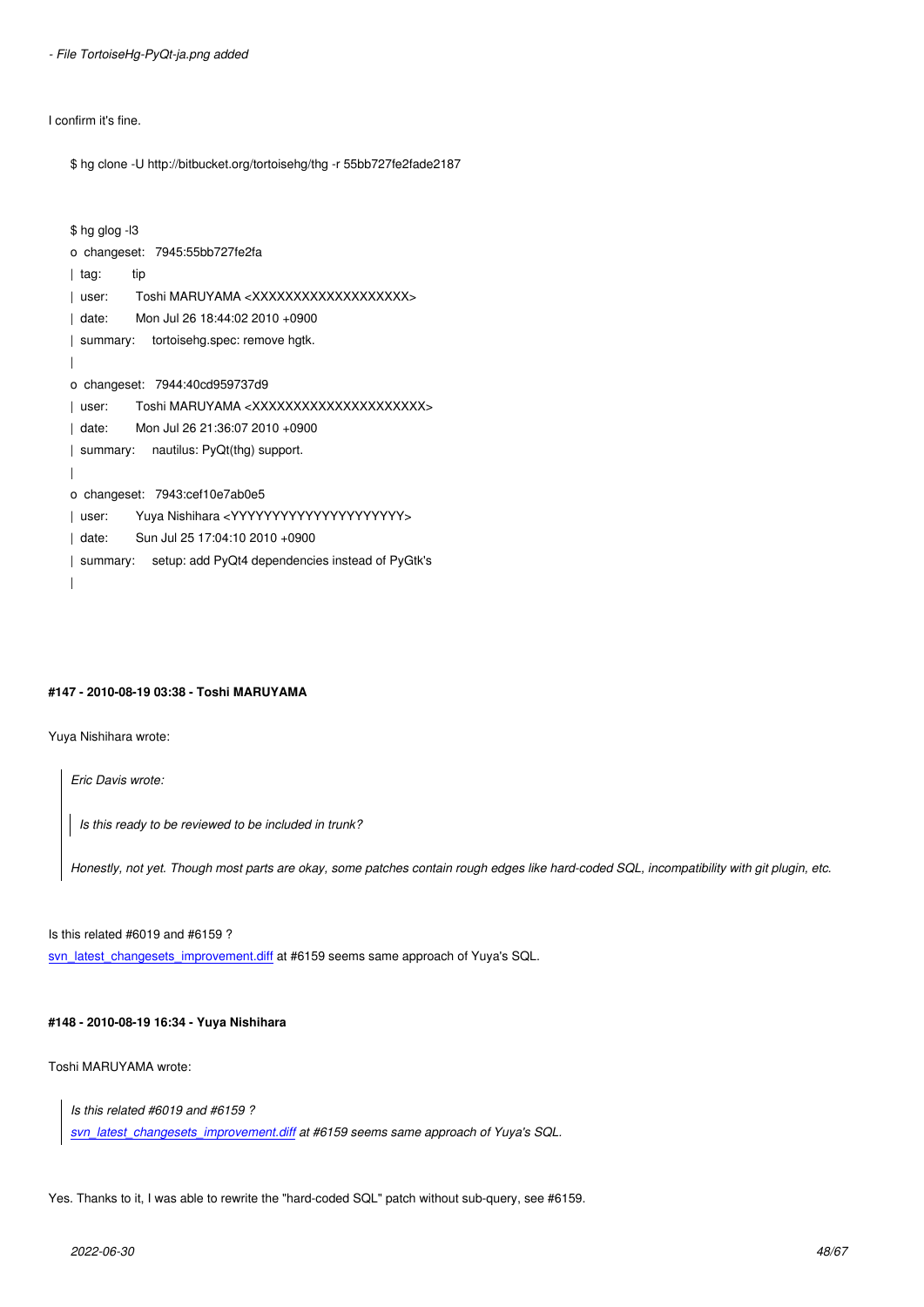- *File TortoiseHg-PyQt-ja.png added*

I confirm it's fine.

```
$ hg clone -U http://bitbucket.org/tortoisehg/thg -r 55bb727fe2fade2187
```

```
$ hg glog -l3
o  changeset:   7945:55bb727fe2fa
|  tag:         tip
|  user:        Toshi MARUYAMA <XXXXXXXXXXXXXXXXXXX>
|  date:        Mon Jul 26 18:44:02 2010 +0900
|  summary:     tortoisehg.spec: remove hgtk.
|
o  changeset:   7944:40cd959737d9
|  user:        Toshi MARUYAMA <XXXXXXXXXXXXXXXXXXXXX>
|  date:        Mon Jul 26 21:36:07 2010 +0900
|  summary:     nautilus: PyQt(thg) support.
|
o  changeset:   7943:cef10e7ab0e5
|  user:        Yuya Nishihara <YYYYYYYYYYYYYYYYYYYYY>
|  date:        Sun Jul 25 17:04:10 2010 +0900
|  summary:     setup: add PyQt4 dependencies instead of PyGtk's
|
```

#### #147 - 2010-08-19 03:38 - Toshi MARUYAMA

Yuya Nishihara wrote:

> *Eric Davis wrote:*
>
> > *Is this ready to be reviewed to be included in trunk?*
>
> *Honestly, not yet. Though most parts are okay, some patches contain rough edges like hard-coded SQL, incompatibility with git plugin, etc.*

Is this related #6019 and #6159 ?
svn_latest_changesets_improvement.diff at #6159 seems same approach of Yuya's SQL.

#### #148 - 2010-08-19 16:34 - Yuya Nishihara

Toshi MARUYAMA wrote:

> *Is this related #6019 and #6159 ?*
> *svn_latest_changesets_improvement.diff at #6159 seems same approach of Yuya's SQL.*

Yes. Thanks to it, I was able to rewrite the "hard-coded SQL" patch without sub-query, see #6159.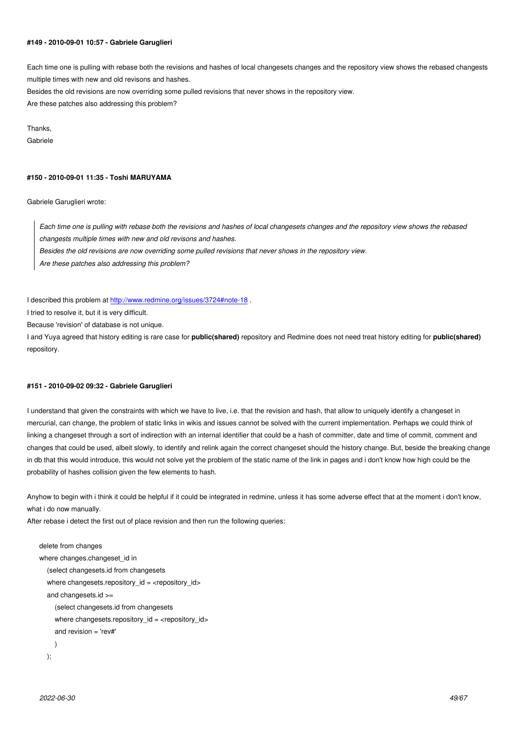#### #149 - 2010-09-01 10:57 - Gabriele Garuglieri

Each time one is pulling with rebase both the revisions and hashes of local changesets changes and the repository view shows the rebased changests multiple times with new and old revisons and hashes.
Besides the old revisions are now overriding some pulled revisions that never shows in the repository view.
Are these patches also addressing this problem?

Thanks,
Gabriele

#### #150 - 2010-09-01 11:35 - Toshi MARUYAMA

Gabriele Garuglieri wrote:

> *Each time one is pulling with rebase both the revisions and hashes of local changesets changes and the repository view shows the rebased changests multiple times with new and old revisons and hashes.*
> *Besides the old revisions are now overriding some pulled revisions that never shows in the repository view.*
> *Are these patches also addressing this problem?*

I described this problem at http://www.redmine.org/issues/3724#note-18 .
I tried to resolve it, but it is very difficult.
Because 'revision' of database is not unique.
I and Yuya agreed that history editing is rare case for **public(shared)** repository and Redmine does not need treat history editing for **public(shared)** repository.

#### #151 - 2010-09-02 09:32 - Gabriele Garuglieri

I understand that given the constraints with which we have to live, i.e. that the revision and hash, that allow to uniquely identify a changeset in mercurial, can change, the problem of static links in wikis and issues cannot be solved with the current implementation. Perhaps we could think of linking a changeset through a sort of indirection with an internal identifier that could be a hash of committer, date and time of commit, comment and changes that could be used, albeit slowly, to identify and relink again the correct changeset should the history change. But, beside the breaking change in db that this would introduce, this would not solve yet the problem of the static name of the link in pages and i don't know how high could be the probability of hashes collision given the few elements to hash.

Anyhow to begin with i think it could be helpful if it could be integrated in redmine, unless it has some adverse effect that at the moment i don't know, what i do now manually.
After rebase i detect the first out of place revision and then run the following queries:

```
delete from changes
where changes.changeset_id in
  (select changesets.id from changesets
  where changesets.repository_id = <repository_id>
  and changesets.id >=
    (select changesets.id from changesets
    where changesets.repository_id = <repository_id>
    and revision = 'rev#'
    )
  );
```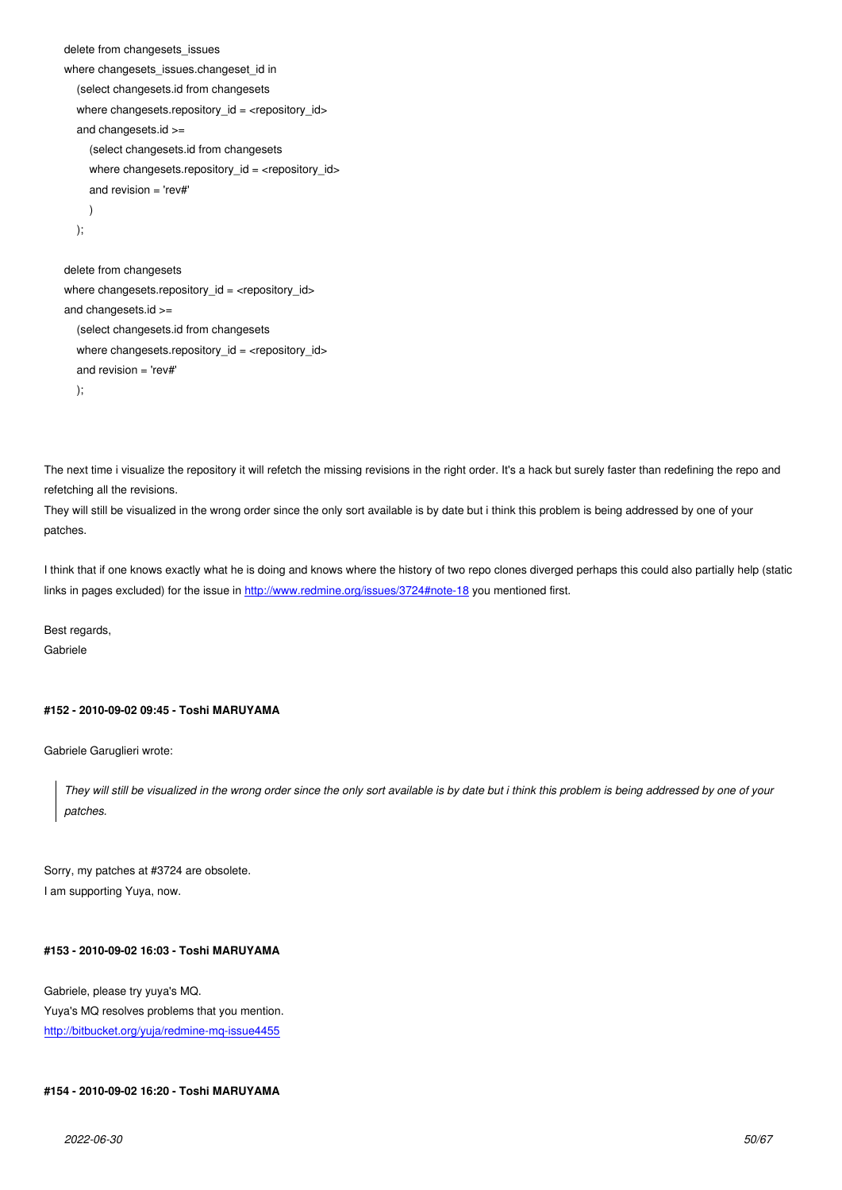```
delete from changesets_issues
where changesets_issues.changeset_id in
   (select changesets.id from changesets
   where changesets.repository_id = <repository_id>
   and changesets.id >=
      (select changesets.id from changesets
      where changesets.repository_id = <repository_id>
      and revision = 'rev#'
      )
   );

delete from changesets
where changesets.repository_id = <repository_id>
and changesets.id >=
   (select changesets.id from changesets
   where changesets.repository_id = <repository_id>
   and revision = 'rev#'
   );
```

The next time i visualize the repository it will refetch the missing revisions in the right order. It's a hack but surely faster than redefining the repo and refetching all the revisions.
They will still be visualized in the wrong order since the only sort available is by date but i think this problem is being addressed by one of your patches.

I think that if one knows exactly what he is doing and knows where the history of two repo clones diverged perhaps this could also partially help (static links in pages excluded) for the issue in http://www.redmine.org/issues/3724#note-18 you mentioned first.

Best regards,
Gabriele

#### #152 - 2010-09-02 09:45 - Toshi MARUYAMA

Gabriele Garuglieri wrote:

> *They will still be visualized in the wrong order since the only sort available is by date but i think this problem is being addressed by one of your patches.*

Sorry, my patches at #3724 are obsolete.
I am supporting Yuya, now.

#### #153 - 2010-09-02 16:03 - Toshi MARUYAMA

Gabriele, please try yuya's MQ.
Yuya's MQ resolves problems that you mention.
http://bitbucket.org/yuja/redmine-mq-issue4455

#### #154 - 2010-09-02 16:20 - Toshi MARUYAMA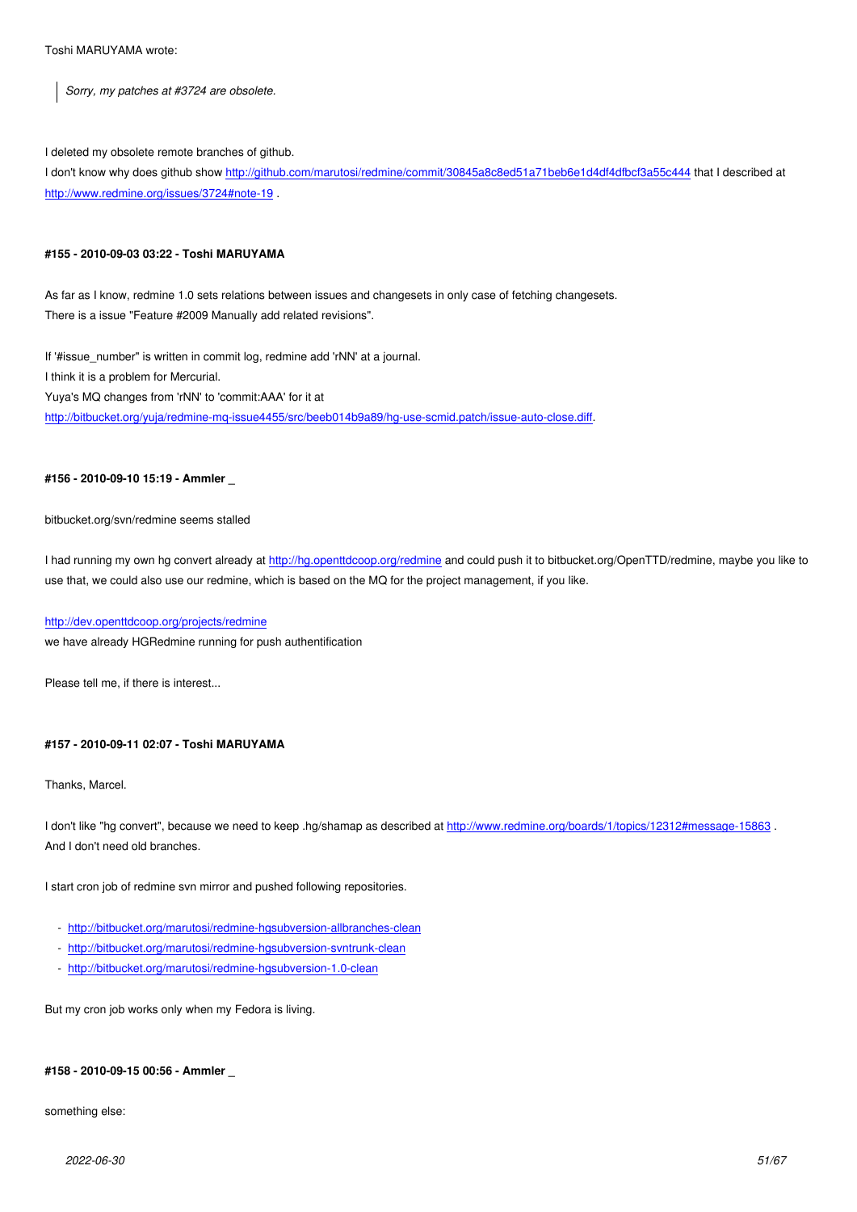Toshi MARUYAMA wrote:

> *Sorry, my patches at #3724 are obsolete.*

I deleted my obsolete remote branches of github.
I don't know why does github show http://github.com/marutosi/redmine/commit/30845a8c8ed51a71beb6e1d4df4dfbcf3a55c444 that I described at http://www.redmine.org/issues/3724#note-19 .

#### #155 - 2010-09-03 03:22 - Toshi MARUYAMA

As far as I know, redmine 1.0 sets relations between issues and changesets in only case of fetching changesets.
There is a issue "Feature #2009 Manually add related revisions".

If '#issue_number" is written in commit log, redmine add 'rNN' at a journal.
I think it is a problem for Mercurial.
Yuya's MQ changes from 'rNN' to 'commit:AAA' for it at
http://bitbucket.org/yuja/redmine-mq-issue4455/src/beeb014b9a89/hg-use-scmid.patch/issue-auto-close.diff.

#### #156 - 2010-09-10 15:19 - Ammler _

bitbucket.org/svn/redmine seems stalled

I had running my own hg convert already at http://hg.openttdcoop.org/redmine and could push it to bitbucket.org/OpenTTD/redmine, maybe you like to use that, we could also use our redmine, which is based on the MQ for the project management, if you like.

http://dev.openttdcoop.org/projects/redmine
we have already HGRedmine running for push authentification

Please tell me, if there is interest...

#### #157 - 2010-09-11 02:07 - Toshi MARUYAMA

Thanks, Marcel.

I don't like "hg convert", because we need to keep .hg/shamap as described at http://www.redmine.org/boards/1/topics/12312#message-15863 .
And I don't need old branches.

I start cron job of redmine svn mirror and pushed following repositories.

- http://bitbucket.org/marutosi/redmine-hgsubversion-allbranches-clean
- http://bitbucket.org/marutosi/redmine-hgsubversion-svntrunk-clean
- http://bitbucket.org/marutosi/redmine-hgsubversion-1.0-clean

But my cron job works only when my Fedora is living.

#### #158 - 2010-09-15 00:56 - Ammler _

something else: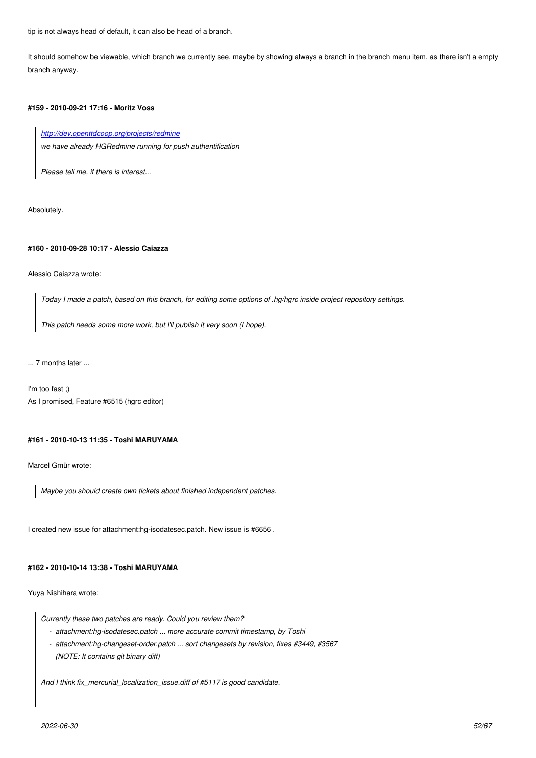tip is not always head of default, it can also be head of a branch.

It should somehow be viewable, which branch we currently see, maybe by showing always a branch in the branch menu item, as there isn't a empty branch anyway.

#### #159 - 2010-09-21 17:16 - Moritz Voss

> *http://dev.openttdcoop.org/projects/redmine*
> *we have already HGRedmine running for push authentification*
>
> *Please tell me, if there is interest...*

Absolutely.

#### #160 - 2010-09-28 10:17 - Alessio Caiazza

Alessio Caiazza wrote:

> *Today I made a patch, based on this branch, for editing some options of .hg/hgrc inside project repository settings.*
>
> *This patch needs some more work, but I'll publish it very soon (I hope).*

... 7 months later ...

I'm too fast ;)
As I promised, Feature #6515 (hgrc editor)

#### #161 - 2010-10-13 11:35 - Toshi MARUYAMA

Marcel Gmür wrote:

> *Maybe you should create own tickets about finished independent patches.*

I created new issue for attachment:hg-isodatesec.patch. New issue is #6656 .

#### #162 - 2010-10-14 13:38 - Toshi MARUYAMA

Yuya Nishihara wrote:

> *Currently these two patches are ready. Could you review them?*
> - *attachment:hg-isodatesec.patch ... more accurate commit timestamp, by Toshi*
> - *attachment:hg-changeset-order.patch ... sort changesets by revision, fixes #3449, #3567*
>   *(NOTE: It contains git binary diff)*
>
> *And I think fix_mercurial_localization_issue.diff of #5117 is good candidate.*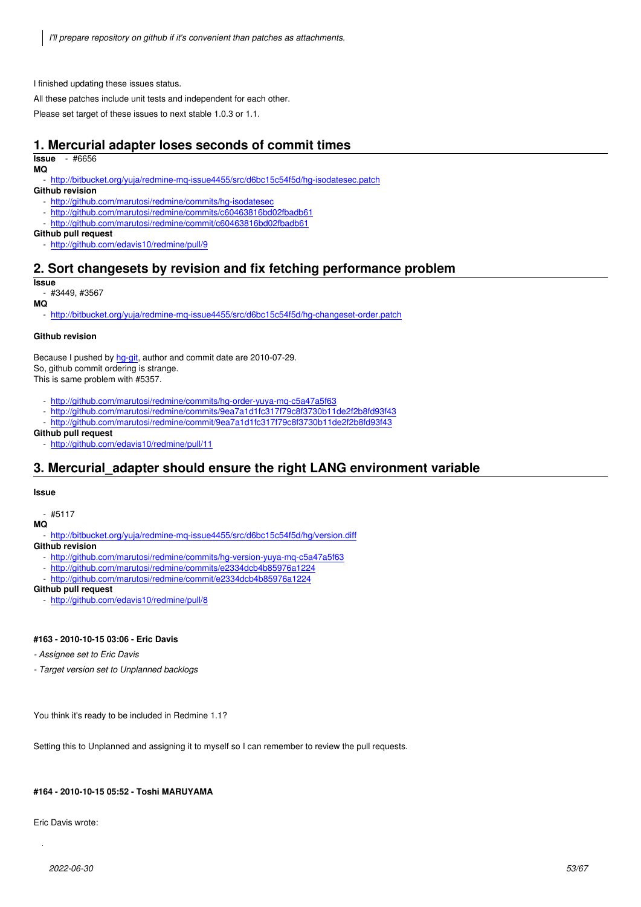> *I'll prepare repository on github if it's convenient than patches as attachments.*

I finished updating these issues status.

All these patches include unit tests and independent for each other.

Please set target of these issues to next stable 1.0.3 or 1.1.

## 1. Mercurial adapter loses seconds of commit times

**Issue**
- #6656

**MQ**
- http://bitbucket.org/yuja/redmine-mq-issue4455/src/d6bc15c54f5d/hg-isodatesec.patch

**Github revision**
- http://github.com/marutosi/redmine/commits/hg-isodatesec
- http://github.com/marutosi/redmine/commits/c60463816bd02fbadb61
- http://github.com/marutosi/redmine/commit/c60463816bd02fbadb61

**Github pull request**
- http://github.com/edavis10/redmine/pull/9

## 2. Sort changesets by revision and fix fetching performance problem

**Issue**
- #3449, #3567

**MQ**
- http://bitbucket.org/yuja/redmine-mq-issue4455/src/d6bc15c54f5d/hg-changeset-order.patch

**Github revision**

Because I pushed by hg-git, author and commit date are 2010-07-29.
So, github commit ordering is strange.
This is same problem with #5357.

- http://github.com/marutosi/redmine/commits/hg-order-yuya-mq-c5a47a5f63
- http://github.com/marutosi/redmine/commits/9ea7a1d1fc317f79c8f3730b11de2f2b8fd93f43
- http://github.com/marutosi/redmine/commit/9ea7a1d1fc317f79c8f3730b11de2f2b8fd93f43

**Github pull request**
- http://github.com/edavis10/redmine/pull/11

## 3. Mercurial_adapter should ensure the right LANG environment variable

**Issue**

- #5117

**MQ**
- http://bitbucket.org/yuja/redmine-mq-issue4455/src/d6bc15c54f5d/hg/version.diff

**Github revision**
- http://github.com/marutosi/redmine/commits/hg-version-yuya-mq-c5a47a5f63
- http://github.com/marutosi/redmine/commits/e2334dcb4b85976a1224
- http://github.com/marutosi/redmine/commit/e2334dcb4b85976a1224

**Github pull request**
- http://github.com/edavis10/redmine/pull/8

#### #163 - 2010-10-15 03:06 - Eric Davis

*- Assignee set to Eric Davis*

*- Target version set to Unplanned backlogs*

You think it's ready to be included in Redmine 1.1?

Setting this to Unplanned and assigning it to myself so I can remember to review the pull requests.

#### #164 - 2010-10-15 05:52 - Toshi MARUYAMA

Eric Davis wrote: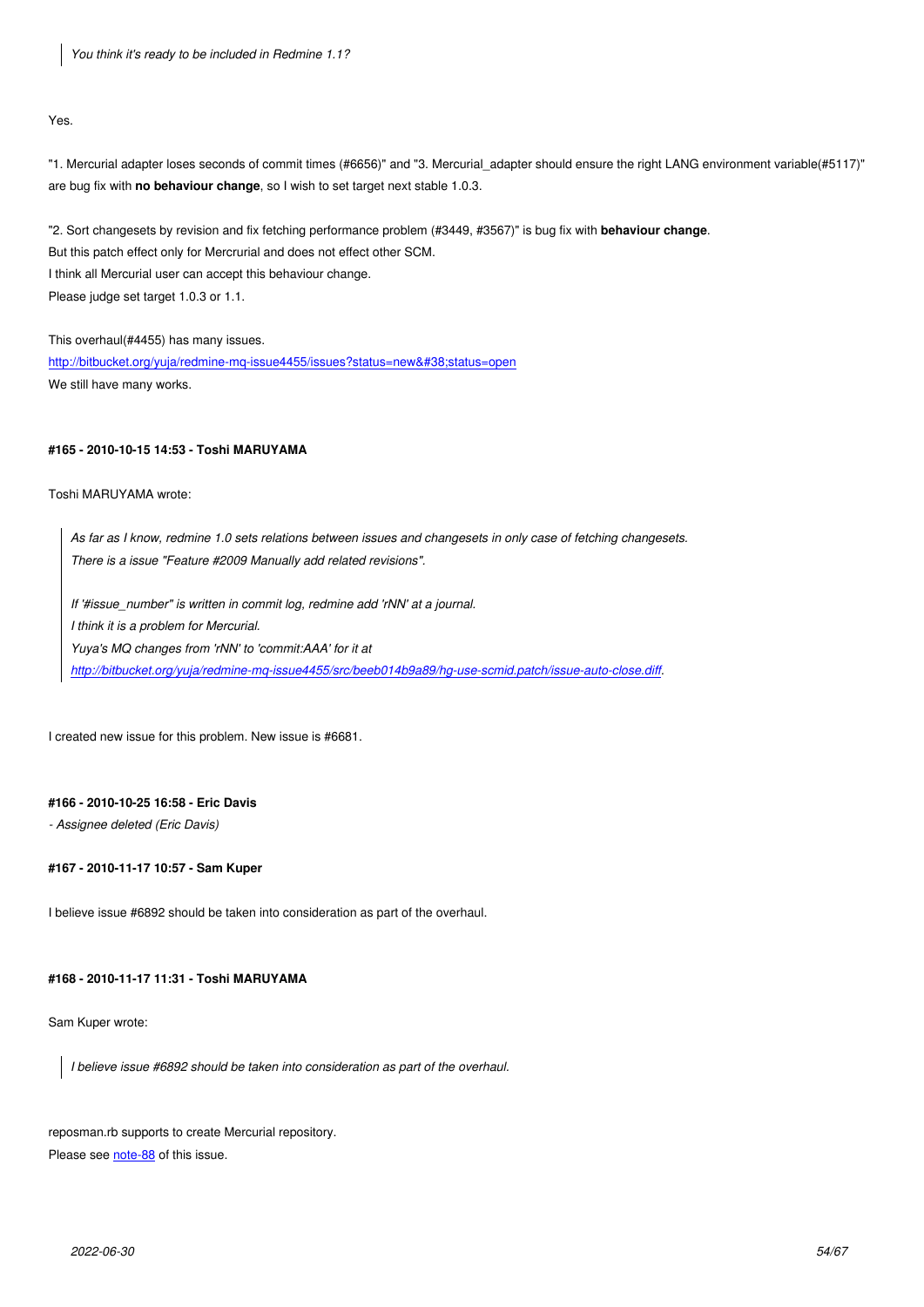> *You think it's ready to be included in Redmine 1.1?*

Yes.

"1. Mercurial adapter loses seconds of commit times (#6656)" and "3. Mercurial_adapter should ensure the right LANG environment variable(#5117)" are bug fix with **no behaviour change**, so I wish to set target next stable 1.0.3.

"2. Sort changesets by revision and fix fetching performance problem (#3449, #3567)" is bug fix with **behaviour change**.
But this patch effect only for Mercrurial and does not effect other SCM.
I think all Mercurial user can accept this behaviour change.
Please judge set target 1.0.3 or 1.1.

This overhaul(#4455) has many issues.
http://bitbucket.org/yuja/redmine-mq-issue4455/issues?status=new&#38;status=open
We still have many works.

#### #165 - 2010-10-15 14:53 - Toshi MARUYAMA

Toshi MARUYAMA wrote:

> *As far as I know, redmine 1.0 sets relations between issues and changesets in only case of fetching changesets.*
> *There is a issue "Feature #2009 Manually add related revisions".*
>
> *If '#issue_number" is written in commit log, redmine add 'rNN' at a journal.*
> *I think it is a problem for Mercurial.*
> *Yuya's MQ changes from 'rNN' to 'commit:AAA' for it at*
> *http://bitbucket.org/yuja/redmine-mq-issue4455/src/beeb014b9a89/hg-use-scmid.patch/issue-auto-close.diff.*

I created new issue for this problem. New issue is #6681.

#### #166 - 2010-10-25 16:58 - Eric Davis

*- Assignee deleted (Eric Davis)*

#### #167 - 2010-11-17 10:57 - Sam Kuper

I believe issue #6892 should be taken into consideration as part of the overhaul.

#### #168 - 2010-11-17 11:31 - Toshi MARUYAMA

Sam Kuper wrote:

> *I believe issue #6892 should be taken into consideration as part of the overhaul.*

reposman.rb supports to create Mercurial repository.
Please see note-88 of this issue.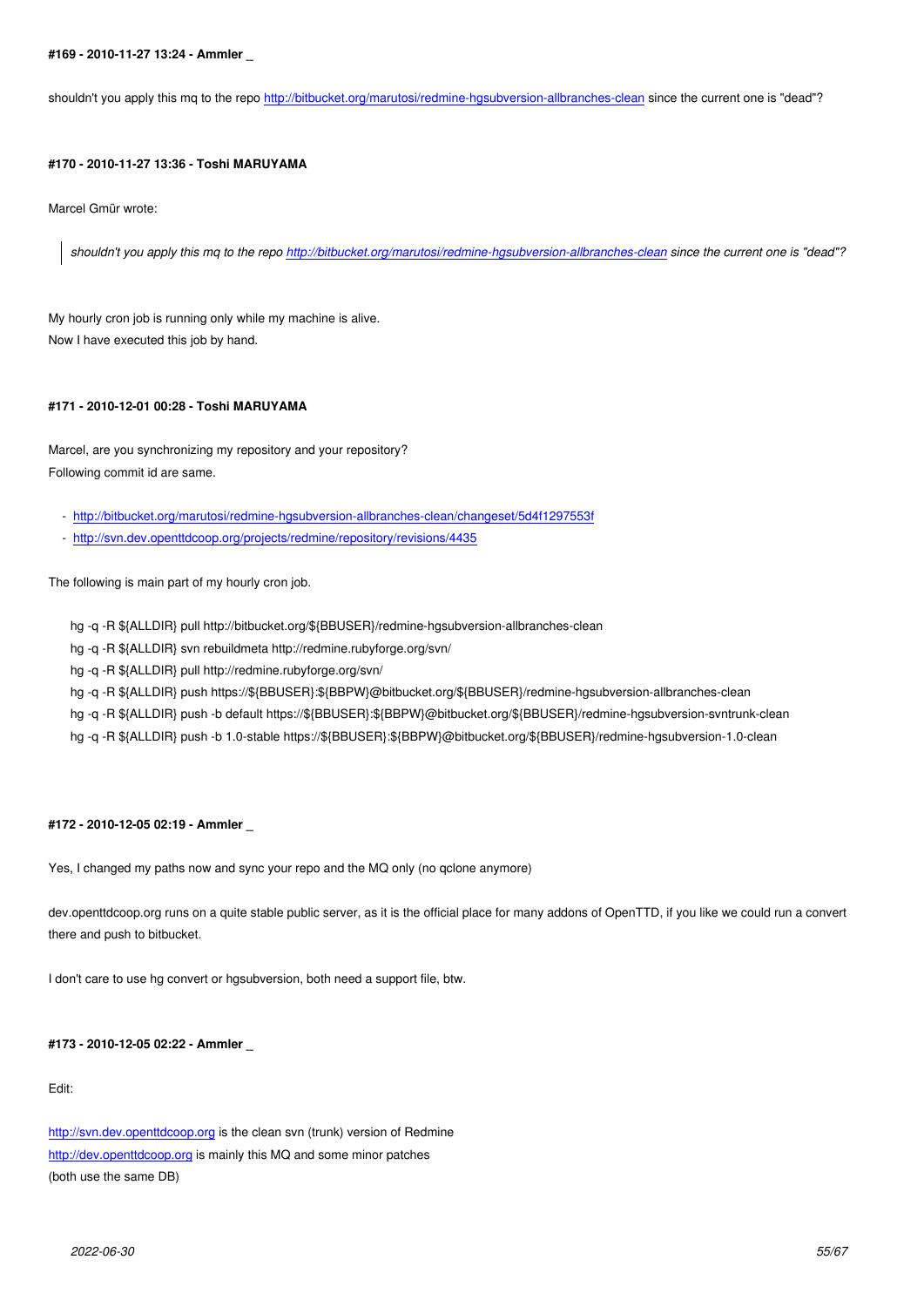#### #169 - 2010-11-27 13:24 - Ammler _

shouldn't you apply this mq to the repo http://bitbucket.org/marutosi/redmine-hgsubversion-allbranches-clean since the current one is "dead"?

#### #170 - 2010-11-27 13:36 - Toshi MARUYAMA

Marcel Gmür wrote:

> *shouldn't you apply this mq to the repo http://bitbucket.org/marutosi/redmine-hgsubversion-allbranches-clean since the current one is "dead"?*

My hourly cron job is running only while my machine is alive.
Now I have executed this job by hand.

#### #171 - 2010-12-01 00:28 - Toshi MARUYAMA

Marcel, are you synchronizing my repository and your repository?
Following commit id are same.

- http://bitbucket.org/marutosi/redmine-hgsubversion-allbranches-clean/changeset/5d4f1297553f
- http://svn.dev.openttdcoop.org/projects/redmine/repository/revisions/4435

The following is main part of my hourly cron job.

```
hg -q -R ${ALLDIR} pull http://bitbucket.org/${BBUSER}/redmine-hgsubversion-allbranches-clean
hg -q -R ${ALLDIR} svn rebuildmeta http://redmine.rubyforge.org/svn/
hg -q -R ${ALLDIR} pull http://redmine.rubyforge.org/svn/
hg -q -R ${ALLDIR} push https://${BBUSER}:${BBPW}@bitbucket.org/${BBUSER}/redmine-hgsubversion-allbranches-clean
hg -q -R ${ALLDIR} push -b default https://${BBUSER}:${BBPW}@bitbucket.org/${BBUSER}/redmine-hgsubversion-svntrunk-clean
hg -q -R ${ALLDIR} push -b 1.0-stable https://${BBUSER}:${BBPW}@bitbucket.org/${BBUSER}/redmine-hgsubversion-1.0-clean
```

#### #172 - 2010-12-05 02:19 - Ammler _

Yes, I changed my paths now and sync your repo and the MQ only (no qclone anymore)

dev.openttdcoop.org runs on a quite stable public server, as it is the official place for many addons of OpenTTD, if you like we could run a convert there and push to bitbucket.

I don't care to use hg convert or hgsubversion, both need a support file, btw.

#### #173 - 2010-12-05 02:22 - Ammler _

Edit:

http://svn.dev.openttdcoop.org is the clean svn (trunk) version of Redmine
http://dev.openttdcoop.org is mainly this MQ and some minor patches
(both use the same DB)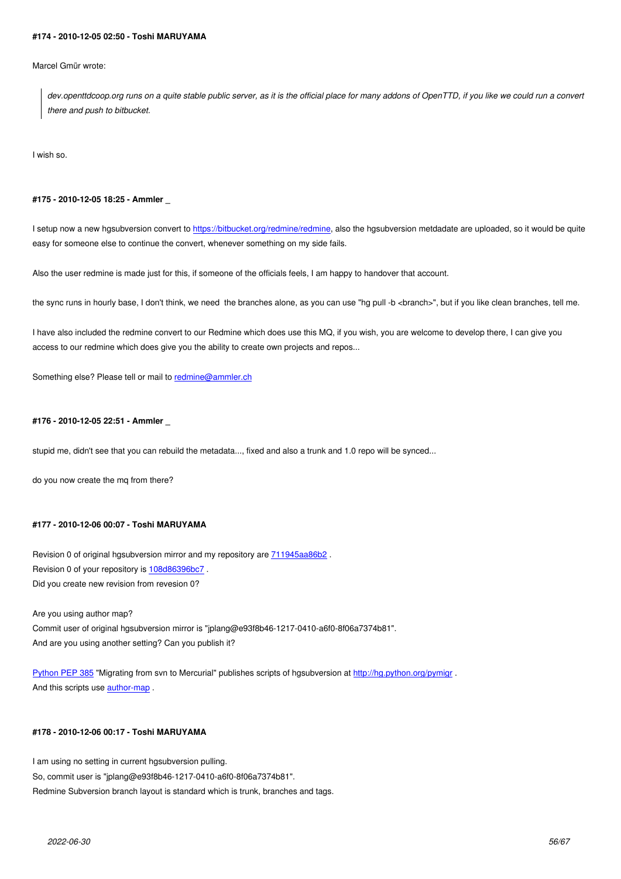**#174 - 2010-12-05 02:50 - Toshi MARUYAMA**

Marcel Gmür wrote:

> *dev.openttdcoop.org runs on a quite stable public server, as it is the official place for many addons of OpenTTD, if you like we could run a convert there and push to bitbucket.*

I wish so.

**#175 - 2010-12-05 18:25 - Ammler _**

I setup now a new hgsubversion convert to https://bitbucket.org/redmine/redmine, also the hgsubversion metdadate are uploaded, so it would be quite easy for someone else to continue the convert, whenever something on my side fails.

Also the user redmine is made just for this, if someone of the officials feels, I am happy to handover that account.

the sync runs in hourly base, I don't think, we need the branches alone, as you can use "hg pull -b <branch>", but if you like clean branches, tell me.

I have also included the redmine convert to our Redmine which does use this MQ, if you wish, you are welcome to develop there, I can give you access to our redmine which does give you the ability to create own projects and repos...

Something else? Please tell or mail to redmine@ammler.ch

**#176 - 2010-12-05 22:51 - Ammler _**

stupid me, didn't see that you can rebuild the metadata..., fixed and also a trunk and 1.0 repo will be synced...

do you now create the mq from there?

**#177 - 2010-12-06 00:07 - Toshi MARUYAMA**

Revision 0 of original hgsubversion mirror and my repository are 711945aa86b2 .
Revision 0 of your repository is 108d86396bc7 .
Did you create new revision from revesion 0?

Are you using author map?
Commit user of original hgsubversion mirror is "jplang@e93f8b46-1217-0410-a6f0-8f06a7374b81".
And are you using another setting? Can you publish it?

Python PEP 385 "Migrating from svn to Mercurial" publishes scripts of hgsubversion at http://hg.python.org/pymigr .
And this scripts use author-map .

**#178 - 2010-12-06 00:17 - Toshi MARUYAMA**

I am using no setting in current hgsubversion pulling.
So, commit user is "jplang@e93f8b46-1217-0410-a6f0-8f06a7374b81".
Redmine Subversion branch layout is standard which is trunk, branches and tags.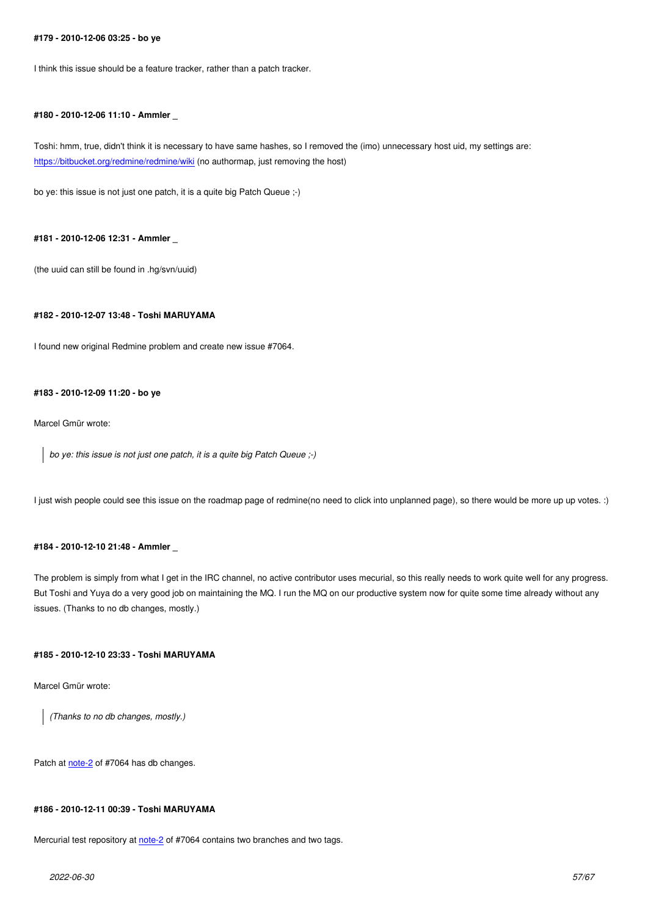#### #179 - 2010-12-06 03:25 - bo ye

I think this issue should be a feature tracker, rather than a patch tracker.

#### #180 - 2010-12-06 11:10 - Ammler _

Toshi: hmm, true, didn't think it is necessary to have same hashes, so I removed the (imo) unnecessary host uid, my settings are:
https://bitbucket.org/redmine/redmine/wiki (no authormap, just removing the host)

bo ye: this issue is not just one patch, it is a quite big Patch Queue ;-)

#### #181 - 2010-12-06 12:31 - Ammler _

(the uuid can still be found in .hg/svn/uuid)

#### #182 - 2010-12-07 13:48 - Toshi MARUYAMA

I found new original Redmine problem and create new issue #7064.

#### #183 - 2010-12-09 11:20 - bo ye

Marcel Gmür wrote:

> *bo ye: this issue is not just one patch, it is a quite big Patch Queue ;-)*

I just wish people could see this issue on the roadmap page of redmine(no need to click into unplanned page), so there would be more up up votes. :)

#### #184 - 2010-12-10 21:48 - Ammler _

The problem is simply from what I get in the IRC channel, no active contributor uses mecurial, so this really needs to work quite well for any progress. But Toshi and Yuya do a very good job on maintaining the MQ. I run the MQ on our productive system now for quite some time already without any issues. (Thanks to no db changes, mostly.)

#### #185 - 2010-12-10 23:33 - Toshi MARUYAMA

Marcel Gmür wrote:

> *(Thanks to no db changes, mostly.)*

Patch at note-2 of #7064 has db changes.

#### #186 - 2010-12-11 00:39 - Toshi MARUYAMA

Mercurial test repository at note-2 of #7064 contains two branches and two tags.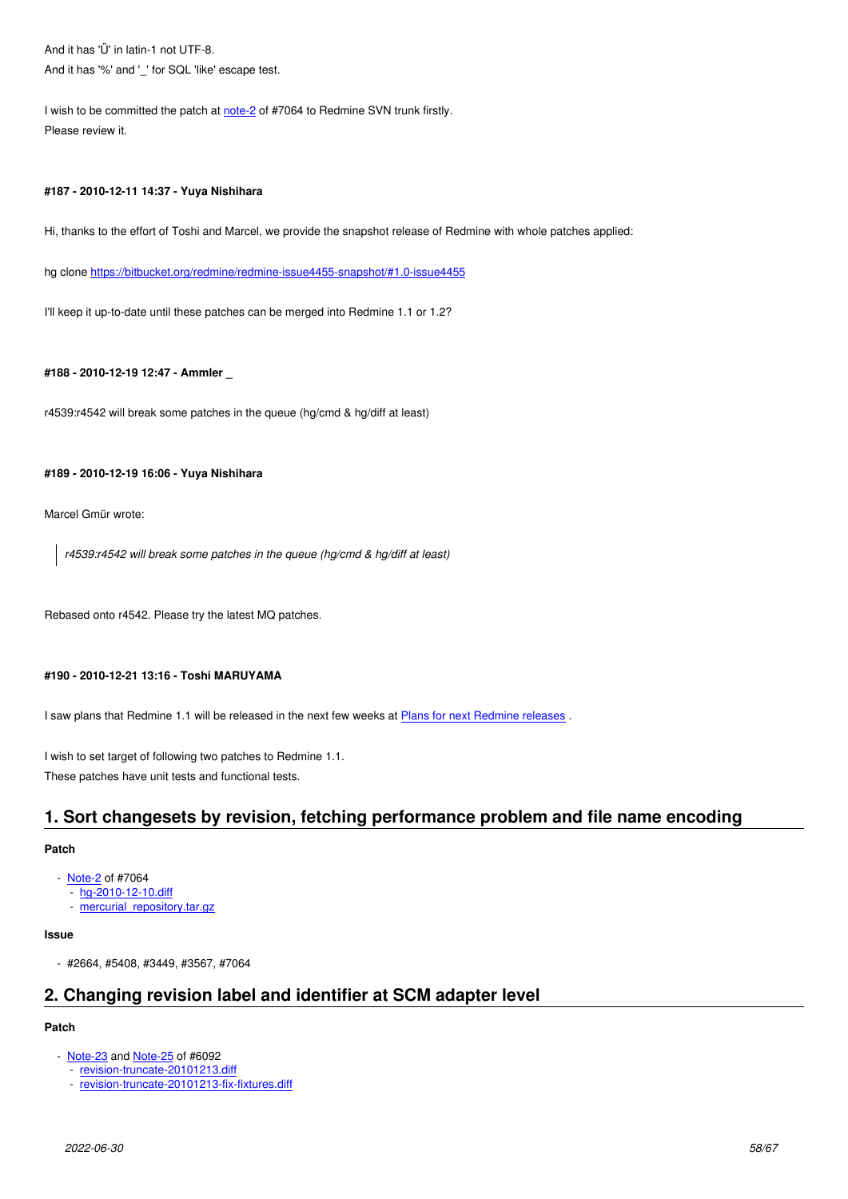And it has 'Ü' in latin-1 not UTF-8.
And it has '%' and '_' for SQL 'like' escape test.

I wish to be committed the patch at note-2 of #7064 to Redmine SVN trunk firstly.
Please review it.

#### #187 - 2010-12-11 14:37 - Yuya Nishihara

Hi, thanks to the effort of Toshi and Marcel, we provide the snapshot release of Redmine with whole patches applied:

hg clone https://bitbucket.org/redmine/redmine-issue4455-snapshot/#1.0-issue4455

I'll keep it up-to-date until these patches can be merged into Redmine 1.1 or 1.2?

#### #188 - 2010-12-19 12:47 - Ammler _

r4539:r4542 will break some patches in the queue (hg/cmd & hg/diff at least)

#### #189 - 2010-12-19 16:06 - Yuya Nishihara

Marcel Gmür wrote:

> *r4539:r4542 will break some patches in the queue (hg/cmd & hg/diff at least)*

Rebased onto r4542. Please try the latest MQ patches.

#### #190 - 2010-12-21 13:16 - Toshi MARUYAMA

I saw plans that Redmine 1.1 will be released in the next few weeks at Plans for next Redmine releases .

I wish to set target of following two patches to Redmine 1.1.
These patches have unit tests and functional tests.

## 1. Sort changesets by revision, fetching performance problem and file name encoding

**Patch**

- Note-2 of #7064
  - hg-2010-12-10.diff
  - mercurial_repository.tar.gz

**Issue**

- #2664, #5408, #3449, #3567, #7064

## 2. Changing revision label and identifier at SCM adapter level

**Patch**

- Note-23 and Note-25 of #6092
  - revision-truncate-20101213.diff
  - revision-truncate-20101213-fix-fixtures.diff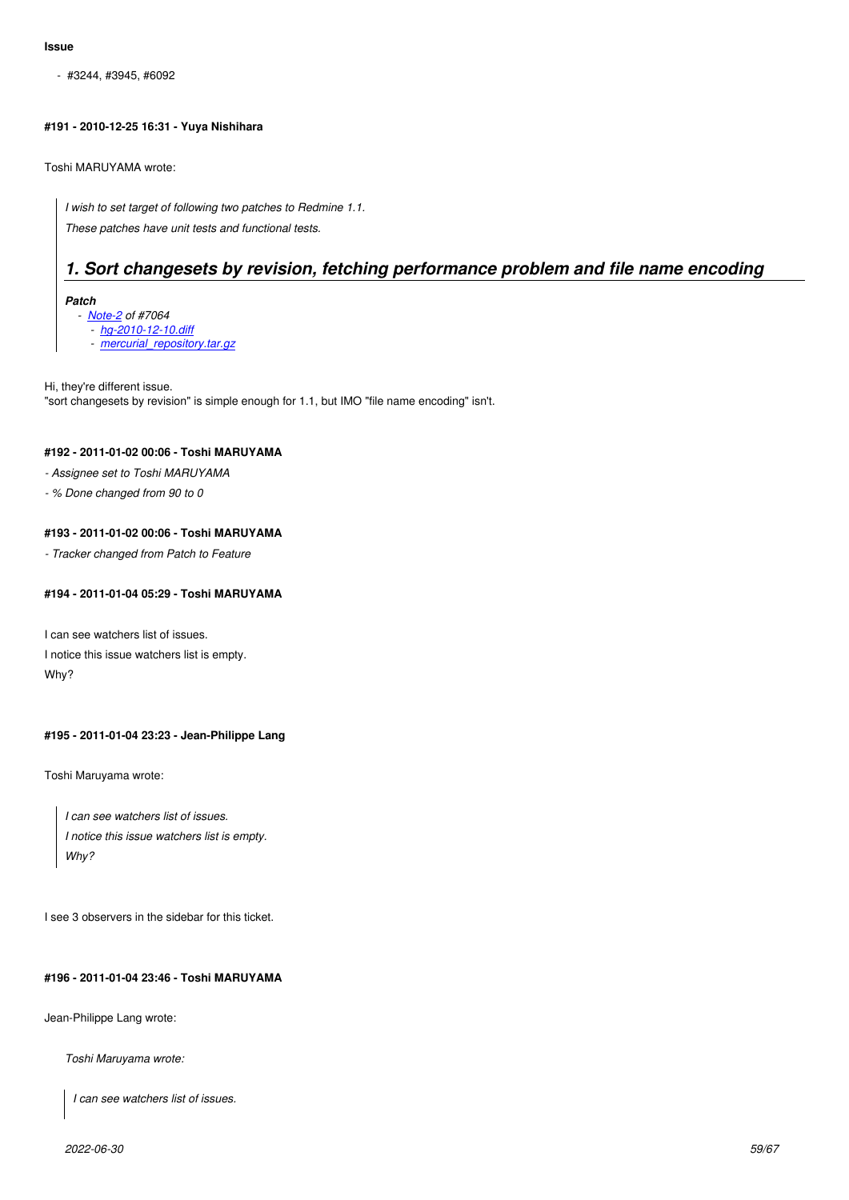**Issue**

- #3244, #3945, #6092

#### #191 - 2010-12-25 16:31 - Yuya Nishihara

Toshi MARUYAMA wrote:

> *I wish to set target of following two patches to Redmine 1.1.*
>
> *These patches have unit tests and functional tests.*
>
> # *1. Sort changesets by revision, fetching performance problem and file name encoding*
>
> ***Patch***
> - *Note-2 of #7064*
>   - *hg-2010-12-10.diff*
>   - *mercurial_repository.tar.gz*

Hi, they're different issue.
"sort changesets by revision" is simple enough for 1.1, but IMO "file name encoding" isn't.

#### #192 - 2011-01-02 00:06 - Toshi MARUYAMA

*- Assignee set to Toshi MARUYAMA*

*- % Done changed from 90 to 0*

#### #193 - 2011-01-02 00:06 - Toshi MARUYAMA

*- Tracker changed from Patch to Feature*

#### #194 - 2011-01-04 05:29 - Toshi MARUYAMA

I can see watchers list of issues.

I notice this issue watchers list is empty.

Why?

#### #195 - 2011-01-04 23:23 - Jean-Philippe Lang

Toshi Maruyama wrote:

> *I can see watchers list of issues.*
>
> *I notice this issue watchers list is empty.*
>
> *Why?*

I see 3 observers in the sidebar for this ticket.

#### #196 - 2011-01-04 23:46 - Toshi MARUYAMA

Jean-Philippe Lang wrote:

> *Toshi Maruyama wrote:*
>
> > *I can see watchers list of issues.*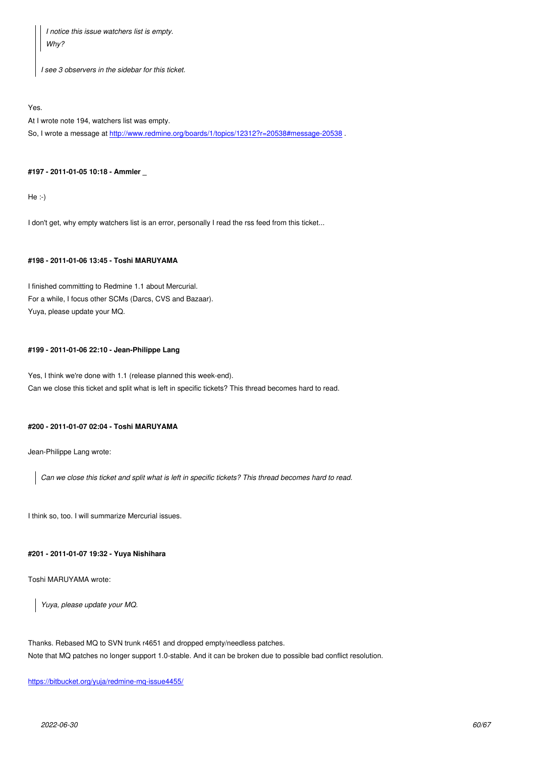> > *I notice this issue watchers list is empty.*
> > *Why?*
>
> *I see 3 observers in the sidebar for this ticket.*

Yes.
At I wrote note 194, watchers list was empty.
So, I wrote a message at http://www.redmine.org/boards/1/topics/12312?r=20538#message-20538 .

**#197 - 2011-01-05 10:18 - Ammler _**

He :-)

I don't get, why empty watchers list is an error, personally I read the rss feed from this ticket...

**#198 - 2011-01-06 13:45 - Toshi MARUYAMA**

I finished committing to Redmine 1.1 about Mercurial.
For a while, I focus other SCMs (Darcs, CVS and Bazaar).
Yuya, please update your MQ.

**#199 - 2011-01-06 22:10 - Jean-Philippe Lang**

Yes, I think we're done with 1.1 (release planned this week-end).
Can we close this ticket and split what is left in specific tickets? This thread becomes hard to read.

**#200 - 2011-01-07 02:04 - Toshi MARUYAMA**

Jean-Philippe Lang wrote:

> *Can we close this ticket and split what is left in specific tickets? This thread becomes hard to read.*

I think so, too. I will summarize Mercurial issues.

**#201 - 2011-01-07 19:32 - Yuya Nishihara**

Toshi MARUYAMA wrote:

> *Yuya, please update your MQ.*

Thanks. Rebased MQ to SVN trunk r4651 and dropped empty/needless patches.
Note that MQ patches no longer support 1.0-stable. And it can be broken due to possible bad conflict resolution.

https://bitbucket.org/yuja/redmine-mq-issue4455/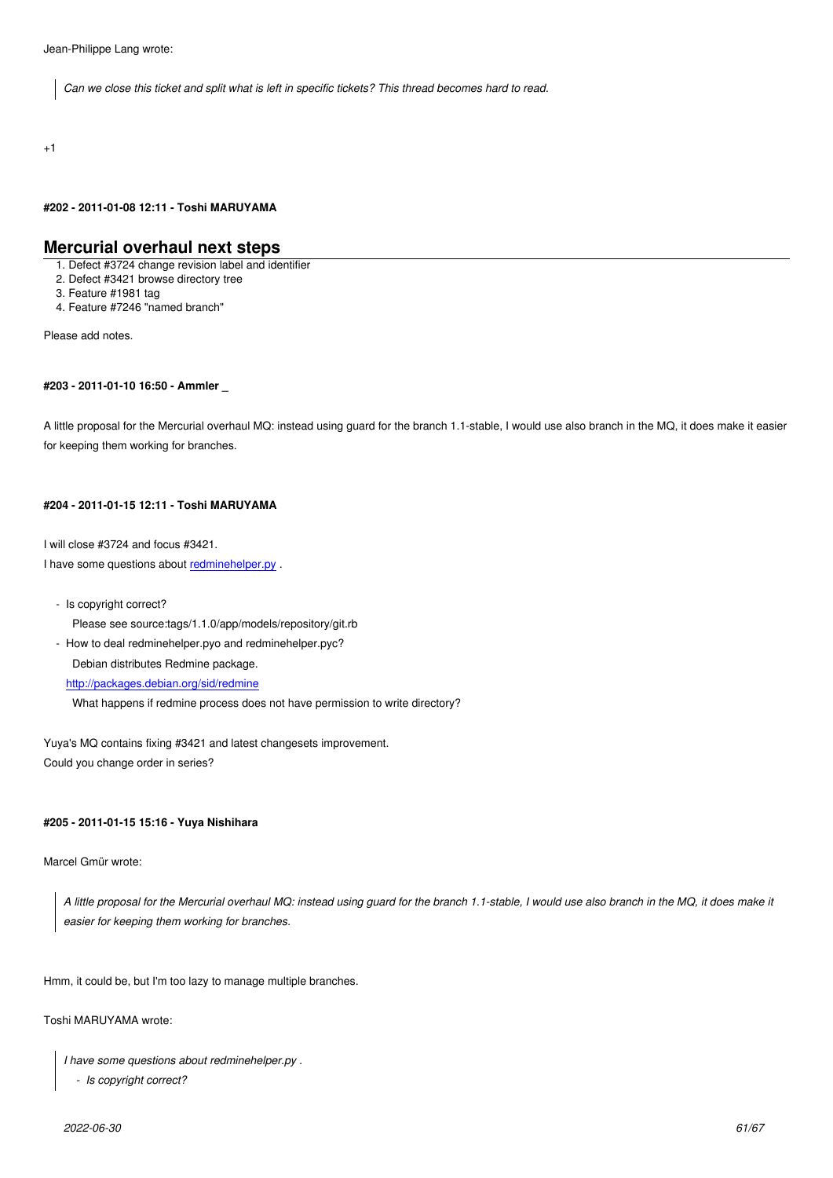Jean-Philippe Lang wrote:

> *Can we close this ticket and split what is left in specific tickets? This thread becomes hard to read.*

+1

#### #202 - 2011-01-08 12:11 - Toshi MARUYAMA

## Mercurial overhaul next steps

1. Defect #3724 change revision label and identifier
2. Defect #3421 browse directory tree
3. Feature #1981 tag
4. Feature #7246 "named branch"

Please add notes.

#### #203 - 2011-01-10 16:50 - Ammler _

A little proposal for the Mercurial overhaul MQ: instead using guard for the branch 1.1-stable, I would use also branch in the MQ, it does make it easier for keeping them working for branches.

#### #204 - 2011-01-15 12:11 - Toshi MARUYAMA

I will close #3724 and focus #3421.
I have some questions about redminehelper.py .

- Is copyright correct?
  Please see source:tags/1.1.0/app/models/repository/git.rb
- How to deal redminehelper.pyo and redminehelper.pyc?
  Debian distributes Redmine package.
  http://packages.debian.org/sid/redmine
  What happens if redmine process does not have permission to write directory?

Yuya's MQ contains fixing #3421 and latest changesets improvement.
Could you change order in series?

#### #205 - 2011-01-15 15:16 - Yuya Nishihara

Marcel Gmür wrote:

> *A little proposal for the Mercurial overhaul MQ: instead using guard for the branch 1.1-stable, I would use also branch in the MQ, it does make it easier for keeping them working for branches.*

Hmm, it could be, but I'm too lazy to manage multiple branches.

Toshi MARUYAMA wrote:

> *I have some questions about redminehelper.py .*
> - *Is copyright correct?*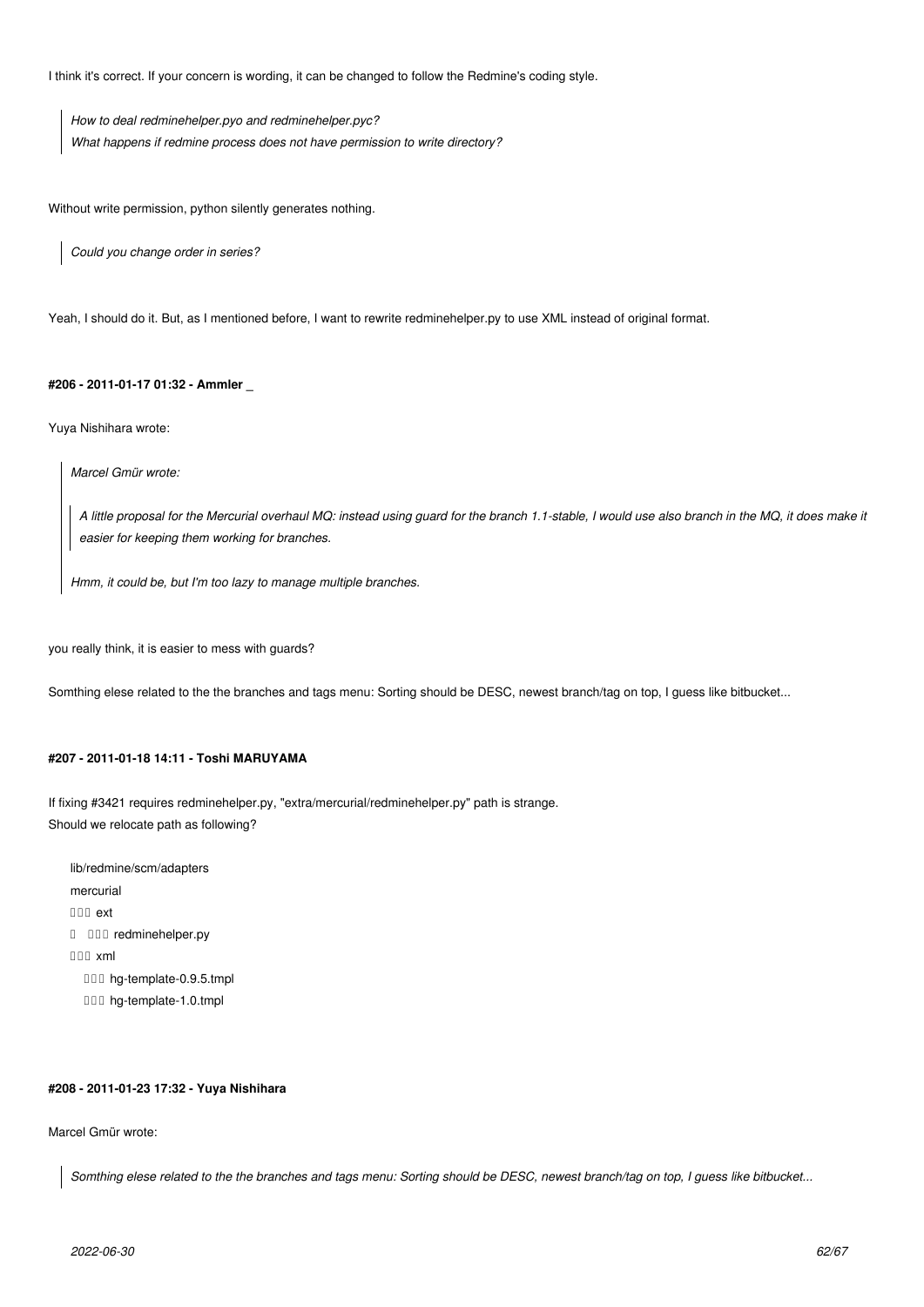I think it's correct. If your concern is wording, it can be changed to follow the Redmine's coding style.

> *How to deal redminehelper.pyo and redminehelper.pyc?*
> *What happens if redmine process does not have permission to write directory?*

Without write permission, python silently generates nothing.

> *Could you change order in series?*

Yeah, I should do it. But, as I mentioned before, I want to rewrite redminehelper.py to use XML instead of original format.

#### #206 - 2011-01-17 01:32 - Ammler _

Yuya Nishihara wrote:

> *Marcel Gmür wrote:*
>
> > *A little proposal for the Mercurial overhaul MQ: instead using guard for the branch 1.1-stable, I would use also branch in the MQ, it does make it easier for keeping them working for branches.*
>
> *Hmm, it could be, but I'm too lazy to manage multiple branches.*

you really think, it is easier to mess with guards?

Somthing elese related to the the branches and tags menu: Sorting should be DESC, newest branch/tag on top, I guess like bitbucket...

#### #207 - 2011-01-18 14:11 - Toshi MARUYAMA

If fixing #3421 requires redminehelper.py, "extra/mercurial/redminehelper.py" path is strange.
Should we relocate path as following?

```
lib/redmine/scm/adapters
mercurial
├── ext
│   └── redminehelper.py
└── xml
    ├── hg-template-0.9.5.tmpl
    └── hg-template-1.0.tmpl
```

#### #208 - 2011-01-23 17:32 - Yuya Nishihara

Marcel Gmür wrote:

> *Somthing elese related to the the branches and tags menu: Sorting should be DESC, newest branch/tag on top, I guess like bitbucket...*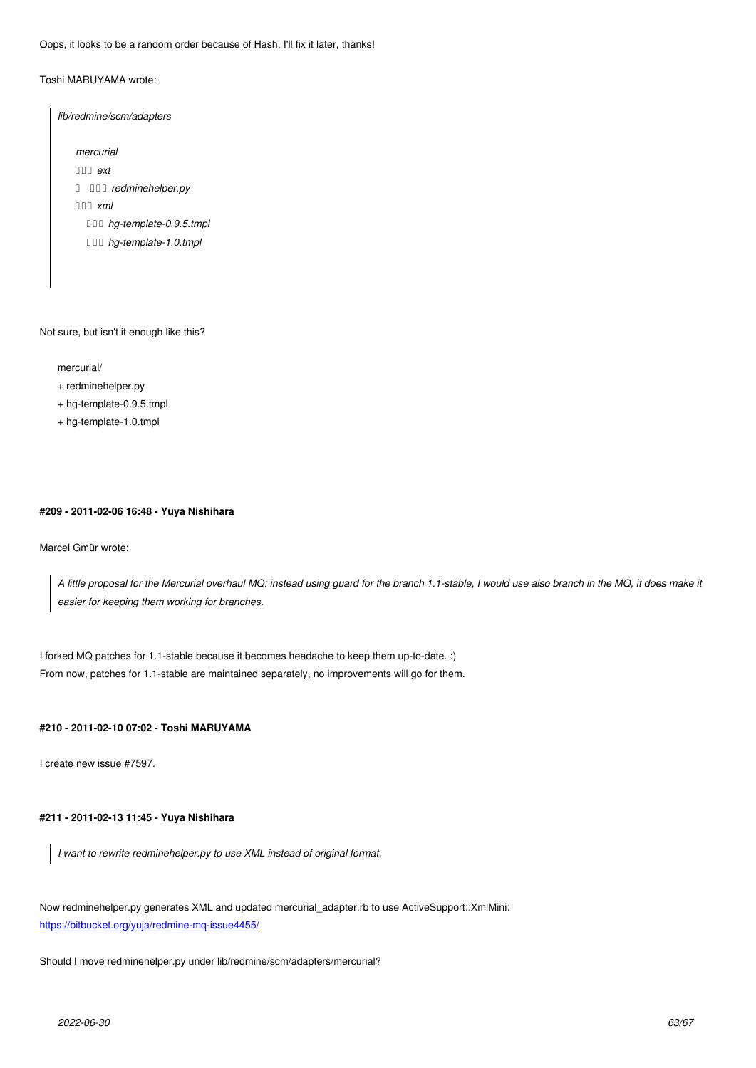Oops, it looks to be a random order because of Hash. I'll fix it later, thanks!

Toshi MARUYAMA wrote:

> *lib/redmine/scm/adapters*
>
> *mercurial*
>
> ├── *ext*
>
> │   ├── *redminehelper.py*
>
> ├── *xml*
>
>     ├── *hg-template-0.9.5.tmpl*
>
>     ├── *hg-template-1.0.tmpl*

Not sure, but isn't it enough like this?

```
mercurial/
+ redminehelper.py
+ hg-template-0.9.5.tmpl
+ hg-template-1.0.tmpl
```

#### #209 - 2011-02-06 16:48 - Yuya Nishihara

Marcel Gmür wrote:

> *A little proposal for the Mercurial overhaul MQ: instead using guard for the branch 1.1-stable, I would use also branch in the MQ, it does make it easier for keeping them working for branches.*

I forked MQ patches for 1.1-stable because it becomes headache to keep them up-to-date. :)
From now, patches for 1.1-stable are maintained separately, no improvements will go for them.

#### #210 - 2011-02-10 07:02 - Toshi MARUYAMA

I create new issue #7597.

#### #211 - 2011-02-13 11:45 - Yuya Nishihara

> *I want to rewrite redminehelper.py to use XML instead of original format.*

Now redminehelper.py generates XML and updated mercurial_adapter.rb to use ActiveSupport::XmlMini:
https://bitbucket.org/yuja/redmine-mq-issue4455/

Should I move redminehelper.py under lib/redmine/scm/adapters/mercurial?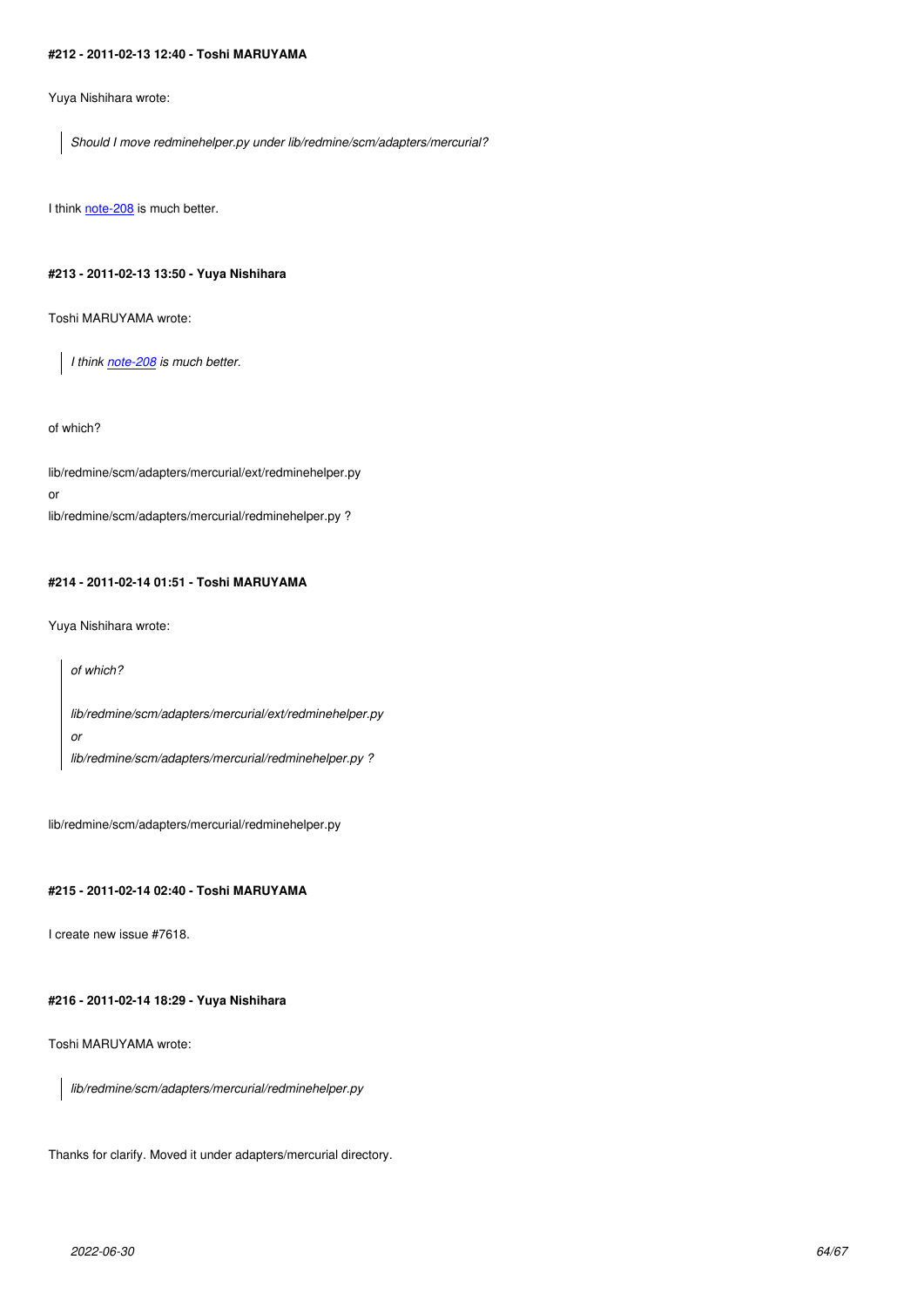#### #212 - 2011-02-13 12:40 - Toshi MARUYAMA

Yuya Nishihara wrote:

> *Should I move redminehelper.py under lib/redmine/scm/adapters/mercurial?*

I think note-208 is much better.

#### #213 - 2011-02-13 13:50 - Yuya Nishihara

Toshi MARUYAMA wrote:

> *I think note-208 is much better.*

of which?

lib/redmine/scm/adapters/mercurial/ext/redminehelper.py
or
lib/redmine/scm/adapters/mercurial/redminehelper.py ?

#### #214 - 2011-02-14 01:51 - Toshi MARUYAMA

Yuya Nishihara wrote:

> *of which?*
>
> *lib/redmine/scm/adapters/mercurial/ext/redminehelper.py*
> *or*
> *lib/redmine/scm/adapters/mercurial/redminehelper.py ?*

lib/redmine/scm/adapters/mercurial/redminehelper.py

#### #215 - 2011-02-14 02:40 - Toshi MARUYAMA

I create new issue #7618.

#### #216 - 2011-02-14 18:29 - Yuya Nishihara

Toshi MARUYAMA wrote:

> *lib/redmine/scm/adapters/mercurial/redminehelper.py*

Thanks for clarify. Moved it under adapters/mercurial directory.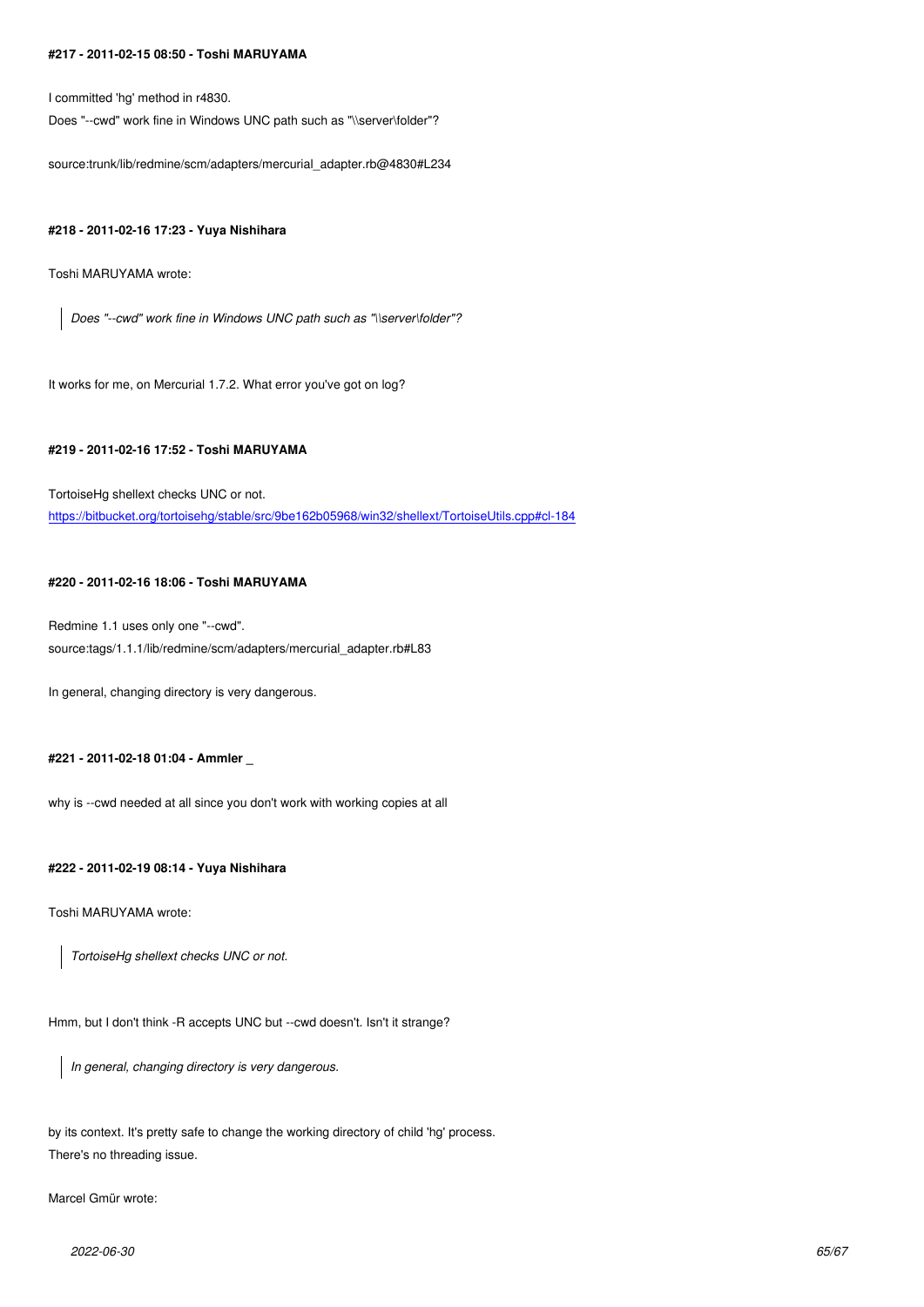#### #217 - 2011-02-15 08:50 - Toshi MARUYAMA

I committed 'hg' method in r4830.
Does "--cwd" work fine in Windows UNC path such as "\\server\folder"?

source:trunk/lib/redmine/scm/adapters/mercurial_adapter.rb@4830#L234

#### #218 - 2011-02-16 17:23 - Yuya Nishihara

Toshi MARUYAMA wrote:

> *Does "--cwd" work fine in Windows UNC path such as "\\server\folder"?*

It works for me, on Mercurial 1.7.2. What error you've got on log?

#### #219 - 2011-02-16 17:52 - Toshi MARUYAMA

TortoiseHg shellext checks UNC or not.
https://bitbucket.org/tortoisehg/stable/src/9be162b05968/win32/shellext/TortoiseUtils.cpp#cl-184

#### #220 - 2011-02-16 18:06 - Toshi MARUYAMA

Redmine 1.1 uses only one "--cwd".
source:tags/1.1.1/lib/redmine/scm/adapters/mercurial_adapter.rb#L83

In general, changing directory is very dangerous.

#### #221 - 2011-02-18 01:04 - Ammler _

why is --cwd needed at all since you don't work with working copies at all

#### #222 - 2011-02-19 08:14 - Yuya Nishihara

Toshi MARUYAMA wrote:

> *TortoiseHg shellext checks UNC or not.*

Hmm, but I don't think -R accepts UNC but --cwd doesn't. Isn't it strange?

> *In general, changing directory is very dangerous.*

by its context. It's pretty safe to change the working directory of child 'hg' process.
There's no threading issue.

Marcel Gmür wrote: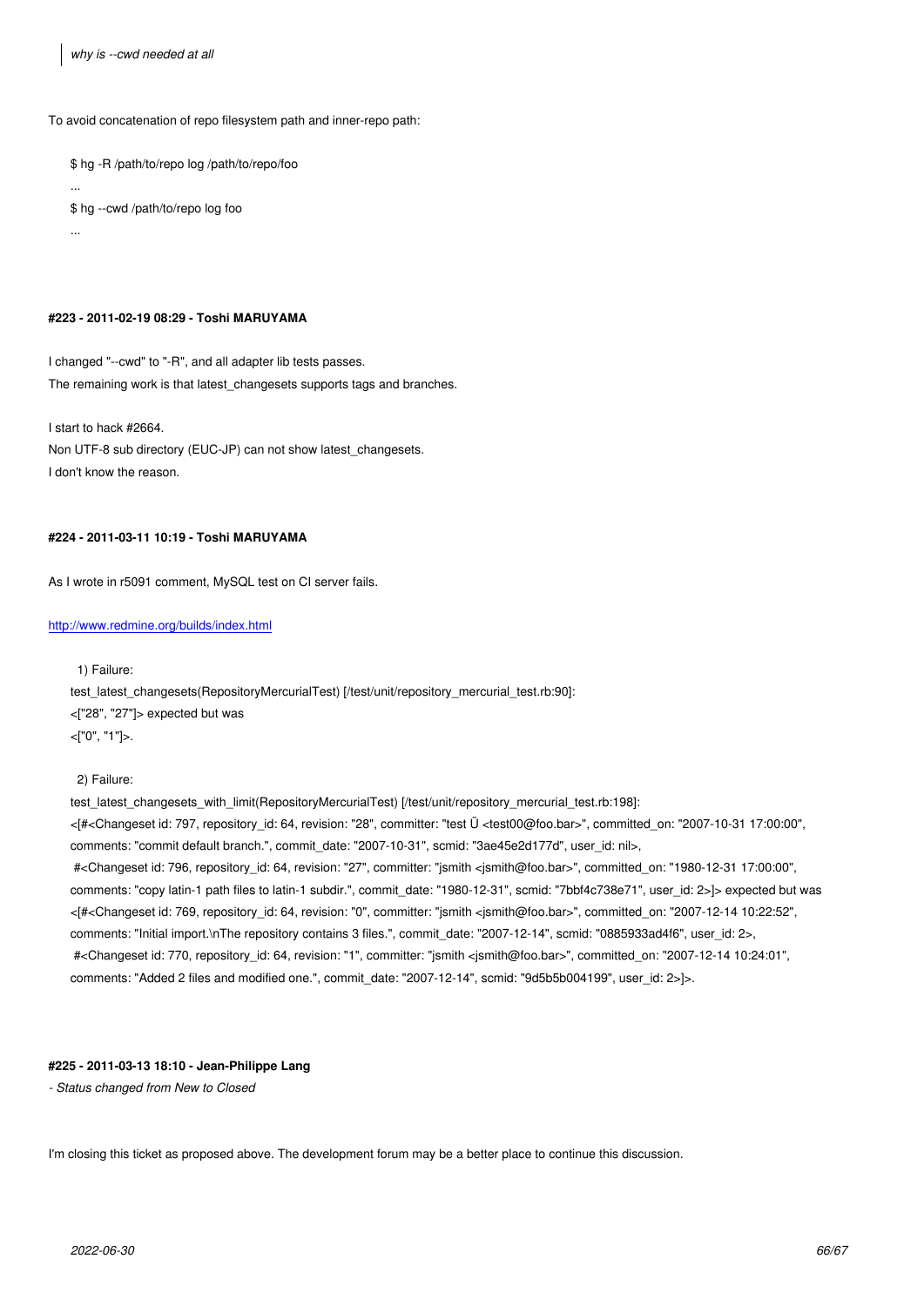> *why is --cwd needed at all*

To avoid concatenation of repo filesystem path and inner-repo path:

```
$ hg -R /path/to/repo log /path/to/repo/foo
...
$ hg --cwd /path/to/repo log foo
...
```

#### #223 - 2011-02-19 08:29 - Toshi MARUYAMA

I changed "--cwd" to "-R", and all adapter lib tests passes.
The remaining work is that latest_changesets supports tags and branches.

I start to hack #2664.
Non UTF-8 sub directory (EUC-JP) can not show latest_changesets.
I don't know the reason.

#### #224 - 2011-03-11 10:19 - Toshi MARUYAMA

As I wrote in r5091 comment, MySQL test on CI server fails.

http://www.redmine.org/builds/index.html

```
  1) Failure:
test_latest_changesets(RepositoryMercurialTest) [/test/unit/repository_mercurial_test.rb:90]:
<["28", "27"]> expected but was
<["0", "1"]>.

  2) Failure:
test_latest_changesets_with_limit(RepositoryMercurialTest) [/test/unit/repository_mercurial_test.rb:198]:
<[#<Changeset id: 797, repository_id: 64, revision: "28", committer: "test Ü <test00@foo.bar>", committed_on: "2007-10-31 17:00:00", comments: "commit default branch.", commit_date: "2007-10-31", scmid: "3ae45e2d177d", user_id: nil>,
 #<Changeset id: 796, repository_id: 64, revision: "27", committer: "jsmith <jsmith@foo.bar>", committed_on: "1980-12-31 17:00:00", comments: "copy latin-1 path files to latin-1 subdir.", commit_date: "1980-12-31", scmid: "7bbf4c738e71", user_id: 2>]> expected but was
<[#<Changeset id: 769, repository_id: 64, revision: "0", committer: "jsmith <jsmith@foo.bar>", committed_on: "2007-12-14 10:22:52", comments: "Initial import.\nThe repository contains 3 files.", commit_date: "2007-12-14", scmid: "0885933ad4f6", user_id: 2>,
 #<Changeset id: 770, repository_id: 64, revision: "1", committer: "jsmith <jsmith@foo.bar>", committed_on: "2007-12-14 10:24:01", comments: "Added 2 files and modified one.", commit_date: "2007-12-14", scmid: "9d5b5b004199", user_id: 2>]>.
```

#### #225 - 2011-03-13 18:10 - Jean-Philippe Lang

*- Status changed from New to Closed*

I'm closing this ticket as proposed above. The development forum may be a better place to continue this discussion.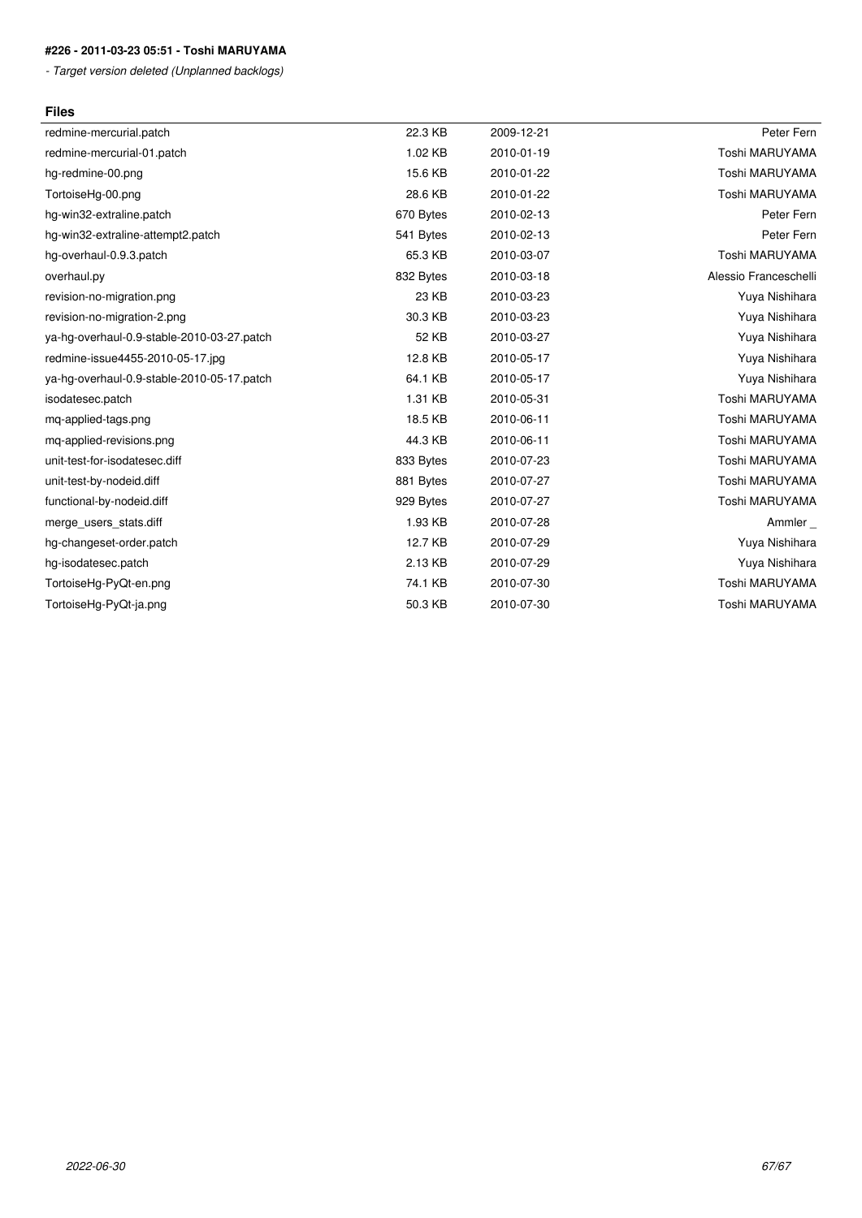**#226 - 2011-03-23 05:51 - Toshi MARUYAMA**

*- Target version deleted (Unplanned backlogs)*

**Files**

| | | | |
|---|---|---|---|
| redmine-mercurial.patch | 22.3 KB | 2009-12-21 | Peter Fern |
| redmine-mercurial-01.patch | 1.02 KB | 2010-01-19 | Toshi MARUYAMA |
| hg-redmine-00.png | 15.6 KB | 2010-01-22 | Toshi MARUYAMA |
| TortoiseHg-00.png | 28.6 KB | 2010-01-22 | Toshi MARUYAMA |
| hg-win32-extraline.patch | 670 Bytes | 2010-02-13 | Peter Fern |
| hg-win32-extraline-attempt2.patch | 541 Bytes | 2010-02-13 | Peter Fern |
| hg-overhaul-0.9.3.patch | 65.3 KB | 2010-03-07 | Toshi MARUYAMA |
| overhaul.py | 832 Bytes | 2010-03-18 | Alessio Franceschelli |
| revision-no-migration.png | 23 KB | 2010-03-23 | Yuya Nishihara |
| revision-no-migration-2.png | 30.3 KB | 2010-03-23 | Yuya Nishihara |
| ya-hg-overhaul-0.9-stable-2010-03-27.patch | 52 KB | 2010-03-27 | Yuya Nishihara |
| redmine-issue4455-2010-05-17.jpg | 12.8 KB | 2010-05-17 | Yuya Nishihara |
| ya-hg-overhaul-0.9-stable-2010-05-17.patch | 64.1 KB | 2010-05-17 | Yuya Nishihara |
| isodatesec.patch | 1.31 KB | 2010-05-31 | Toshi MARUYAMA |
| mq-applied-tags.png | 18.5 KB | 2010-06-11 | Toshi MARUYAMA |
| mq-applied-revisions.png | 44.3 KB | 2010-06-11 | Toshi MARUYAMA |
| unit-test-for-isodatesec.diff | 833 Bytes | 2010-07-23 | Toshi MARUYAMA |
| unit-test-by-nodeid.diff | 881 Bytes | 2010-07-27 | Toshi MARUYAMA |
| functional-by-nodeid.diff | 929 Bytes | 2010-07-27 | Toshi MARUYAMA |
| merge_users_stats.diff | 1.93 KB | 2010-07-28 | Ammler _ |
| hg-changeset-order.patch | 12.7 KB | 2010-07-29 | Yuya Nishihara |
| hg-isodatesec.patch | 2.13 KB | 2010-07-29 | Yuya Nishihara |
| TortoiseHg-PyQt-en.png | 74.1 KB | 2010-07-30 | Toshi MARUYAMA |
| TortoiseHg-PyQt-ja.png | 50.3 KB | 2010-07-30 | Toshi MARUYAMA |